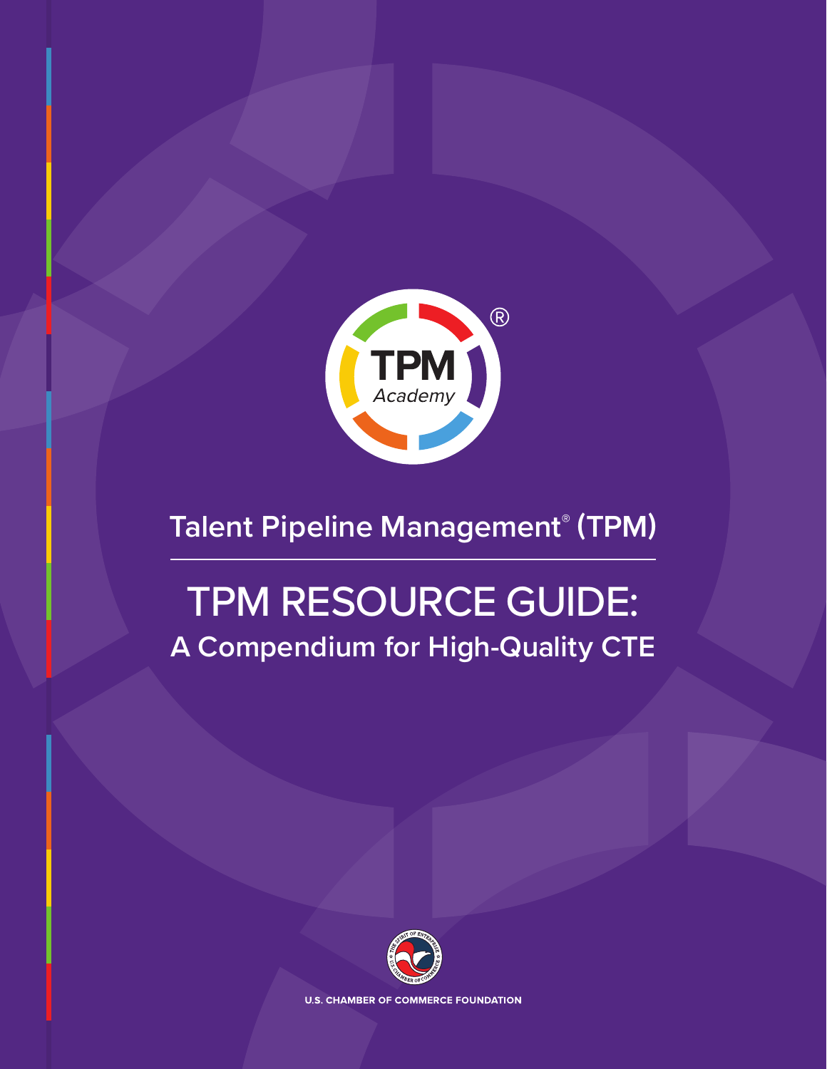TPM Academy®

# Talent Pipeline Management® (TPM)

# TPM RESOURCE GUIDE:

## A Compendium for High-Quality CTE

U.S. CHAMBER OF COMMERCE FOUNDATION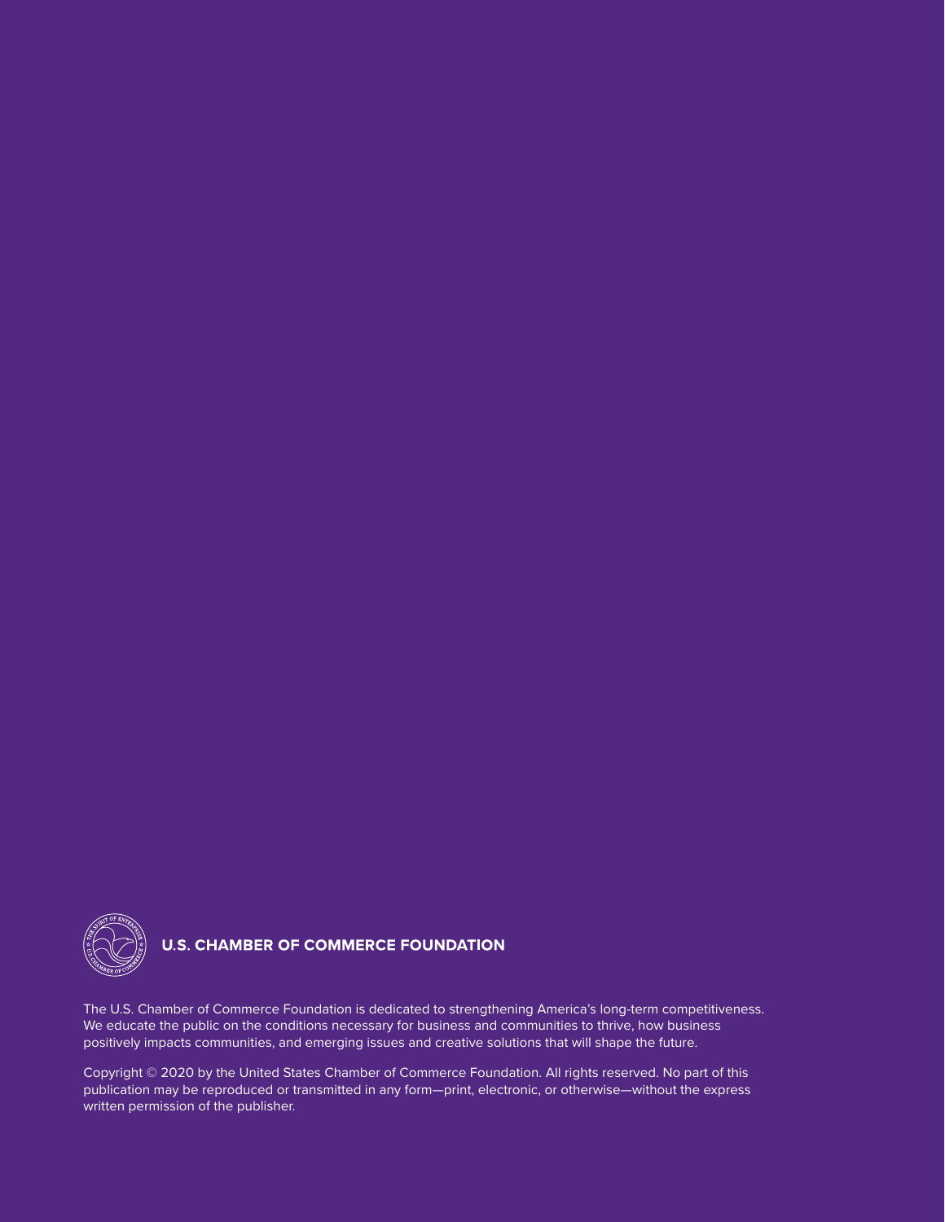**U.S. CHAMBER OF COMMERCE FOUNDATION**

The U.S. Chamber of Commerce Foundation is dedicated to strengthening America's long-term competitiveness. We educate the public on the conditions necessary for business and communities to thrive, how business positively impacts communities, and emerging issues and creative solutions that will shape the future.

Copyright © 2020 by the United States Chamber of Commerce Foundation. All rights reserved. No part of this publication may be reproduced or transmitted in any form—print, electronic, or otherwise—without the express written permission of the publisher.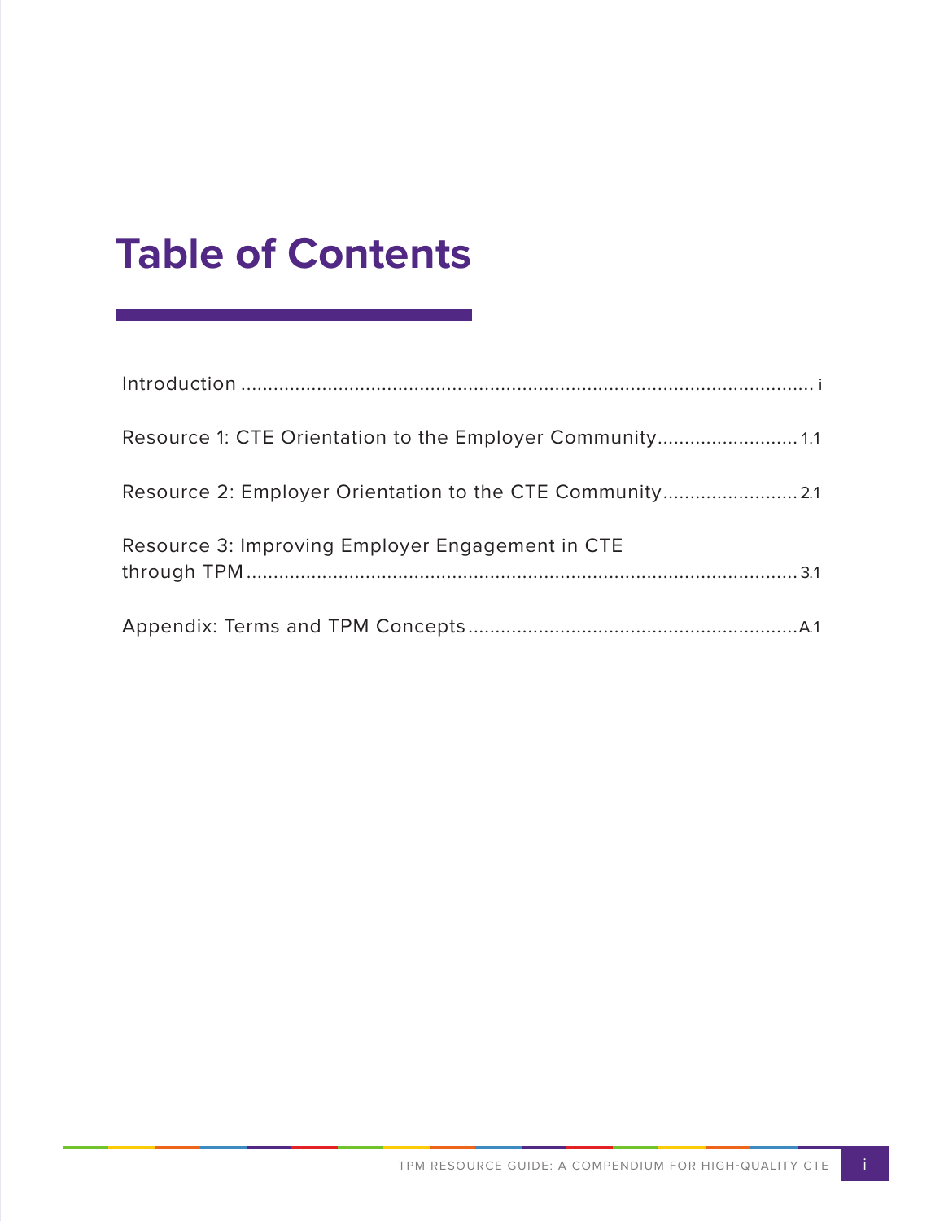# Table of Contents

Introduction ........................................................................................................ i

Resource 1: CTE Orientation to the Employer Community......................... 1.1

Resource 2: Employer Orientation to the CTE Community........................ 2.1

Resource 3: Improving Employer Engagement in CTE through TPM...................................................................................................... 3.1

Appendix: Terms and TPM Concepts............................................................A.1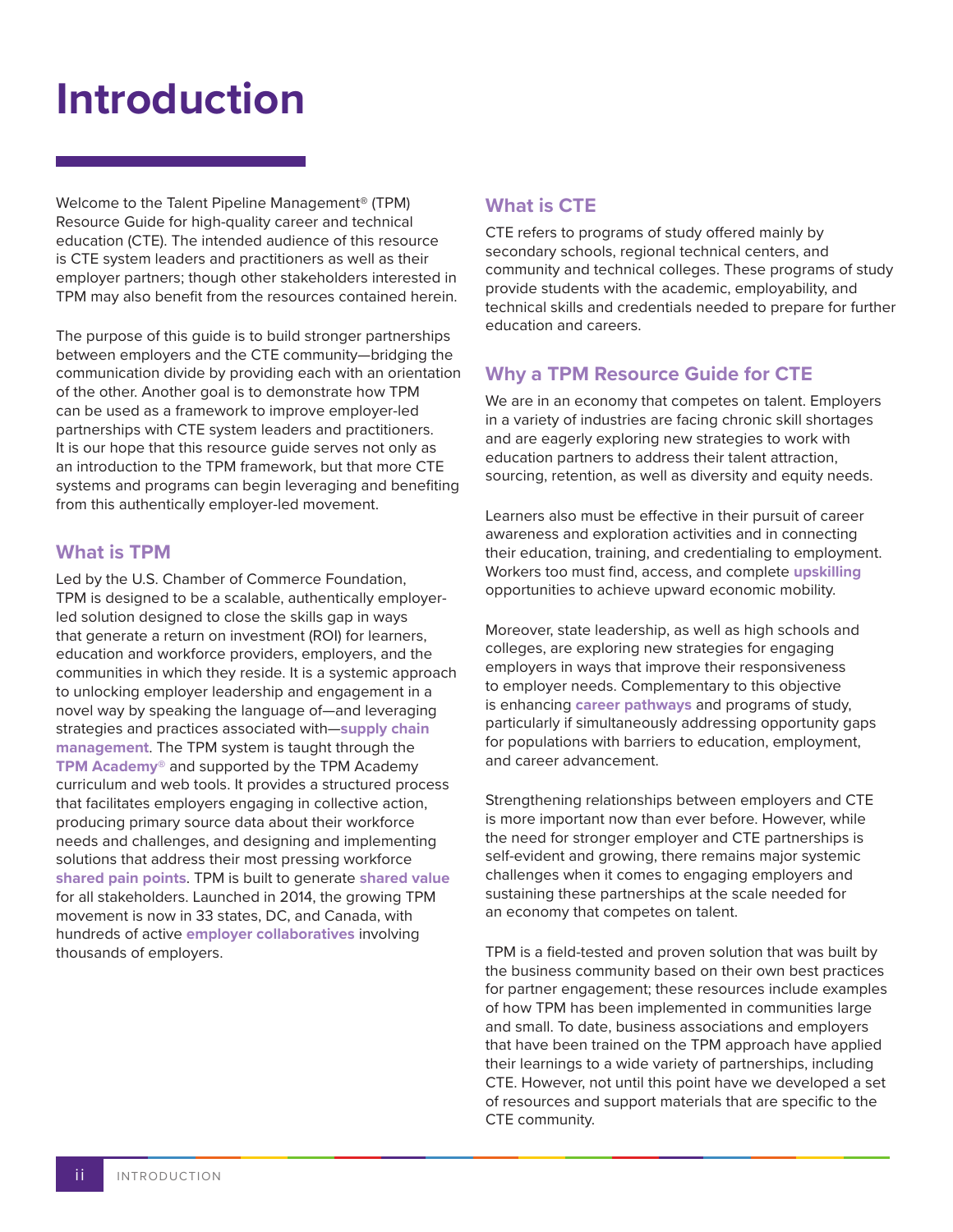# Introduction

Welcome to the Talent Pipeline Management® (TPM) Resource Guide for high-quality career and technical education (CTE). The intended audience of this resource is CTE system leaders and practitioners as well as their employer partners; though other stakeholders interested in TPM may also benefit from the resources contained herein.

The purpose of this guide is to build stronger partnerships between employers and the CTE community—bridging the communication divide by providing each with an orientation of the other. Another goal is to demonstrate how TPM can be used as a framework to improve employer-led partnerships with CTE system leaders and practitioners. It is our hope that this resource guide serves not only as an introduction to the TPM framework, but that more CTE systems and programs can begin leveraging and benefiting from this authentically employer-led movement.

## What is TPM

Led by the U.S. Chamber of Commerce Foundation, TPM is designed to be a scalable, authentically employer-led solution designed to close the skills gap in ways that generate a return on investment (ROI) for learners, education and workforce providers, employers, and the communities in which they reside. It is a systemic approach to unlocking employer leadership and engagement in a novel way by speaking the language of—and leveraging strategies and practices associated with—**supply chain management**. The TPM system is taught through the **TPM Academy®** and supported by the TPM Academy curriculum and web tools. It provides a structured process that facilitates employers engaging in collective action, producing primary source data about their workforce needs and challenges, and designing and implementing solutions that address their most pressing workforce **shared pain points**. TPM is built to generate **shared value** for all stakeholders. Launched in 2014, the growing TPM movement is now in 33 states, DC, and Canada, with hundreds of active **employer collaboratives** involving thousands of employers.

## What is CTE

CTE refers to programs of study offered mainly by secondary schools, regional technical centers, and community and technical colleges. These programs of study provide students with the academic, employability, and technical skills and credentials needed to prepare for further education and careers.

## Why a TPM Resource Guide for CTE

We are in an economy that competes on talent. Employers in a variety of industries are facing chronic skill shortages and are eagerly exploring new strategies to work with education partners to address their talent attraction, sourcing, retention, as well as diversity and equity needs.

Learners also must be effective in their pursuit of career awareness and exploration activities and in connecting their education, training, and credentialing to employment. Workers too must find, access, and complete **upskilling** opportunities to achieve upward economic mobility.

Moreover, state leadership, as well as high schools and colleges, are exploring new strategies for engaging employers in ways that improve their responsiveness to employer needs. Complementary to this objective is enhancing **career pathways** and programs of study, particularly if simultaneously addressing opportunity gaps for populations with barriers to education, employment, and career advancement.

Strengthening relationships between employers and CTE is more important now than ever before. However, while the need for stronger employer and CTE partnerships is self-evident and growing, there remains major systemic challenges when it comes to engaging employers and sustaining these partnerships at the scale needed for an economy that competes on talent.

TPM is a field-tested and proven solution that was built by the business community based on their own best practices for partner engagement; these resources include examples of how TPM has been implemented in communities large and small. To date, business associations and employers that have been trained on the TPM approach have applied their learnings to a wide variety of partnerships, including CTE. However, not until this point have we developed a set of resources and support materials that are specific to the CTE community.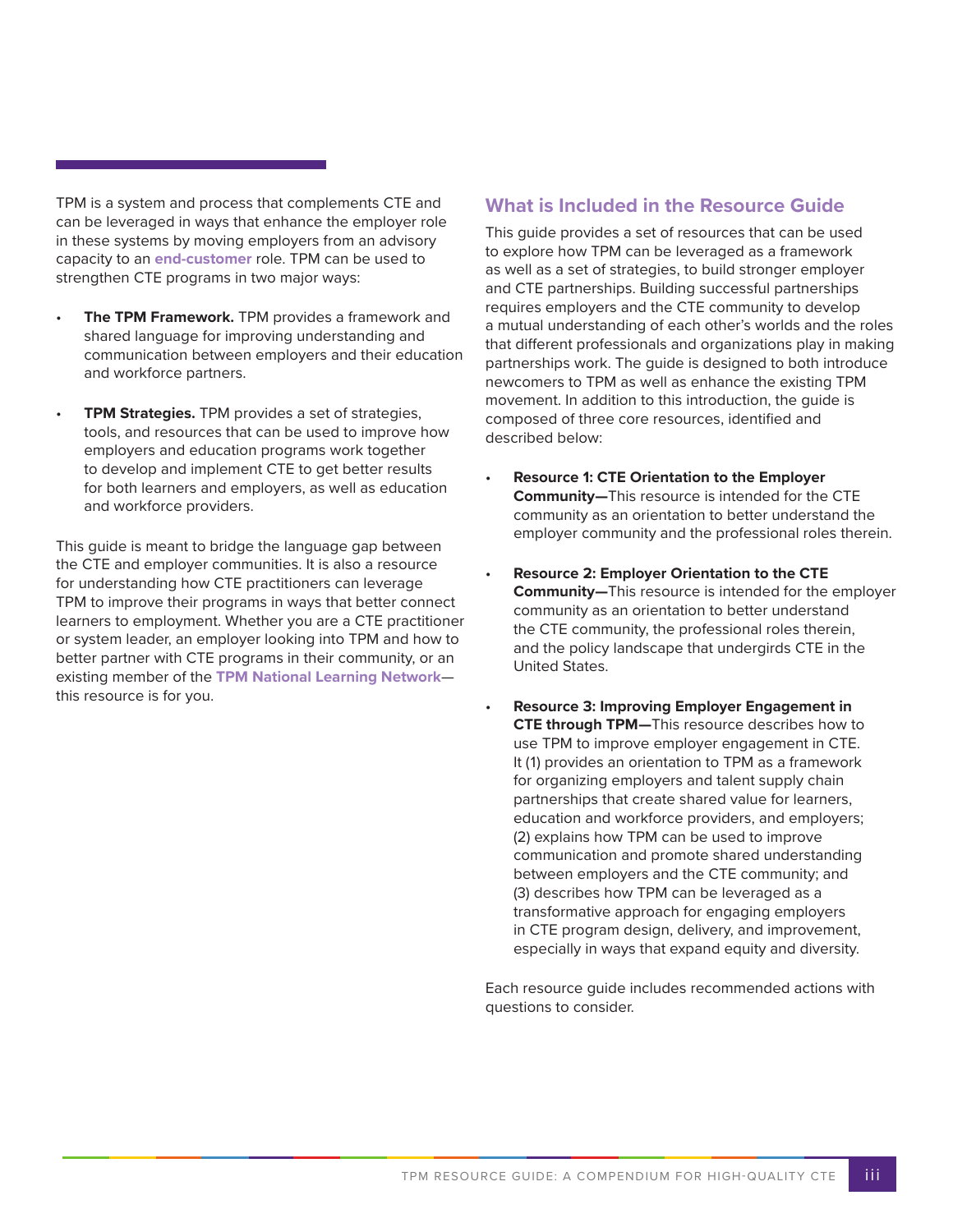TPM is a system and process that complements CTE and can be leveraged in ways that enhance the employer role in these systems by moving employers from an advisory capacity to an **end-customer** role. TPM can be used to strengthen CTE programs in two major ways:

- **The TPM Framework.** TPM provides a framework and shared language for improving understanding and communication between employers and their education and workforce partners.

- **TPM Strategies.** TPM provides a set of strategies, tools, and resources that can be used to improve how employers and education programs work together to develop and implement CTE to get better results for both learners and employers, as well as education and workforce providers.

This guide is meant to bridge the language gap between the CTE and employer communities. It is also a resource for understanding how CTE practitioners can leverage TPM to improve their programs in ways that better connect learners to employment. Whether you are a CTE practitioner or system leader, an employer looking into TPM and how to better partner with CTE programs in their community, or an existing member of the **TPM National Learning Network**—this resource is for you.

## What is Included in the Resource Guide

This guide provides a set of resources that can be used to explore how TPM can be leveraged as a framework as well as a set of strategies, to build stronger employer and CTE partnerships. Building successful partnerships requires employers and the CTE community to develop a mutual understanding of each other's worlds and the roles that different professionals and organizations play in making partnerships work. The guide is designed to both introduce newcomers to TPM as well as enhance the existing TPM movement. In addition to this introduction, the guide is composed of three core resources, identified and described below:

- **Resource 1: CTE Orientation to the Employer Community—**This resource is intended for the CTE community as an orientation to better understand the employer community and the professional roles therein.

- **Resource 2: Employer Orientation to the CTE Community—**This resource is intended for the employer community as an orientation to better understand the CTE community, the professional roles therein, and the policy landscape that undergirds CTE in the United States.

- **Resource 3: Improving Employer Engagement in CTE through TPM—**This resource describes how to use TPM to improve employer engagement in CTE. It (1) provides an orientation to TPM as a framework for organizing employers and talent supply chain partnerships that create shared value for learners, education and workforce providers, and employers; (2) explains how TPM can be used to improve communication and promote shared understanding between employers and the CTE community; and (3) describes how TPM can be leveraged as a transformative approach for engaging employers in CTE program design, delivery, and improvement, especially in ways that expand equity and diversity.

Each resource guide includes recommended actions with questions to consider.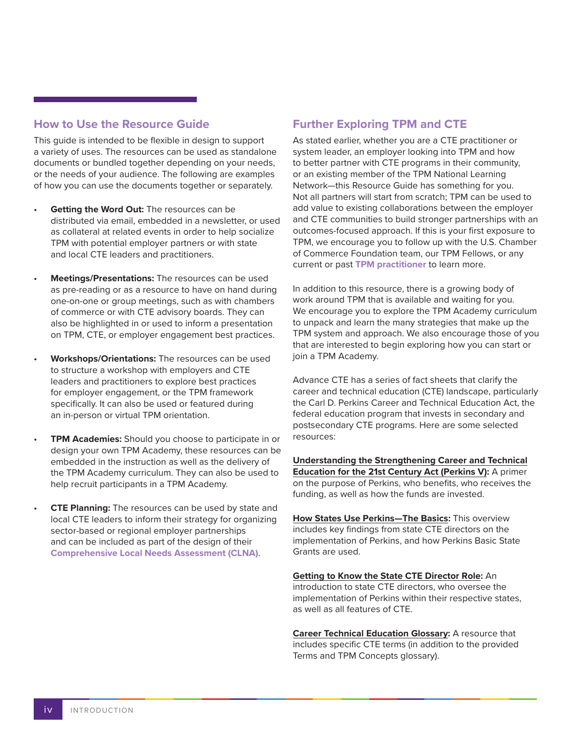## How to Use the Resource Guide

This guide is intended to be flexible in design to support a variety of uses. The resources can be used as standalone documents or bundled together depending on your needs, or the needs of your audience. The following are examples of how you can use the documents together or separately.

- **Getting the Word Out:** The resources can be distributed via email, embedded in a newsletter, or used as collateral at related events in order to help socialize TPM with potential employer partners or with state and local CTE leaders and practitioners.
- **Meetings/Presentations:** The resources can be used as pre-reading or as a resource to have on hand during one-on-one or group meetings, such as with chambers of commerce or with CTE advisory boards. They can also be highlighted in or used to inform a presentation on TPM, CTE, or employer engagement best practices.
- **Workshops/Orientations:** The resources can be used to structure a workshop with employers and CTE leaders and practitioners to explore best practices for employer engagement, or the TPM framework specifically. It can also be used or featured during an in-person or virtual TPM orientation.
- **TPM Academies:** Should you choose to participate in or design your own TPM Academy, these resources can be embedded in the instruction as well as the delivery of the TPM Academy curriculum. They can also be used to help recruit participants in a TPM Academy.
- **CTE Planning:** The resources can be used by state and local CTE leaders to inform their strategy for organizing sector-based or regional employer partnerships and can be included as part of the design of their **Comprehensive Local Needs Assessment (CLNA)**.

## Further Exploring TPM and CTE

As stated earlier, whether you are a CTE practitioner or system leader, an employer looking into TPM and how to better partner with CTE programs in their community, or an existing member of the TPM National Learning Network—this Resource Guide has something for you. Not all partners will start from scratch; TPM can be used to add value to existing collaborations between the employer and CTE communities to build stronger partnerships with an outcomes-focused approach. If this is your first exposure to TPM, we encourage you to follow up with the U.S. Chamber of Commerce Foundation team, our TPM Fellows, or any current or past **TPM practitioner** to learn more.

In addition to this resource, there is a growing body of work around TPM that is available and waiting for you. We encourage you to explore the TPM Academy curriculum to unpack and learn the many strategies that make up the TPM system and approach. We also encourage those of you that are interested to begin exploring how you can start or join a TPM Academy.

Advance CTE has a series of fact sheets that clarify the career and technical education (CTE) landscape, particularly the Carl D. Perkins Career and Technical Education Act, the federal education program that invests in secondary and postsecondary CTE programs. Here are some selected resources:

**Understanding the Strengthening Career and Technical Education for the 21st Century Act (Perkins V):** A primer on the purpose of Perkins, who benefits, who receives the funding, as well as how the funds are invested.

**How States Use Perkins—The Basics:** This overview includes key findings from state CTE directors on the implementation of Perkins, and how Perkins Basic State Grants are used.

**Getting to Know the State CTE Director Role:** An introduction to state CTE directors, who oversee the implementation of Perkins within their respective states, as well as all features of CTE.

**Career Technical Education Glossary:** A resource that includes specific CTE terms (in addition to the provided Terms and TPM Concepts glossary).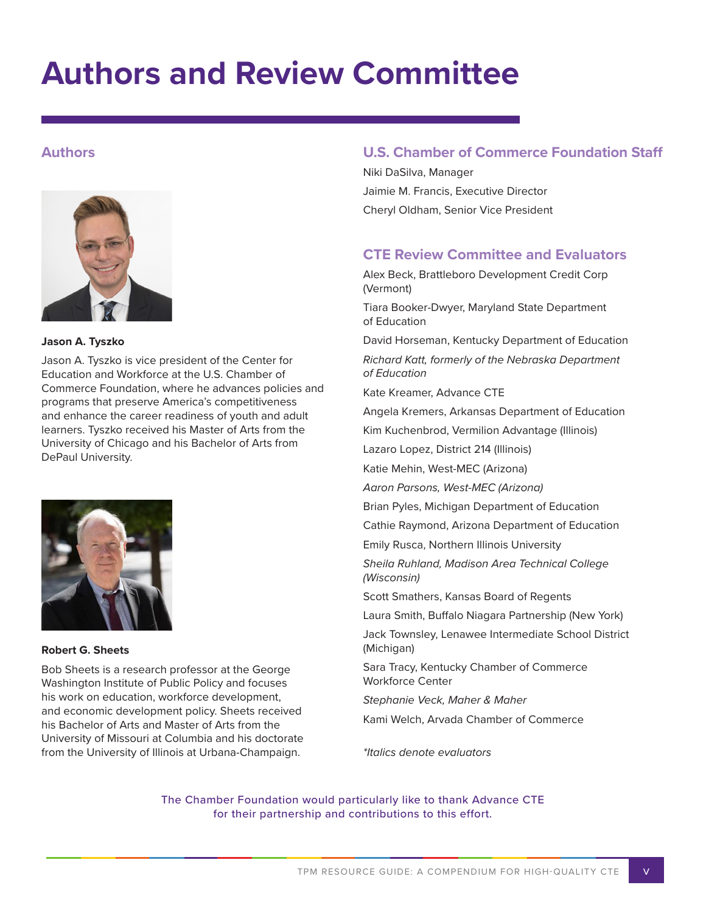# Authors and Review Committee

## Authors

**Jason A. Tyszko**

Jason A. Tyszko is vice president of the Center for Education and Workforce at the U.S. Chamber of Commerce Foundation, where he advances policies and programs that preserve America's competitiveness and enhance the career readiness of youth and adult learners. Tyszko received his Master of Arts from the University of Chicago and his Bachelor of Arts from DePaul University.

**Robert G. Sheets**

Bob Sheets is a research professor at the George Washington Institute of Public Policy and focuses his work on education, workforce development, and economic development policy. Sheets received his Bachelor of Arts and Master of Arts from the University of Missouri at Columbia and his doctorate from the University of Illinois at Urbana-Champaign.

## U.S. Chamber of Commerce Foundation Staff

Niki DaSilva, Manager

Jaimie M. Francis, Executive Director

Cheryl Oldham, Senior Vice President

## CTE Review Committee and Evaluators

Alex Beck, Brattleboro Development Credit Corp (Vermont)

Tiara Booker-Dwyer, Maryland State Department of Education

David Horseman, Kentucky Department of Education

*Richard Katt, formerly of the Nebraska Department of Education*

Kate Kreamer, Advance CTE

Angela Kremers, Arkansas Department of Education

Kim Kuchenbrod, Vermilion Advantage (Illinois)

Lazaro Lopez, District 214 (Illinois)

Katie Mehin, West-MEC (Arizona)

*Aaron Parsons, West-MEC (Arizona)*

Brian Pyles, Michigan Department of Education

Cathie Raymond, Arizona Department of Education

Emily Rusca, Northern Illinois University

*Sheila Ruhland, Madison Area Technical College (Wisconsin)*

Scott Smathers, Kansas Board of Regents

Laura Smith, Buffalo Niagara Partnership (New York)

Jack Townsley, Lenawee Intermediate School District (Michigan)

Sara Tracy, Kentucky Chamber of Commerce Workforce Center

*Stephanie Veck, Maher & Maher*

Kami Welch, Arvada Chamber of Commerce

*\*Italics denote evaluators*

The Chamber Foundation would particularly like to thank Advance CTE for their partnership and contributions to this effort.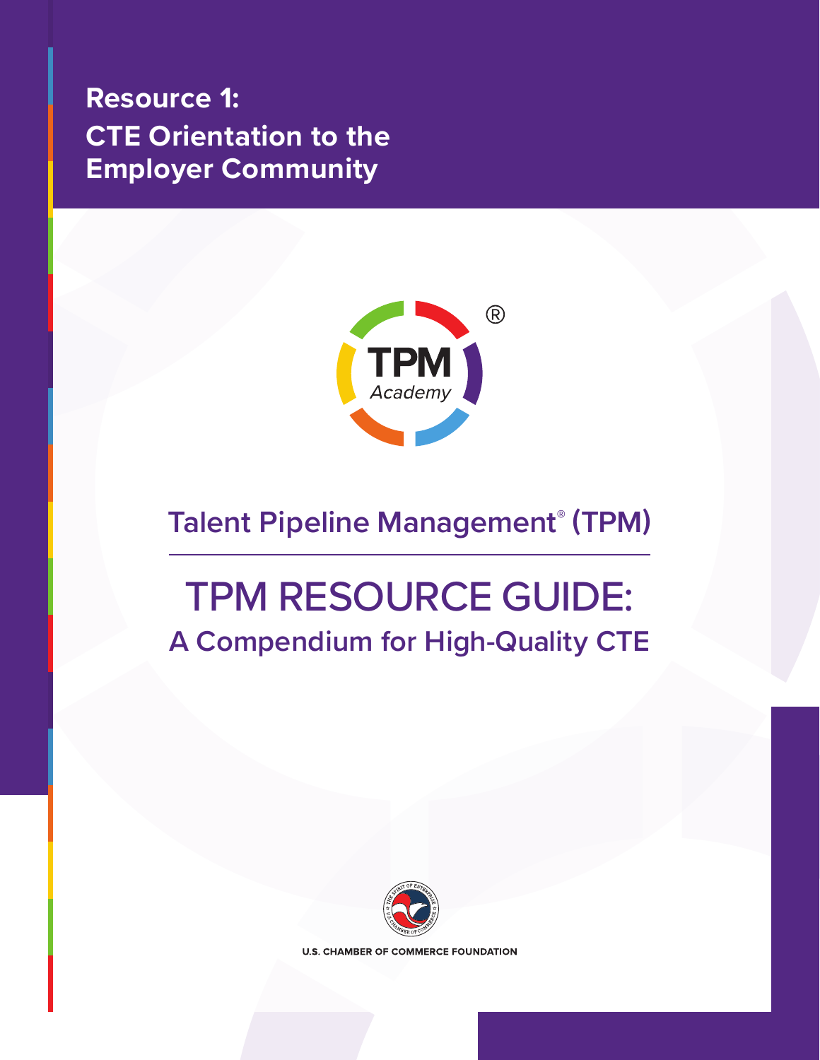# Resource 1:
# CTE Orientation to the Employer Community

TPM Academy®

## Talent Pipeline Management® (TPM)

# TPM RESOURCE GUIDE:
## A Compendium for High-Quality CTE

U.S. CHAMBER OF COMMERCE FOUNDATION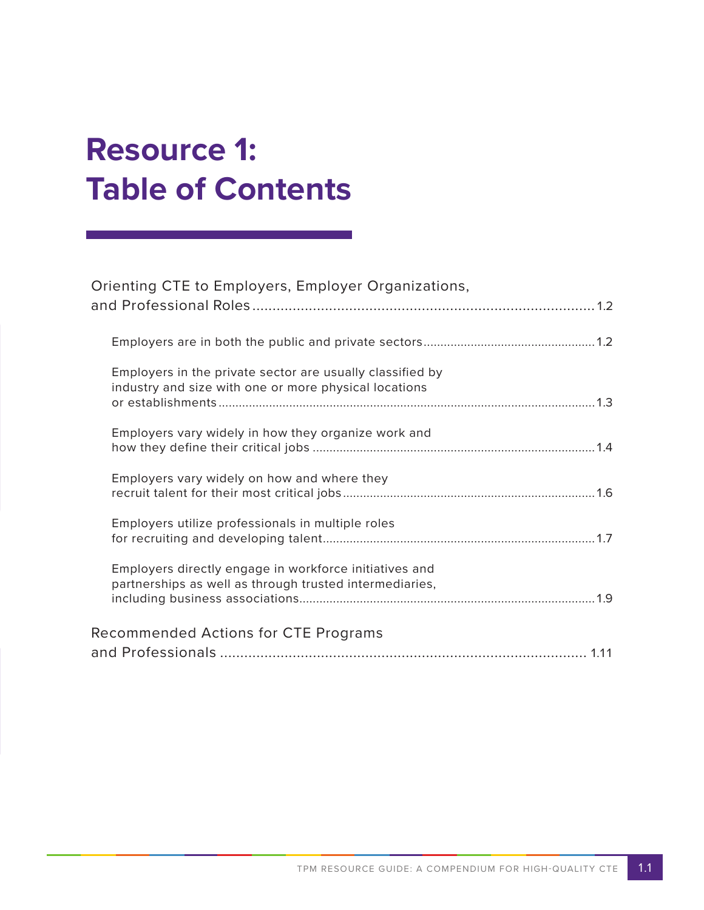# Resource 1: Table of Contents

Orienting CTE to Employers, Employer Organizations, and Professional Roles ..... 1.2

- Employers are in both the public and private sectors ..... 1.2
- Employers in the private sector are usually classified by industry and size with one or more physical locations or establishments ..... 1.3
- Employers vary widely in how they organize work and how they define their critical jobs ..... 1.4
- Employers vary widely on how and where they recruit talent for their most critical jobs ..... 1.6
- Employers utilize professionals in multiple roles for recruiting and developing talent ..... 1.7
- Employers directly engage in workforce initiatives and partnerships as well as through trusted intermediaries, including business associations ..... 1.9

Recommended Actions for CTE Programs and Professionals ..... 1.11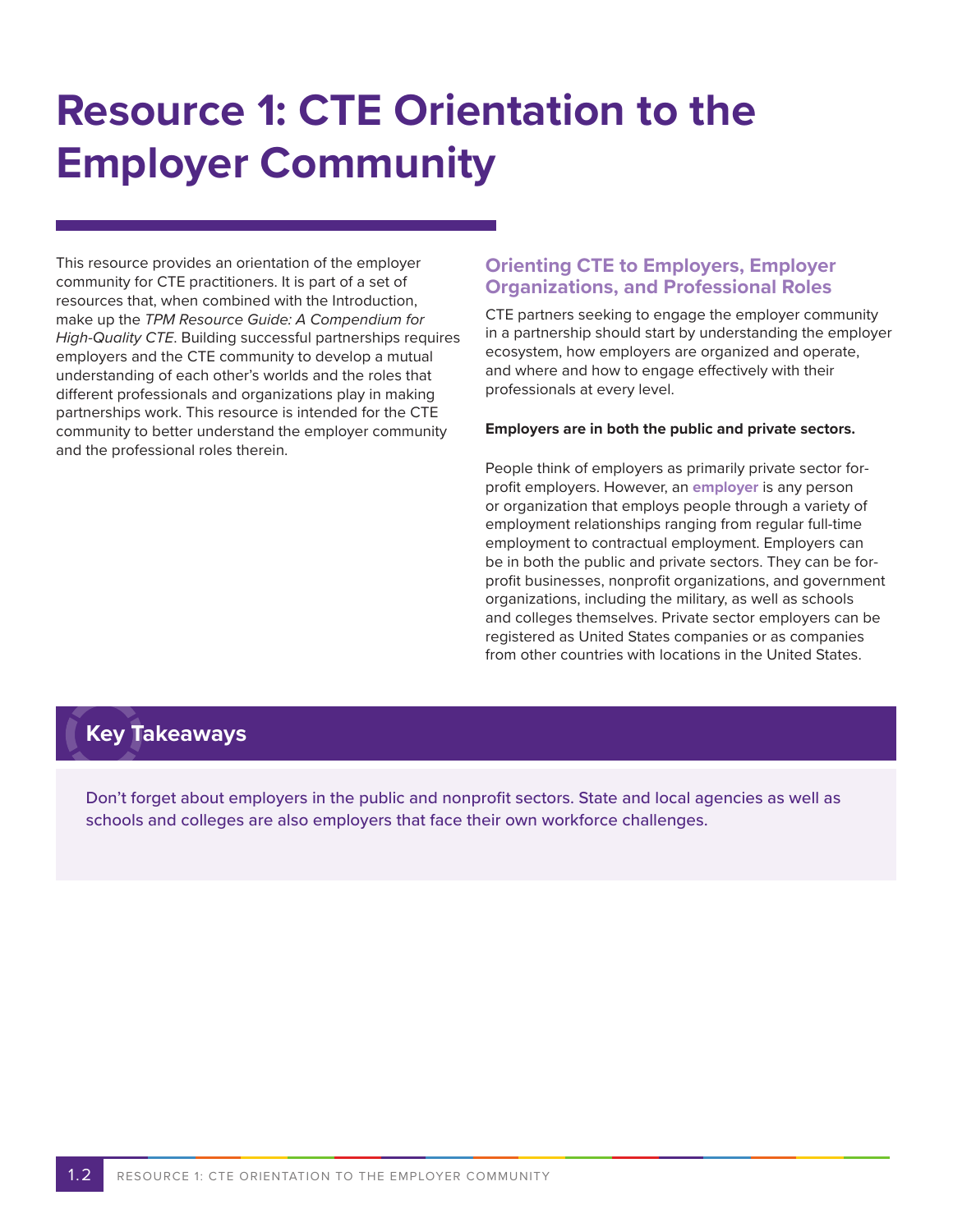# Resource 1: CTE Orientation to the Employer Community

This resource provides an orientation of the employer community for CTE practitioners. It is part of a set of resources that, when combined with the Introduction, make up the *TPM Resource Guide: A Compendium for High-Quality CTE*. Building successful partnerships requires employers and the CTE community to develop a mutual understanding of each other's worlds and the roles that different professionals and organizations play in making partnerships work. This resource is intended for the CTE community to better understand the employer community and the professional roles therein.

## Orienting CTE to Employers, Employer Organizations, and Professional Roles

CTE partners seeking to engage the employer community in a partnership should start by understanding the employer ecosystem, how employers are organized and operate, and where and how to engage effectively with their professionals at every level.

**Employers are in both the public and private sectors.**

People think of employers as primarily private sector for-profit employers. However, an **employer** is any person or organization that employs people through a variety of employment relationships ranging from regular full-time employment to contractual employment. Employers can be in both the public and private sectors. They can be for-profit businesses, nonprofit organizations, and government organizations, including the military, as well as schools and colleges themselves. Private sector employers can be registered as United States companies or as companies from other countries with locations in the United States.

### Key Takeaways

Don't forget about employers in the public and nonprofit sectors. State and local agencies as well as schools and colleges are also employers that face their own workforce challenges.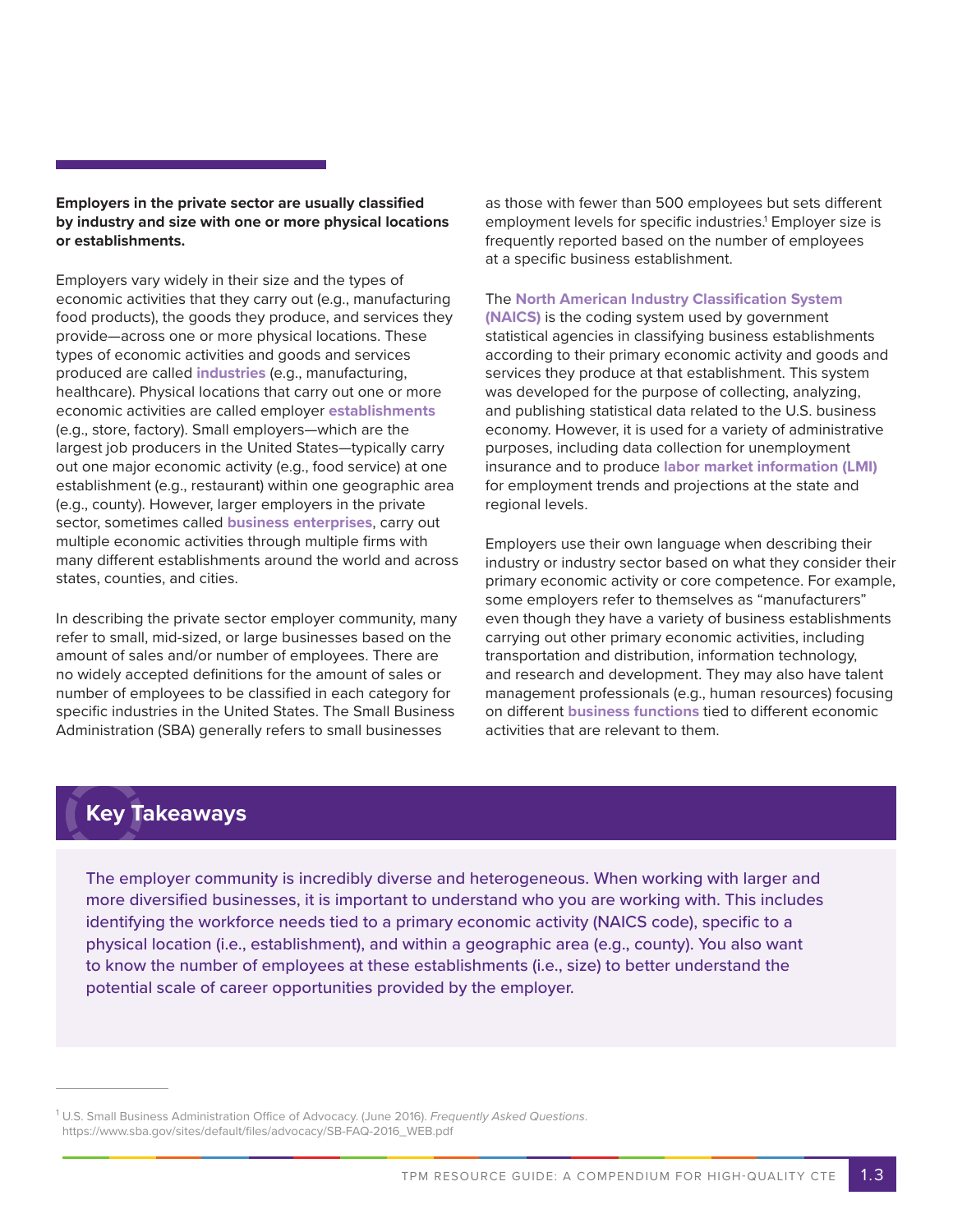**Employers in the private sector are usually classified by industry and size with one or more physical locations or establishments.**

Employers vary widely in their size and the types of economic activities that they carry out (e.g., manufacturing food products), the goods they produce, and services they provide—across one or more physical locations. These types of economic activities and goods and services produced are called **industries** (e.g., manufacturing, healthcare). Physical locations that carry out one or more economic activities are called employer **establishments** (e.g., store, factory). Small employers—which are the largest job producers in the United States—typically carry out one major economic activity (e.g., food service) at one establishment (e.g., restaurant) within one geographic area (e.g., county). However, larger employers in the private sector, sometimes called **business enterprises**, carry out multiple economic activities through multiple firms with many different establishments around the world and across states, counties, and cities.

In describing the private sector employer community, many refer to small, mid-sized, or large businesses based on the amount of sales and/or number of employees. There are no widely accepted definitions for the amount of sales or number of employees to be classified in each category for specific industries in the United States. The Small Business Administration (SBA) generally refers to small businesses as those with fewer than 500 employees but sets different employment levels for specific industries.[1] Employer size is frequently reported based on the number of employees at a specific business establishment.

The **North American Industry Classification System (NAICS)** is the coding system used by government statistical agencies in classifying business establishments according to their primary economic activity and goods and services they produce at that establishment. This system was developed for the purpose of collecting, analyzing, and publishing statistical data related to the U.S. business economy. However, it is used for a variety of administrative purposes, including data collection for unemployment insurance and to produce **labor market information (LMI)** for employment trends and projections at the state and regional levels.

Employers use their own language when describing their industry or industry sector based on what they consider their primary economic activity or core competence. For example, some employers refer to themselves as "manufacturers" even though they have a variety of business establishments carrying out other primary economic activities, including transportation and distribution, information technology, and research and development. They may also have talent management professionals (e.g., human resources) focusing on different **business functions** tied to different economic activities that are relevant to them.

## Key Takeaways

The employer community is incredibly diverse and heterogeneous. When working with larger and more diversified businesses, it is important to understand who you are working with. This includes identifying the workforce needs tied to a primary economic activity (NAICS code), specific to a physical location (i.e., establishment), and within a geographic area (e.g., county). You also want to know the number of employees at these establishments (i.e., size) to better understand the potential scale of career opportunities provided by the employer.

---

[1] U.S. Small Business Administration Office of Advocacy. (June 2016). *Frequently Asked Questions*. https://www.sba.gov/sites/default/files/advocacy/SB-FAQ-2016_WEB.pdf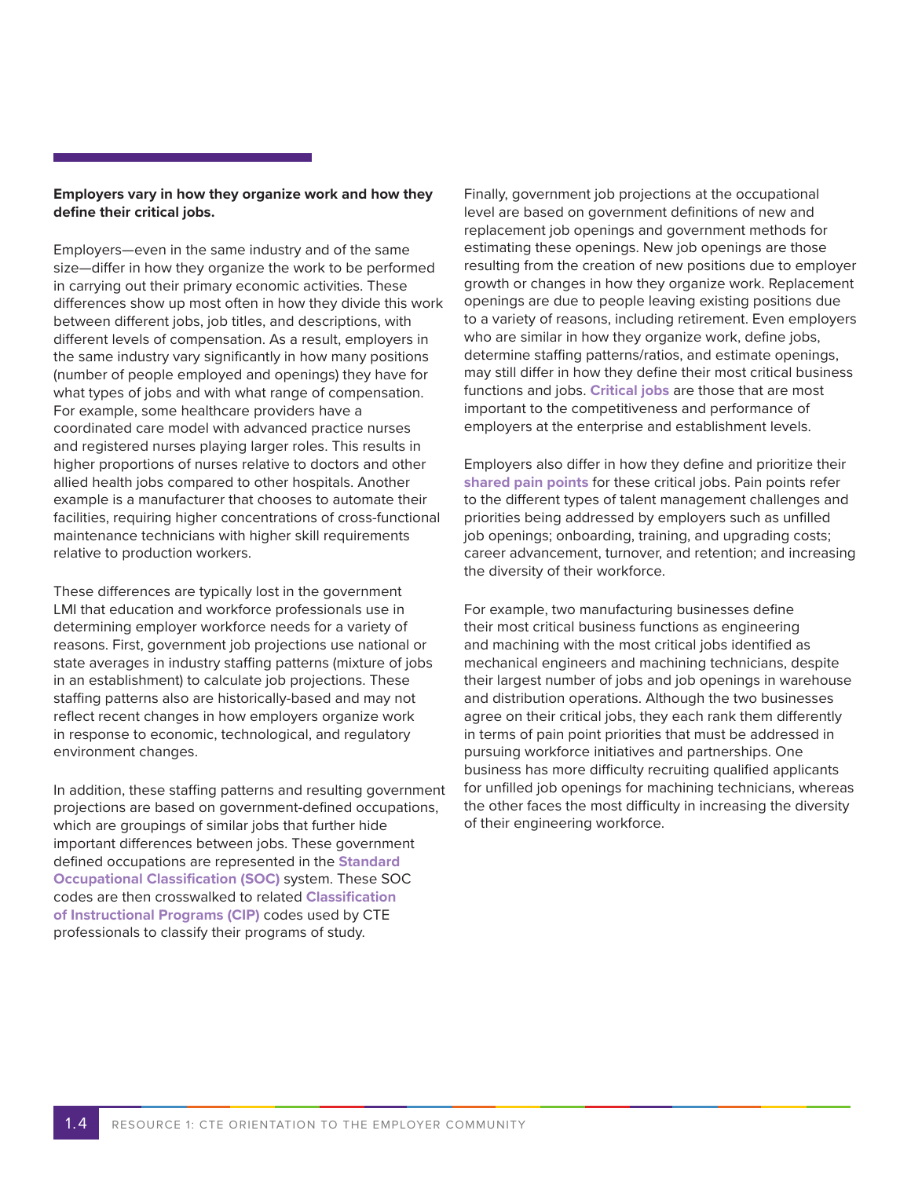**Employers vary in how they organize work and how they define their critical jobs.**

Employers—even in the same industry and of the same size—differ in how they organize the work to be performed in carrying out their primary economic activities. These differences show up most often in how they divide this work between different jobs, job titles, and descriptions, with different levels of compensation. As a result, employers in the same industry vary significantly in how many positions (number of people employed and openings) they have for what types of jobs and with what range of compensation. For example, some healthcare providers have a coordinated care model with advanced practice nurses and registered nurses playing larger roles. This results in higher proportions of nurses relative to doctors and other allied health jobs compared to other hospitals. Another example is a manufacturer that chooses to automate their facilities, requiring higher concentrations of cross-functional maintenance technicians with higher skill requirements relative to production workers.

These differences are typically lost in the government LMI that education and workforce professionals use in determining employer workforce needs for a variety of reasons. First, government job projections use national or state averages in industry staffing patterns (mixture of jobs in an establishment) to calculate job projections. These staffing patterns also are historically-based and may not reflect recent changes in how employers organize work in response to economic, technological, and regulatory environment changes.

In addition, these staffing patterns and resulting government projections are based on government-defined occupations, which are groupings of similar jobs that further hide important differences between jobs. These government defined occupations are represented in the **Standard Occupational Classification (SOC)** system. These SOC codes are then crosswalked to related **Classification of Instructional Programs (CIP)** codes used by CTE professionals to classify their programs of study.

Finally, government job projections at the occupational level are based on government definitions of new and replacement job openings and government methods for estimating these openings. New job openings are those resulting from the creation of new positions due to employer growth or changes in how they organize work. Replacement openings are due to people leaving existing positions due to a variety of reasons, including retirement. Even employers who are similar in how they organize work, define jobs, determine staffing patterns/ratios, and estimate openings, may still differ in how they define their most critical business functions and jobs. **Critical jobs** are those that are most important to the competitiveness and performance of employers at the enterprise and establishment levels.

Employers also differ in how they define and prioritize their **shared pain points** for these critical jobs. Pain points refer to the different types of talent management challenges and priorities being addressed by employers such as unfilled job openings; onboarding, training, and upgrading costs; career advancement, turnover, and retention; and increasing the diversity of their workforce.

For example, two manufacturing businesses define their most critical business functions as engineering and machining with the most critical jobs identified as mechanical engineers and machining technicians, despite their largest number of jobs and job openings in warehouse and distribution operations. Although the two businesses agree on their critical jobs, they each rank them differently in terms of pain point priorities that must be addressed in pursuing workforce initiatives and partnerships. One business has more difficulty recruiting qualified applicants for unfilled job openings for machining technicians, whereas the other faces the most difficulty in increasing the diversity of their engineering workforce.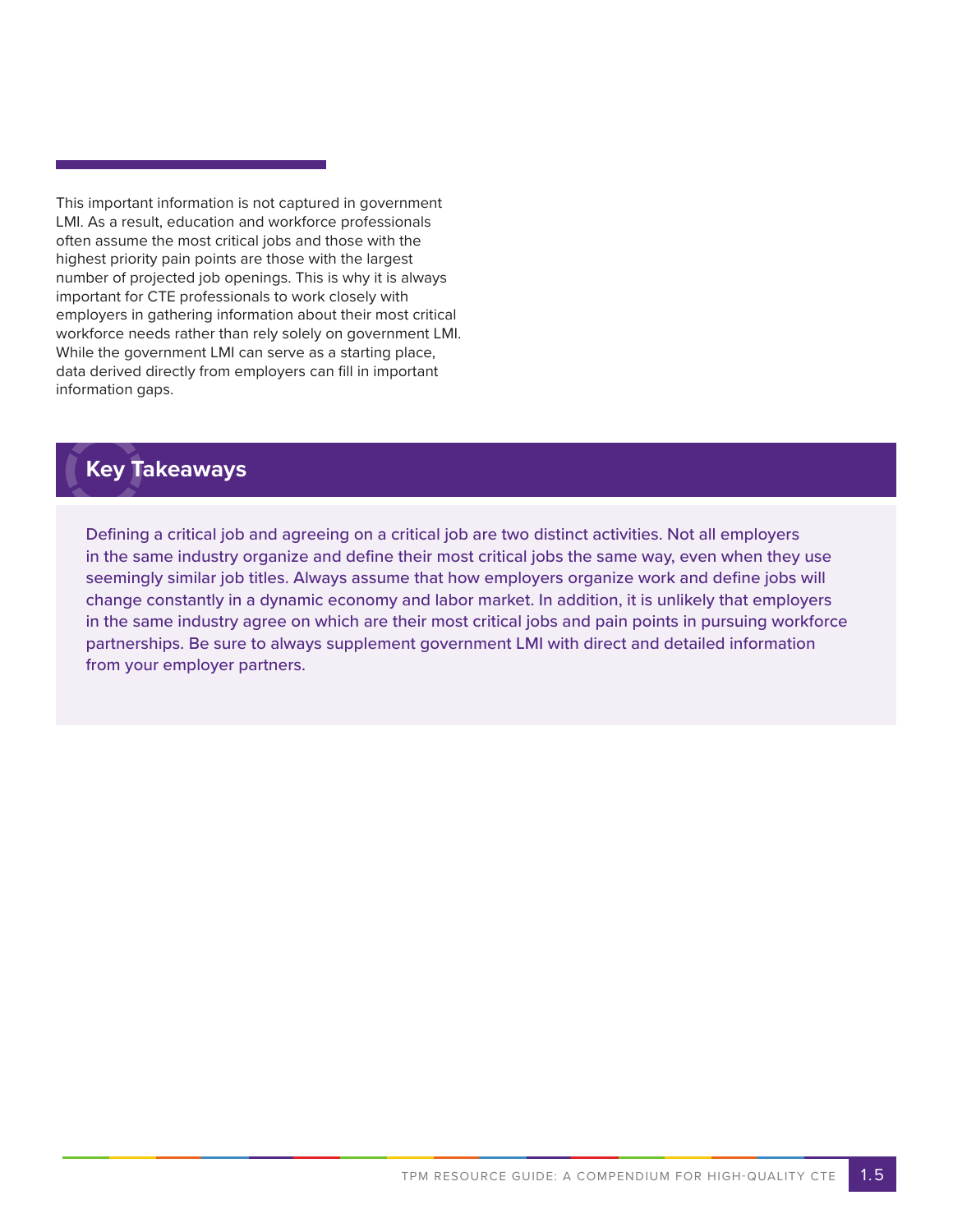This important information is not captured in government LMI. As a result, education and workforce professionals often assume the most critical jobs and those with the highest priority pain points are those with the largest number of projected job openings. This is why it is always important for CTE professionals to work closely with employers in gathering information about their most critical workforce needs rather than rely solely on government LMI. While the government LMI can serve as a starting place, data derived directly from employers can fill in important information gaps.

## Key Takeaways

Defining a critical job and agreeing on a critical job are two distinct activities. Not all employers in the same industry organize and define their most critical jobs the same way, even when they use seemingly similar job titles. Always assume that how employers organize work and define jobs will change constantly in a dynamic economy and labor market. In addition, it is unlikely that employers in the same industry agree on which are their most critical jobs and pain points in pursuing workforce partnerships. Be sure to always supplement government LMI with direct and detailed information from your employer partners.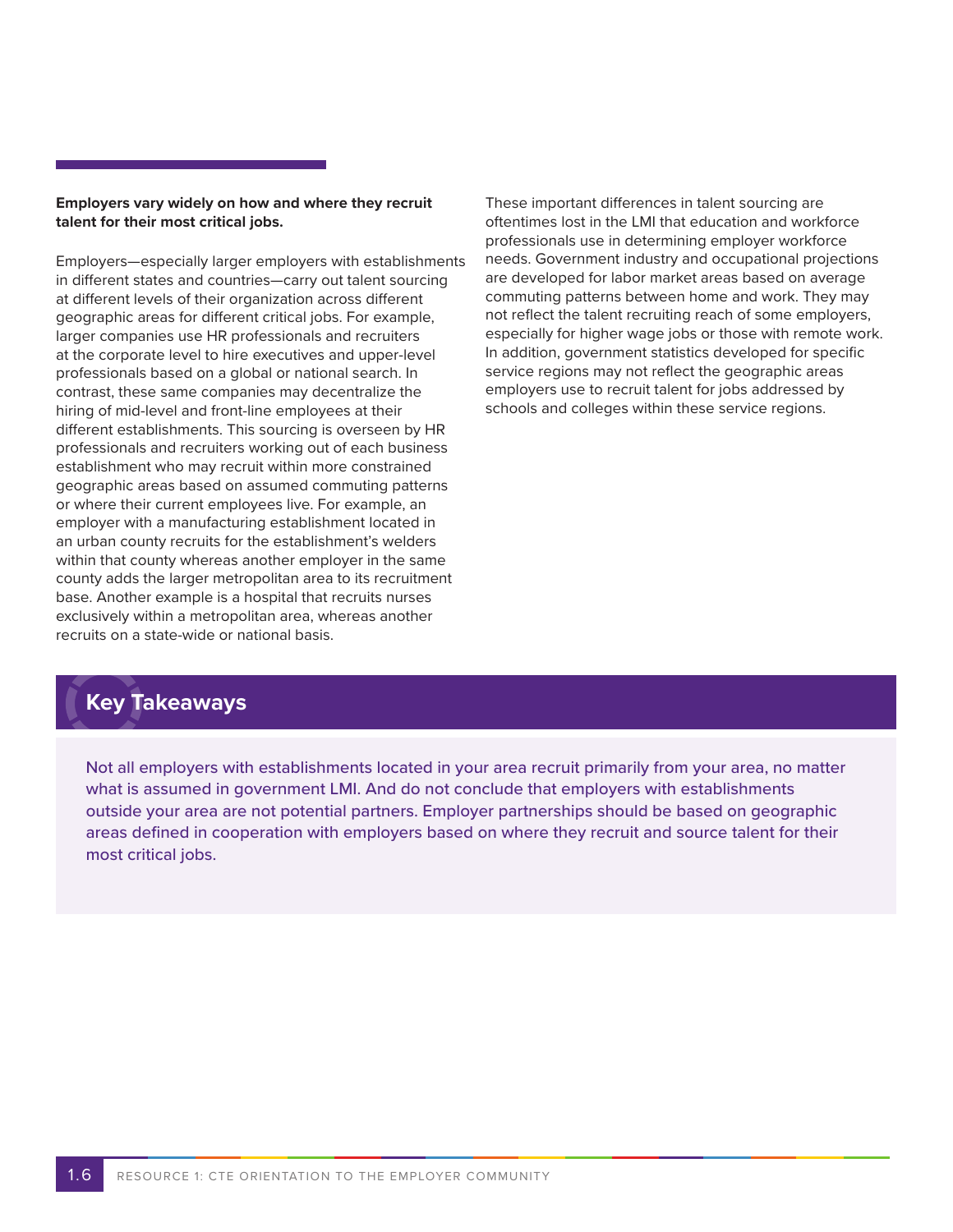**Employers vary widely on how and where they recruit talent for their most critical jobs.**

Employers—especially larger employers with establishments in different states and countries—carry out talent sourcing at different levels of their organization across different geographic areas for different critical jobs. For example, larger companies use HR professionals and recruiters at the corporate level to hire executives and upper-level professionals based on a global or national search. In contrast, these same companies may decentralize the hiring of mid-level and front-line employees at their different establishments. This sourcing is overseen by HR professionals and recruiters working out of each business establishment who may recruit within more constrained geographic areas based on assumed commuting patterns or where their current employees live. For example, an employer with a manufacturing establishment located in an urban county recruits for the establishment's welders within that county whereas another employer in the same county adds the larger metropolitan area to its recruitment base. Another example is a hospital that recruits nurses exclusively within a metropolitan area, whereas another recruits on a state-wide or national basis.

These important differences in talent sourcing are oftentimes lost in the LMI that education and workforce professionals use in determining employer workforce needs. Government industry and occupational projections are developed for labor market areas based on average commuting patterns between home and work. They may not reflect the talent recruiting reach of some employers, especially for higher wage jobs or those with remote work. In addition, government statistics developed for specific service regions may not reflect the geographic areas employers use to recruit talent for jobs addressed by schools and colleges within these service regions.

## Key Takeaways

Not all employers with establishments located in your area recruit primarily from your area, no matter what is assumed in government LMI. And do not conclude that employers with establishments outside your area are not potential partners. Employer partnerships should be based on geographic areas defined in cooperation with employers based on where they recruit and source talent for their most critical jobs.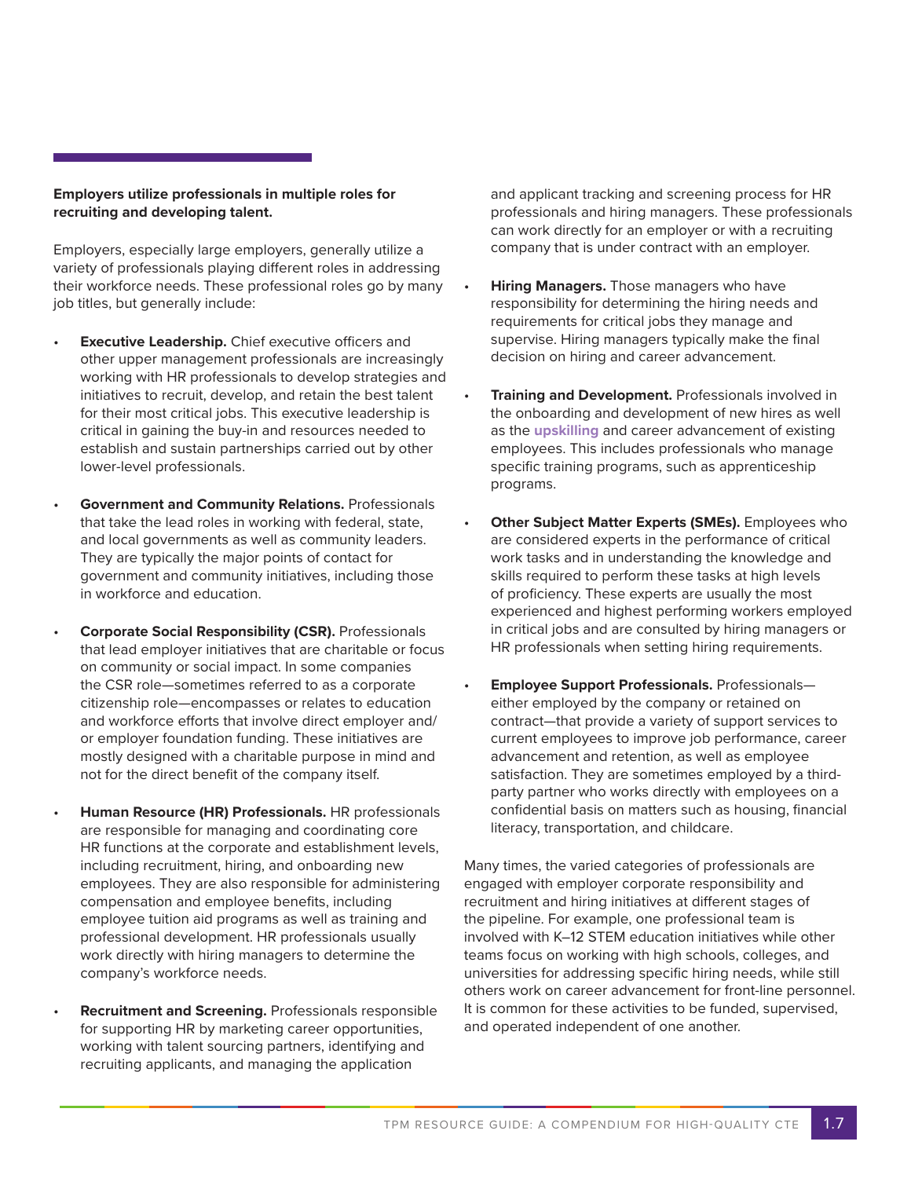**Employers utilize professionals in multiple roles for recruiting and developing talent.**

Employers, especially large employers, generally utilize a variety of professionals playing different roles in addressing their workforce needs. These professional roles go by many job titles, but generally include:

- **Executive Leadership.** Chief executive officers and other upper management professionals are increasingly working with HR professionals to develop strategies and initiatives to recruit, develop, and retain the best talent for their most critical jobs. This executive leadership is critical in gaining the buy-in and resources needed to establish and sustain partnerships carried out by other lower-level professionals.

- **Government and Community Relations.** Professionals that take the lead roles in working with federal, state, and local governments as well as community leaders. They are typically the major points of contact for government and community initiatives, including those in workforce and education.

- **Corporate Social Responsibility (CSR).** Professionals that lead employer initiatives that are charitable or focus on community or social impact. In some companies the CSR role—sometimes referred to as a corporate citizenship role—encompasses or relates to education and workforce efforts that involve direct employer and/or employer foundation funding. These initiatives are mostly designed with a charitable purpose in mind and not for the direct benefit of the company itself.

- **Human Resource (HR) Professionals.** HR professionals are responsible for managing and coordinating core HR functions at the corporate and establishment levels, including recruitment, hiring, and onboarding new employees. They are also responsible for administering compensation and employee benefits, including employee tuition aid programs as well as training and professional development. HR professionals usually work directly with hiring managers to determine the company's workforce needs.

- **Recruitment and Screening.** Professionals responsible for supporting HR by marketing career opportunities, working with talent sourcing partners, identifying and recruiting applicants, and managing the application and applicant tracking and screening process for HR professionals and hiring managers. These professionals can work directly for an employer or with a recruiting company that is under contract with an employer.

- **Hiring Managers.** Those managers who have responsibility for determining the hiring needs and requirements for critical jobs they manage and supervise. Hiring managers typically make the final decision on hiring and career advancement.

- **Training and Development.** Professionals involved in the onboarding and development of new hires as well as the **upskilling** and career advancement of existing employees. This includes professionals who manage specific training programs, such as apprenticeship programs.

- **Other Subject Matter Experts (SMEs).** Employees who are considered experts in the performance of critical work tasks and in understanding the knowledge and skills required to perform these tasks at high levels of proficiency. These experts are usually the most experienced and highest performing workers employed in critical jobs and are consulted by hiring managers or HR professionals when setting hiring requirements.

- **Employee Support Professionals.** Professionals—either employed by the company or retained on contract—that provide a variety of support services to current employees to improve job performance, career advancement and retention, as well as employee satisfaction. They are sometimes employed by a third-party partner who works directly with employees on a confidential basis on matters such as housing, financial literacy, transportation, and childcare.

Many times, the varied categories of professionals are engaged with employer corporate responsibility and recruitment and hiring initiatives at different stages of the pipeline. For example, one professional team is involved with K–12 STEM education initiatives while other teams focus on working with high schools, colleges, and universities for addressing specific hiring needs, while still others work on career advancement for front-line personnel. It is common for these activities to be funded, supervised, and operated independent of one another.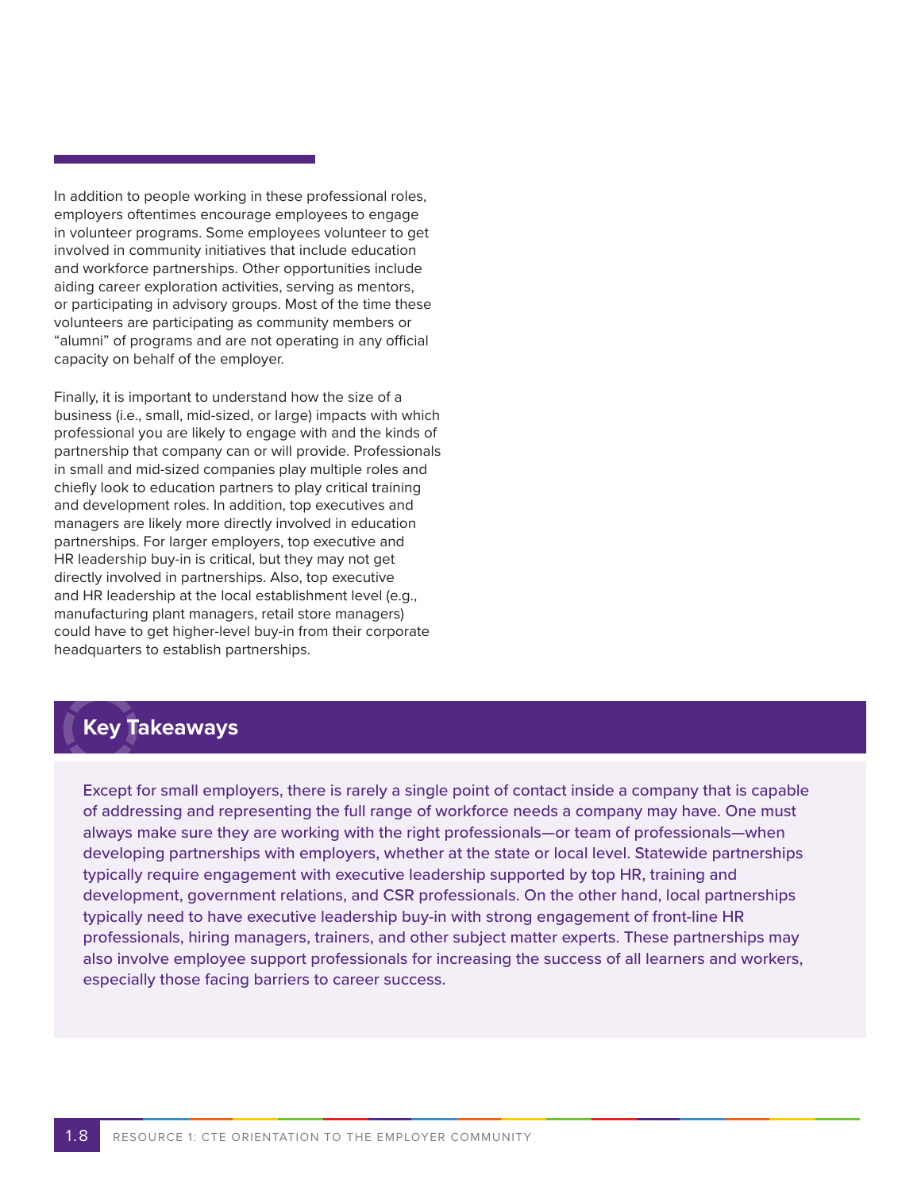In addition to people working in these professional roles, employers oftentimes encourage employees to engage in volunteer programs. Some employees volunteer to get involved in community initiatives that include education and workforce partnerships. Other opportunities include aiding career exploration activities, serving as mentors, or participating in advisory groups. Most of the time these volunteers are participating as community members or "alumni" of programs and are not operating in any official capacity on behalf of the employer.

Finally, it is important to understand how the size of a business (i.e., small, mid-sized, or large) impacts with which professional you are likely to engage with and the kinds of partnership that company can or will provide. Professionals in small and mid-sized companies play multiple roles and chiefly look to education partners to play critical training and development roles. In addition, top executives and managers are likely more directly involved in education partnerships. For larger employers, top executive and HR leadership buy-in is critical, but they may not get directly involved in partnerships. Also, top executive and HR leadership at the local establishment level (e.g., manufacturing plant managers, retail store managers) could have to get higher-level buy-in from their corporate headquarters to establish partnerships.

## Key Takeaways

Except for small employers, there is rarely a single point of contact inside a company that is capable of addressing and representing the full range of workforce needs a company may have. One must always make sure they are working with the right professionals—or team of professionals—when developing partnerships with employers, whether at the state or local level. Statewide partnerships typically require engagement with executive leadership supported by top HR, training and development, government relations, and CSR professionals. On the other hand, local partnerships typically need to have executive leadership buy-in with strong engagement of front-line HR professionals, hiring managers, trainers, and other subject matter experts. These partnerships may also involve employee support professionals for increasing the success of all learners and workers, especially those facing barriers to career success.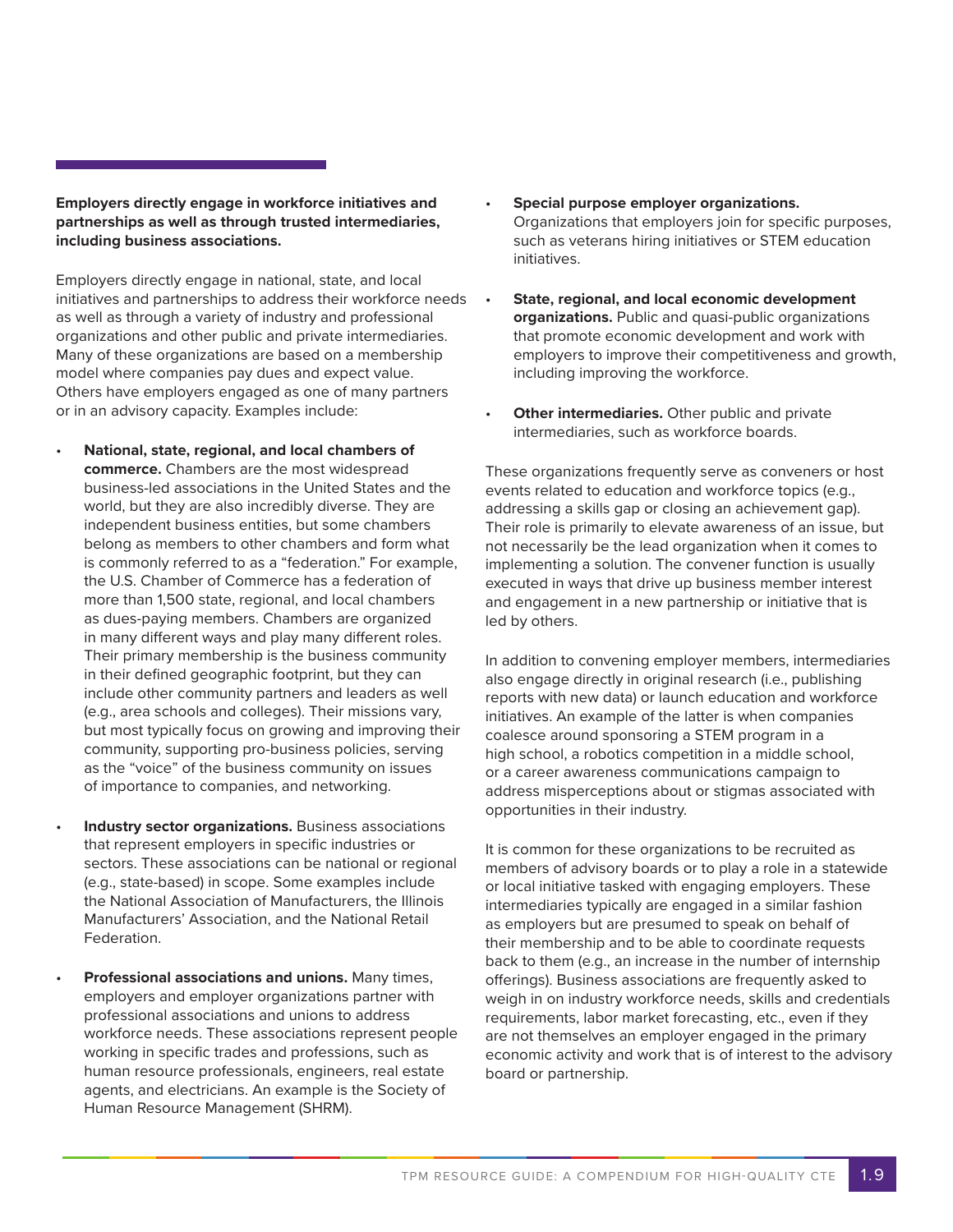**Employers directly engage in workforce initiatives and partnerships as well as through trusted intermediaries, including business associations.**

Employers directly engage in national, state, and local initiatives and partnerships to address their workforce needs as well as through a variety of industry and professional organizations and other public and private intermediaries. Many of these organizations are based on a membership model where companies pay dues and expect value. Others have employers engaged as one of many partners or in an advisory capacity. Examples include:

- **National, state, regional, and local chambers of commerce.** Chambers are the most widespread business-led associations in the United States and the world, but they are also incredibly diverse. They are independent business entities, but some chambers belong as members to other chambers and form what is commonly referred to as a "federation." For example, the U.S. Chamber of Commerce has a federation of more than 1,500 state, regional, and local chambers as dues-paying members. Chambers are organized in many different ways and play many different roles. Their primary membership is the business community in their defined geographic footprint, but they can include other community partners and leaders as well (e.g., area schools and colleges). Their missions vary, but most typically focus on growing and improving their community, supporting pro-business policies, serving as the "voice" of the business community on issues of importance to companies, and networking.

- **Industry sector organizations.** Business associations that represent employers in specific industries or sectors. These associations can be national or regional (e.g., state-based) in scope. Some examples include the National Association of Manufacturers, the Illinois Manufacturers' Association, and the National Retail Federation.

- **Professional associations and unions.** Many times, employers and employer organizations partner with professional associations and unions to address workforce needs. These associations represent people working in specific trades and professions, such as human resource professionals, engineers, real estate agents, and electricians. An example is the Society of Human Resource Management (SHRM).

- **Special purpose employer organizations.** Organizations that employers join for specific purposes, such as veterans hiring initiatives or STEM education initiatives.

- **State, regional, and local economic development organizations.** Public and quasi-public organizations that promote economic development and work with employers to improve their competitiveness and growth, including improving the workforce.

- **Other intermediaries.** Other public and private intermediaries, such as workforce boards.

These organizations frequently serve as conveners or host events related to education and workforce topics (e.g., addressing a skills gap or closing an achievement gap). Their role is primarily to elevate awareness of an issue, but not necessarily be the lead organization when it comes to implementing a solution. The convener function is usually executed in ways that drive up business member interest and engagement in a new partnership or initiative that is led by others.

In addition to convening employer members, intermediaries also engage directly in original research (i.e., publishing reports with new data) or launch education and workforce initiatives. An example of the latter is when companies coalesce around sponsoring a STEM program in a high school, a robotics competition in a middle school, or a career awareness communications campaign to address misperceptions about or stigmas associated with opportunities in their industry.

It is common for these organizations to be recruited as members of advisory boards or to play a role in a statewide or local initiative tasked with engaging employers. These intermediaries typically are engaged in a similar fashion as employers but are presumed to speak on behalf of their membership and to be able to coordinate requests back to them (e.g., an increase in the number of internship offerings). Business associations are frequently asked to weigh in on industry workforce needs, skills and credentials requirements, labor market forecasting, etc., even if they are not themselves an employer engaged in the primary economic activity and work that is of interest to the advisory board or partnership.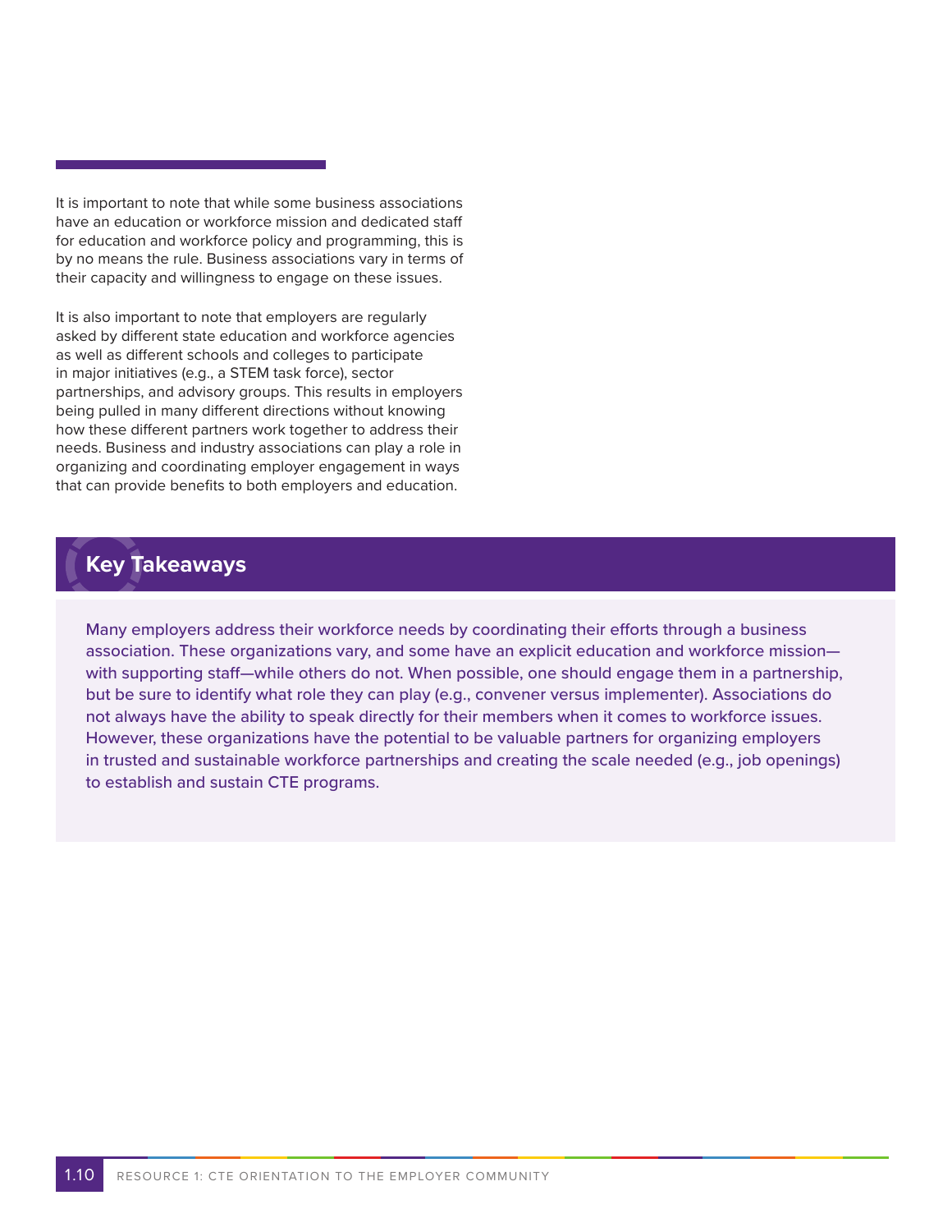It is important to note that while some business associations have an education or workforce mission and dedicated staff for education and workforce policy and programming, this is by no means the rule. Business associations vary in terms of their capacity and willingness to engage on these issues.

It is also important to note that employers are regularly asked by different state education and workforce agencies as well as different schools and colleges to participate in major initiatives (e.g., a STEM task force), sector partnerships, and advisory groups. This results in employers being pulled in many different directions without knowing how these different partners work together to address their needs. Business and industry associations can play a role in organizing and coordinating employer engagement in ways that can provide benefits to both employers and education.

## Key Takeaways

Many employers address their workforce needs by coordinating their efforts through a business association. These organizations vary, and some have an explicit education and workforce mission—with supporting staff—while others do not. When possible, one should engage them in a partnership, but be sure to identify what role they can play (e.g., convener versus implementer). Associations do not always have the ability to speak directly for their members when it comes to workforce issues. However, these organizations have the potential to be valuable partners for organizing employers in trusted and sustainable workforce partnerships and creating the scale needed (e.g., job openings) to establish and sustain CTE programs.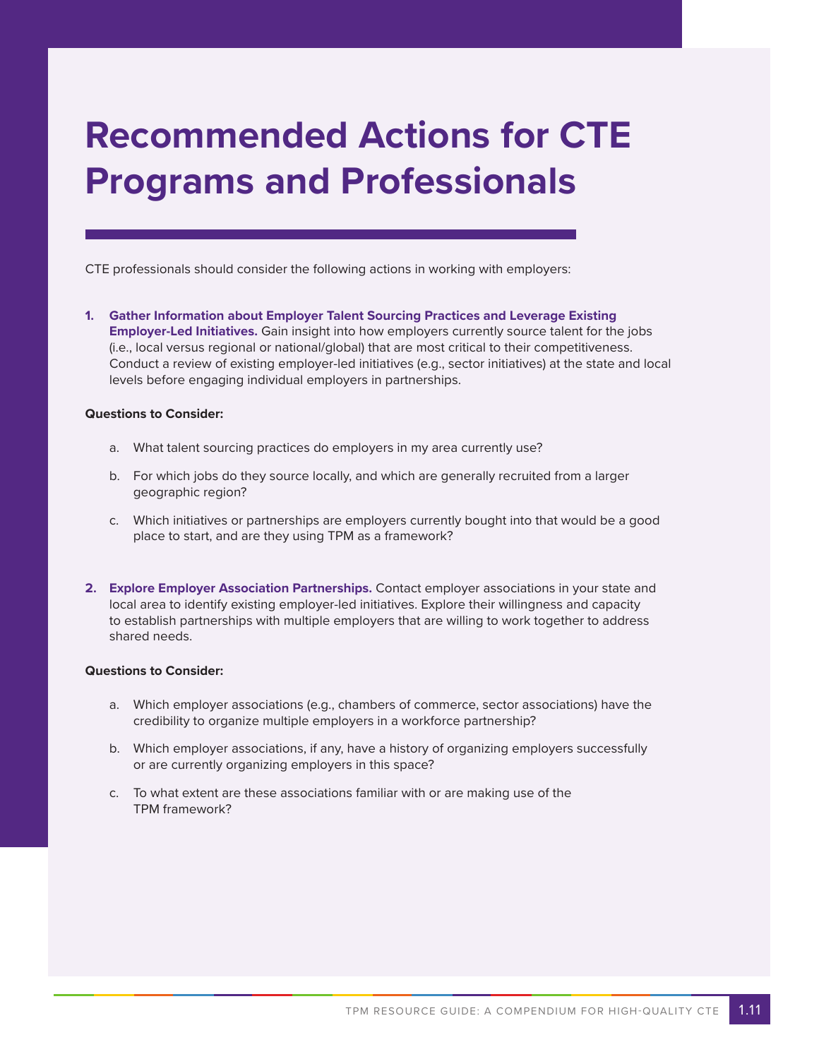# Recommended Actions for CTE Programs and Professionals

CTE professionals should consider the following actions in working with employers:

1. **Gather Information about Employer Talent Sourcing Practices and Leverage Existing Employer-Led Initiatives.** Gain insight into how employers currently source talent for the jobs (i.e., local versus regional or national/global) that are most critical to their competitiveness. Conduct a review of existing employer-led initiatives (e.g., sector initiatives) at the state and local levels before engaging individual employers in partnerships.

**Questions to Consider:**

   a. What talent sourcing practices do employers in my area currently use?

   b. For which jobs do they source locally, and which are generally recruited from a larger geographic region?

   c. Which initiatives or partnerships are employers currently bought into that would be a good place to start, and are they using TPM as a framework?

2. **Explore Employer Association Partnerships.** Contact employer associations in your state and local area to identify existing employer-led initiatives. Explore their willingness and capacity to establish partnerships with multiple employers that are willing to work together to address shared needs.

**Questions to Consider:**

   a. Which employer associations (e.g., chambers of commerce, sector associations) have the credibility to organize multiple employers in a workforce partnership?

   b. Which employer associations, if any, have a history of organizing employers successfully or are currently organizing employers in this space?

   c. To what extent are these associations familiar with or are making use of the TPM framework?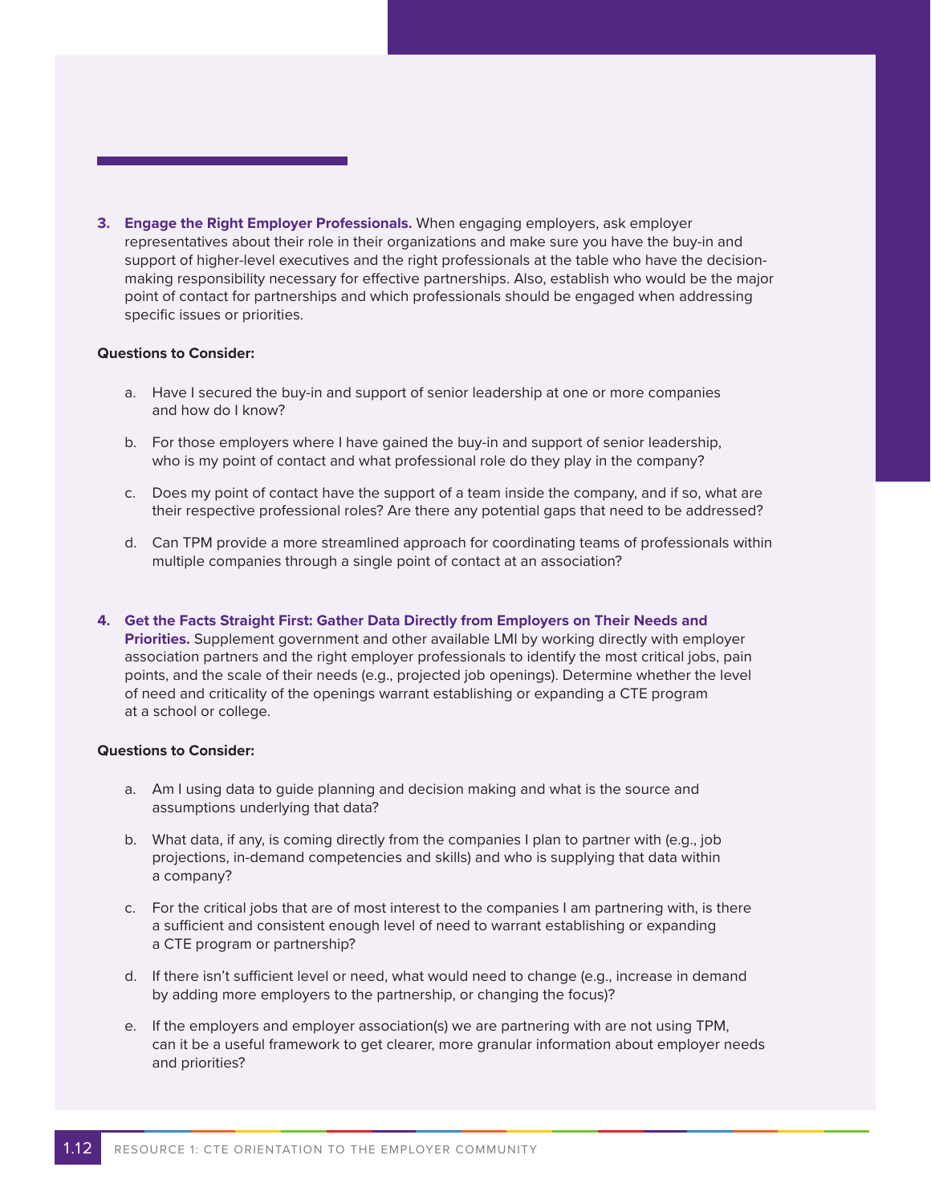3. **Engage the Right Employer Professionals.** When engaging employers, ask employer representatives about their role in their organizations and make sure you have the buy-in and support of higher-level executives and the right professionals at the table who have the decision-making responsibility necessary for effective partnerships. Also, establish who would be the major point of contact for partnerships and which professionals should be engaged when addressing specific issues or priorities.

**Questions to Consider:**

a. Have I secured the buy-in and support of senior leadership at one or more companies and how do I know?

b. For those employers where I have gained the buy-in and support of senior leadership, who is my point of contact and what professional role do they play in the company?

c. Does my point of contact have the support of a team inside the company, and if so, what are their respective professional roles? Are there any potential gaps that need to be addressed?

d. Can TPM provide a more streamlined approach for coordinating teams of professionals within multiple companies through a single point of contact at an association?

4. **Get the Facts Straight First: Gather Data Directly from Employers on Their Needs and Priorities.** Supplement government and other available LMI by working directly with employer association partners and the right employer professionals to identify the most critical jobs, pain points, and the scale of their needs (e.g., projected job openings). Determine whether the level of need and criticality of the openings warrant establishing or expanding a CTE program at a school or college.

**Questions to Consider:**

a. Am I using data to guide planning and decision making and what is the source and assumptions underlying that data?

b. What data, if any, is coming directly from the companies I plan to partner with (e.g., job projections, in-demand competencies and skills) and who is supplying that data within a company?

c. For the critical jobs that are of most interest to the companies I am partnering with, is there a sufficient and consistent enough level of need to warrant establishing or expanding a CTE program or partnership?

d. If there isn't sufficient level or need, what would need to change (e.g., increase in demand by adding more employers to the partnership, or changing the focus)?

e. If the employers and employer association(s) we are partnering with are not using TPM, can it be a useful framework to get clearer, more granular information about employer needs and priorities?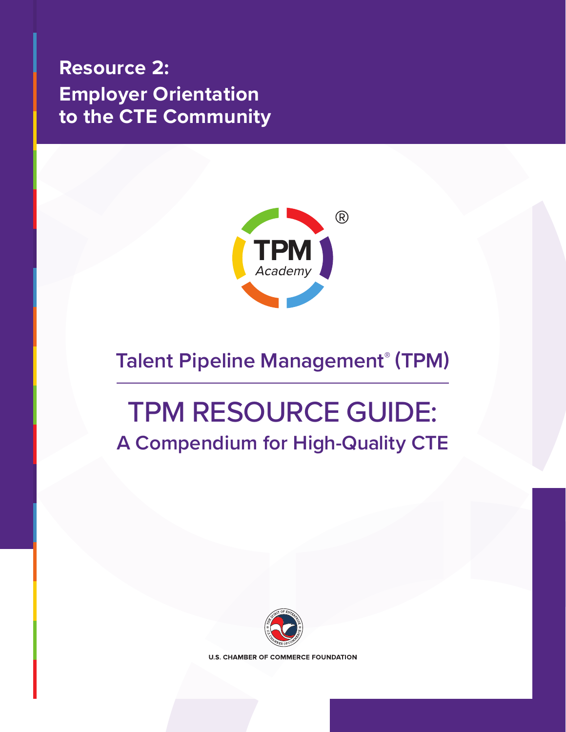# Resource 2:
# Employer Orientation to the CTE Community

Talent Pipeline Management® (TPM)

## TPM RESOURCE GUIDE:
## A Compendium for High-Quality CTE

U.S. CHAMBER OF COMMERCE FOUNDATION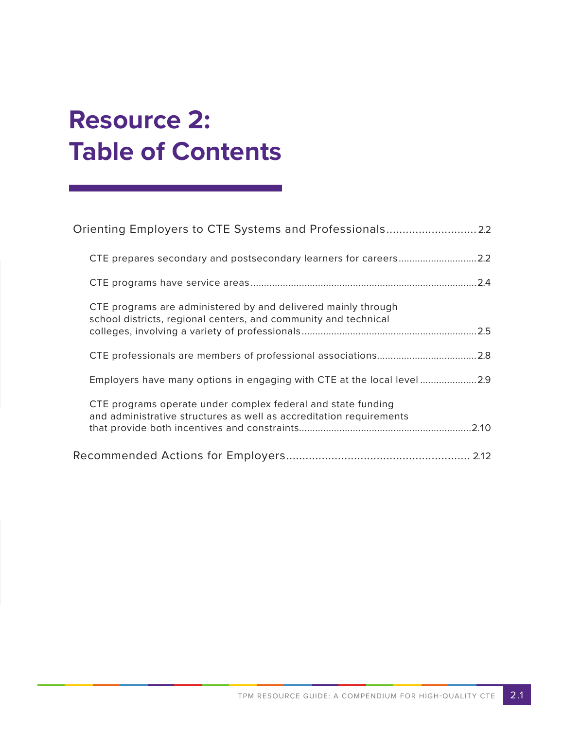# Resource 2: Table of Contents

Orienting Employers to CTE Systems and Professionals............................2.2

- CTE prepares secondary and postsecondary learners for careers............................2.2
- CTE programs have service areas..................................................................................2.4
- CTE programs are administered by and delivered mainly through school districts, regional centers, and community and technical colleges, involving a variety of professionals.................................................................2.5
- CTE professionals are members of professional associations....................................2.8
- Employers have many options in engaging with CTE at the local level.....................2.9
- CTE programs operate under complex federal and state funding and administrative structures as well as accreditation requirements that provide both incentives and constraints...............................................................2.10

Recommended Actions for Employers........................................................ 2.12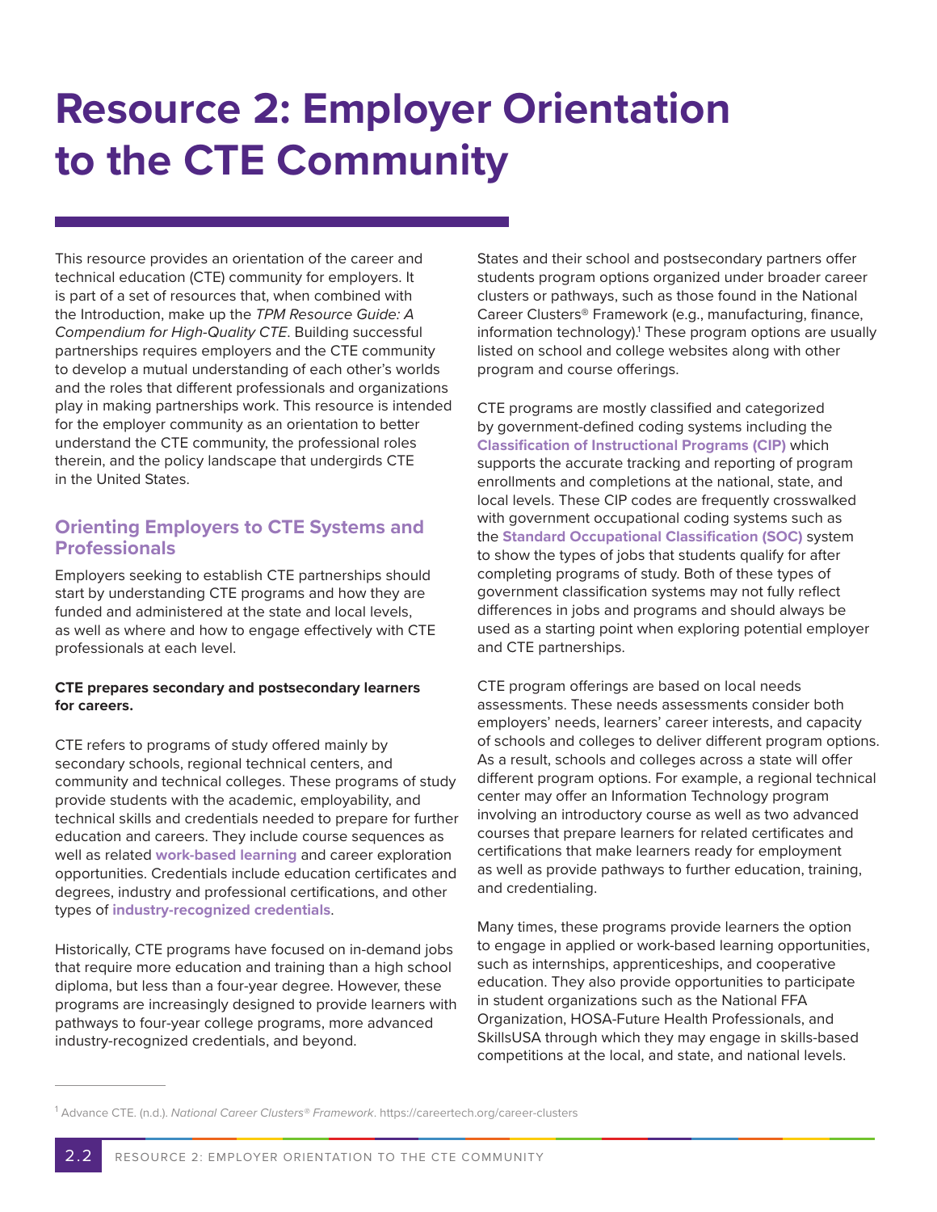# Resource 2: Employer Orientation to the CTE Community

This resource provides an orientation of the career and technical education (CTE) community for employers. It is part of a set of resources that, when combined with the Introduction, make up the *TPM Resource Guide: A Compendium for High-Quality CTE*. Building successful partnerships requires employers and the CTE community to develop a mutual understanding of each other's worlds and the roles that different professionals and organizations play in making partnerships work. This resource is intended for the employer community as an orientation to better understand the CTE community, the professional roles therein, and the policy landscape that undergirds CTE in the United States.

## Orienting Employers to CTE Systems and Professionals

Employers seeking to establish CTE partnerships should start by understanding CTE programs and how they are funded and administered at the state and local levels, as well as where and how to engage effectively with CTE professionals at each level.

**CTE prepares secondary and postsecondary learners for careers.**

CTE refers to programs of study offered mainly by secondary schools, regional technical centers, and community and technical colleges. These programs of study provide students with the academic, employability, and technical skills and credentials needed to prepare for further education and careers. They include course sequences as well as related **work-based learning** and career exploration opportunities. Credentials include education certificates and degrees, industry and professional certifications, and other types of **industry-recognized credentials**.

Historically, CTE programs have focused on in-demand jobs that require more education and training than a high school diploma, but less than a four-year degree. However, these programs are increasingly designed to provide learners with pathways to four-year college programs, more advanced industry-recognized credentials, and beyond.

States and their school and postsecondary partners offer students program options organized under broader career clusters or pathways, such as those found in the National Career Clusters® Framework (e.g., manufacturing, finance, information technology).[1] These program options are usually listed on school and college websites along with other program and course offerings.

CTE programs are mostly classified and categorized by government-defined coding systems including the **Classification of Instructional Programs (CIP)** which supports the accurate tracking and reporting of program enrollments and completions at the national, state, and local levels. These CIP codes are frequently crosswalked with government occupational coding systems such as the **Standard Occupational Classification (SOC)** system to show the types of jobs that students qualify for after completing programs of study. Both of these types of government classification systems may not fully reflect differences in jobs and programs and should always be used as a starting point when exploring potential employer and CTE partnerships.

CTE program offerings are based on local needs assessments. These needs assessments consider both employers' needs, learners' career interests, and capacity of schools and colleges to deliver different program options. As a result, schools and colleges across a state will offer different program options. For example, a regional technical center may offer an Information Technology program involving an introductory course as well as two advanced courses that prepare learners for related certificates and certifications that make learners ready for employment as well as provide pathways to further education, training, and credentialing.

Many times, these programs provide learners the option to engage in applied or work-based learning opportunities, such as internships, apprenticeships, and cooperative education. They also provide opportunities to participate in student organizations such as the National FFA Organization, HOSA-Future Health Professionals, and SkillsUSA through which they may engage in skills-based competitions at the local, and state, and national levels.

---

[1] Advance CTE. (n.d.). *National Career Clusters® Framework*. https://careertech.org/career-clusters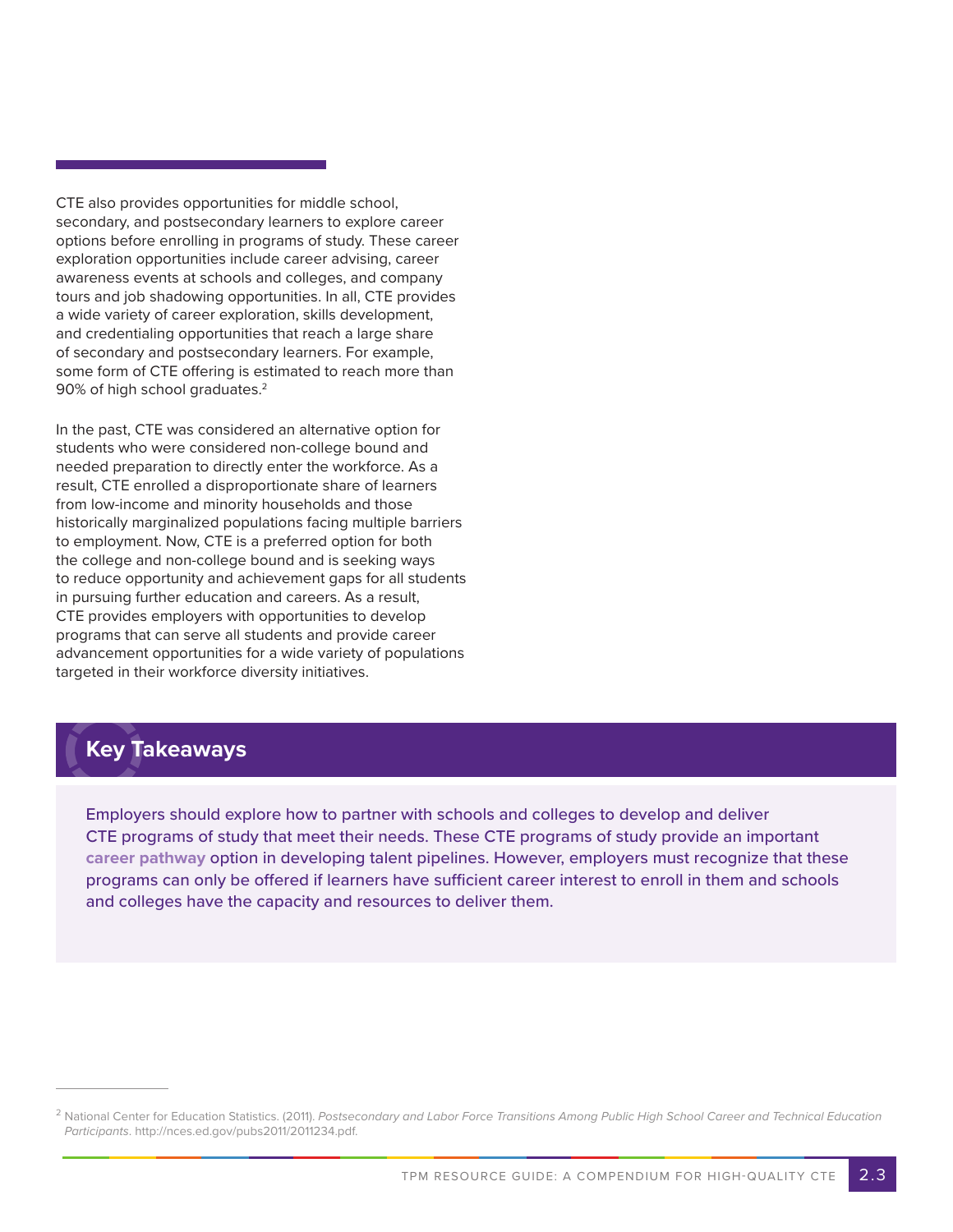CTE also provides opportunities for middle school, secondary, and postsecondary learners to explore career options before enrolling in programs of study. These career exploration opportunities include career advising, career awareness events at schools and colleges, and company tours and job shadowing opportunities. In all, CTE provides a wide variety of career exploration, skills development, and credentialing opportunities that reach a large share of secondary and postsecondary learners. For example, some form of CTE offering is estimated to reach more than 90% of high school graduates.[2]

In the past, CTE was considered an alternative option for students who were considered non-college bound and needed preparation to directly enter the workforce. As a result, CTE enrolled a disproportionate share of learners from low-income and minority households and those historically marginalized populations facing multiple barriers to employment. Now, CTE is a preferred option for both the college and non-college bound and is seeking ways to reduce opportunity and achievement gaps for all students in pursuing further education and careers. As a result, CTE provides employers with opportunities to develop programs that can serve all students and provide career advancement opportunities for a wide variety of populations targeted in their workforce diversity initiatives.

## Key Takeaways

Employers should explore how to partner with schools and colleges to develop and deliver CTE programs of study that meet their needs. These CTE programs of study provide an important **career pathway** option in developing talent pipelines. However, employers must recognize that these programs can only be offered if learners have sufficient career interest to enroll in them and schools and colleges have the capacity and resources to deliver them.

---

[2] National Center for Education Statistics. (2011). *Postsecondary and Labor Force Transitions Among Public High School Career and Technical Education Participants*. http://nces.ed.gov/pubs2011/2011234.pdf.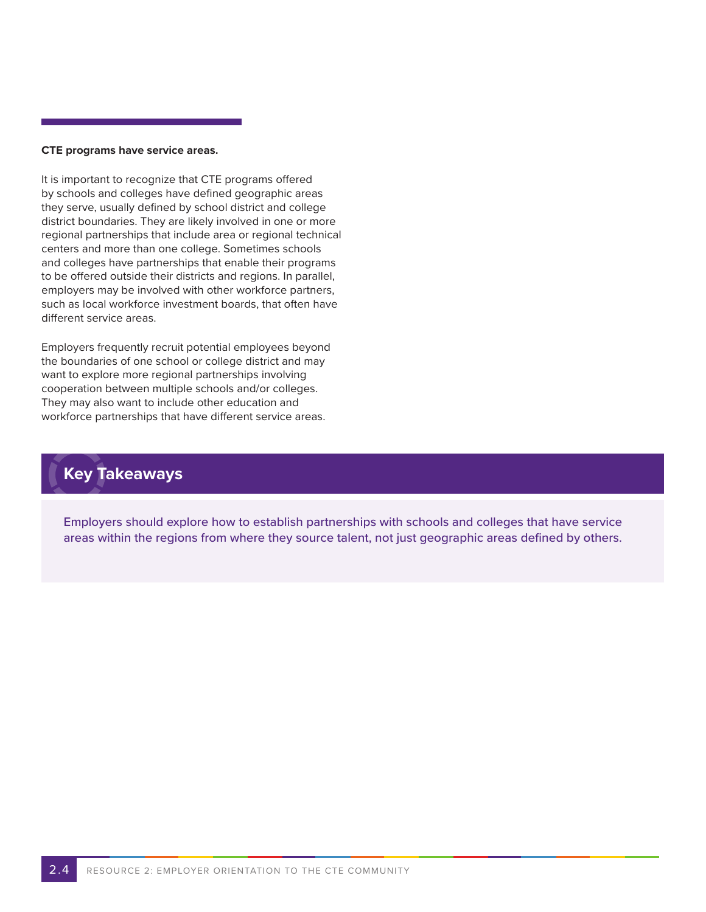**CTE programs have service areas.**

It is important to recognize that CTE programs offered by schools and colleges have defined geographic areas they serve, usually defined by school district and college district boundaries. They are likely involved in one or more regional partnerships that include area or regional technical centers and more than one college. Sometimes schools and colleges have partnerships that enable their programs to be offered outside their districts and regions. In parallel, employers may be involved with other workforce partners, such as local workforce investment boards, that often have different service areas.

Employers frequently recruit potential employees beyond the boundaries of one school or college district and may want to explore more regional partnerships involving cooperation between multiple schools and/or colleges. They may also want to include other education and workforce partnerships that have different service areas.

## Key Takeaways

Employers should explore how to establish partnerships with schools and colleges that have service areas within the regions from where they source talent, not just geographic areas defined by others.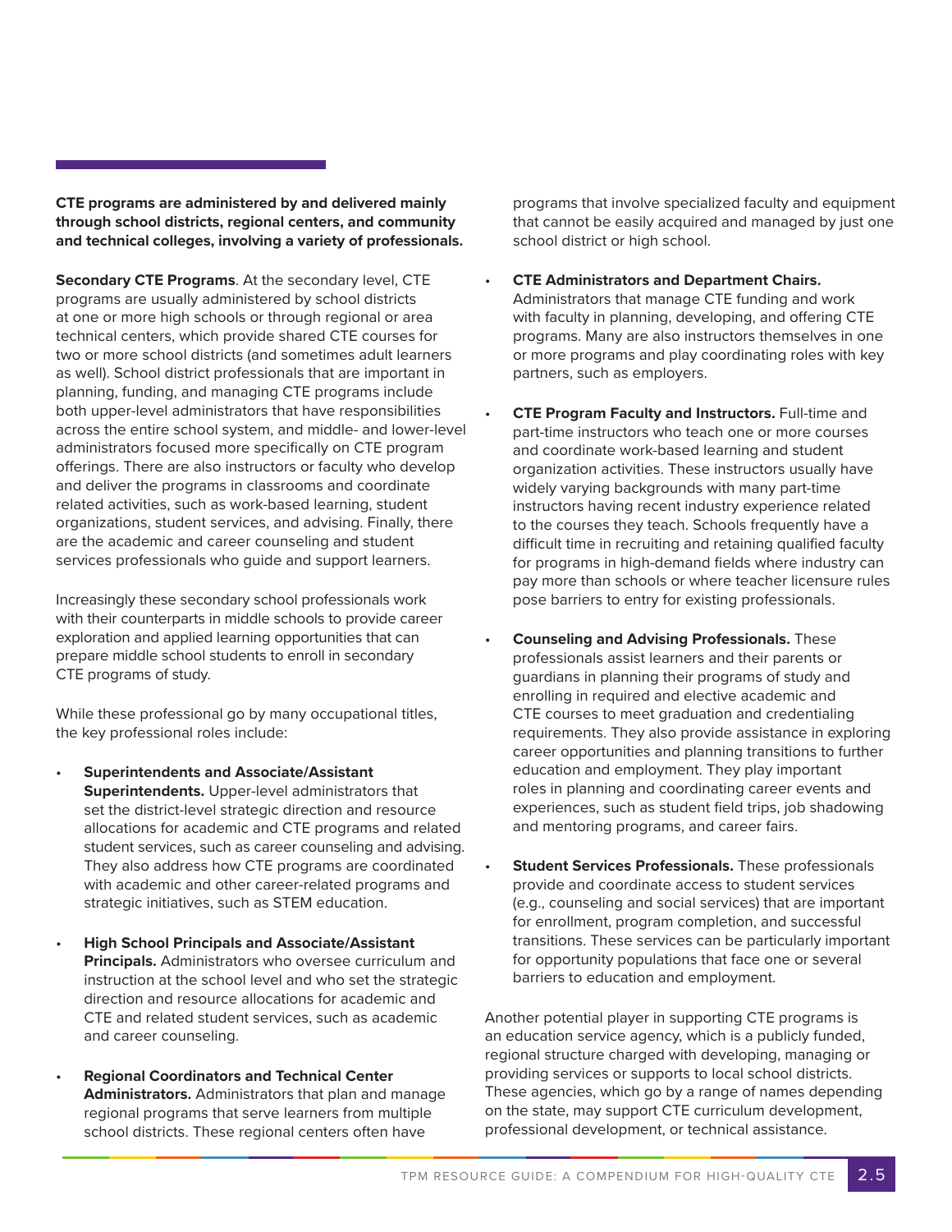**CTE programs are administered by and delivered mainly through school districts, regional centers, and community and technical colleges, involving a variety of professionals.**

**Secondary CTE Programs**. At the secondary level, CTE programs are usually administered by school districts at one or more high schools or through regional or area technical centers, which provide shared CTE courses for two or more school districts (and sometimes adult learners as well). School district professionals that are important in planning, funding, and managing CTE programs include both upper-level administrators that have responsibilities across the entire school system, and middle- and lower-level administrators focused more specifically on CTE program offerings. There are also instructors or faculty who develop and deliver the programs in classrooms and coordinate related activities, such as work-based learning, student organizations, student services, and advising. Finally, there are the academic and career counseling and student services professionals who guide and support learners.

Increasingly these secondary school professionals work with their counterparts in middle schools to provide career exploration and applied learning opportunities that can prepare middle school students to enroll in secondary CTE programs of study.

While these professional go by many occupational titles, the key professional roles include:

- **Superintendents and Associate/Assistant Superintendents.** Upper-level administrators that set the district-level strategic direction and resource allocations for academic and CTE programs and related student services, such as career counseling and advising. They also address how CTE programs are coordinated with academic and other career-related programs and strategic initiatives, such as STEM education.

- **High School Principals and Associate/Assistant Principals.** Administrators who oversee curriculum and instruction at the school level and who set the strategic direction and resource allocations for academic and CTE and related student services, such as academic and career counseling.

- **Regional Coordinators and Technical Center Administrators.** Administrators that plan and manage regional programs that serve learners from multiple school districts. These regional centers often have programs that involve specialized faculty and equipment that cannot be easily acquired and managed by just one school district or high school.

- **CTE Administrators and Department Chairs.** Administrators that manage CTE funding and work with faculty in planning, developing, and offering CTE programs. Many are also instructors themselves in one or more programs and play coordinating roles with key partners, such as employers.

- **CTE Program Faculty and Instructors.** Full-time and part-time instructors who teach one or more courses and coordinate work-based learning and student organization activities. These instructors usually have widely varying backgrounds with many part-time instructors having recent industry experience related to the courses they teach. Schools frequently have a difficult time in recruiting and retaining qualified faculty for programs in high-demand fields where industry can pay more than schools or where teacher licensure rules pose barriers to entry for existing professionals.

- **Counseling and Advising Professionals.** These professionals assist learners and their parents or guardians in planning their programs of study and enrolling in required and elective academic and CTE courses to meet graduation and credentialing requirements. They also provide assistance in exploring career opportunities and planning transitions to further education and employment. They play important roles in planning and coordinating career events and experiences, such as student field trips, job shadowing and mentoring programs, and career fairs.

- **Student Services Professionals.** These professionals provide and coordinate access to student services (e.g., counseling and social services) that are important for enrollment, program completion, and successful transitions. These services can be particularly important for opportunity populations that face one or several barriers to education and employment.

Another potential player in supporting CTE programs is an education service agency, which is a publicly funded, regional structure charged with developing, managing or providing services or supports to local school districts. These agencies, which go by a range of names depending on the state, may support CTE curriculum development, professional development, or technical assistance.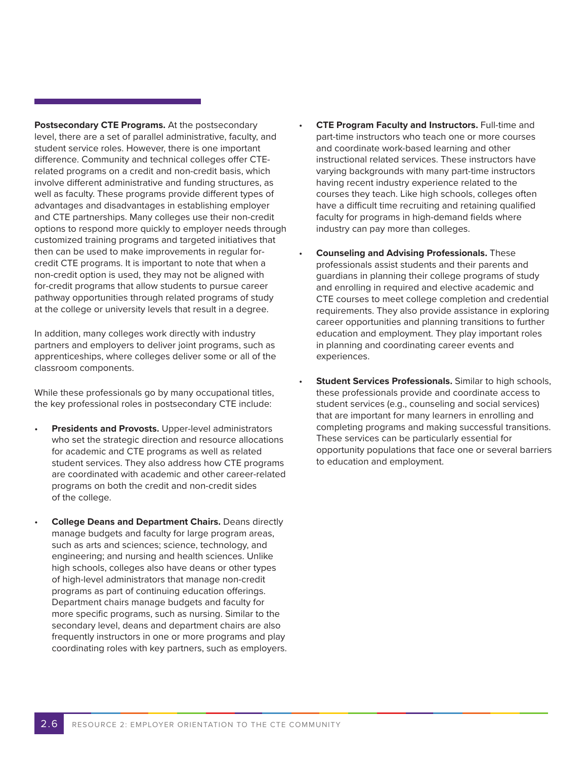**Postsecondary CTE Programs.** At the postsecondary level, there are a set of parallel administrative, faculty, and student service roles. However, there is one important difference. Community and technical colleges offer CTE-related programs on a credit and non-credit basis, which involve different administrative and funding structures, as well as faculty. These programs provide different types of advantages and disadvantages in establishing employer and CTE partnerships. Many colleges use their non-credit options to respond more quickly to employer needs through customized training programs and targeted initiatives that then can be used to make improvements in regular for-credit CTE programs. It is important to note that when a non-credit option is used, they may not be aligned with for-credit programs that allow students to pursue career pathway opportunities through related programs of study at the college or university levels that result in a degree.

In addition, many colleges work directly with industry partners and employers to deliver joint programs, such as apprenticeships, where colleges deliver some or all of the classroom components.

While these professionals go by many occupational titles, the key professional roles in postsecondary CTE include:

- **Presidents and Provosts.** Upper-level administrators who set the strategic direction and resource allocations for academic and CTE programs as well as related student services. They also address how CTE programs are coordinated with academic and other career-related programs on both the credit and non-credit sides of the college.
- **College Deans and Department Chairs.** Deans directly manage budgets and faculty for large program areas, such as arts and sciences; science, technology, and engineering; and nursing and health sciences. Unlike high schools, colleges also have deans or other types of high-level administrators that manage non-credit programs as part of continuing education offerings. Department chairs manage budgets and faculty for more specific programs, such as nursing. Similar to the secondary level, deans and department chairs are also frequently instructors in one or more programs and play coordinating roles with key partners, such as employers.
- **CTE Program Faculty and Instructors.** Full-time and part-time instructors who teach one or more courses and coordinate work-based learning and other instructional related services. These instructors have varying backgrounds with many part-time instructors having recent industry experience related to the courses they teach. Like high schools, colleges often have a difficult time recruiting and retaining qualified faculty for programs in high-demand fields where industry can pay more than colleges.
- **Counseling and Advising Professionals.** These professionals assist students and their parents and guardians in planning their college programs of study and enrolling in required and elective academic and CTE courses to meet college completion and credential requirements. They also provide assistance in exploring career opportunities and planning transitions to further education and employment. They play important roles in planning and coordinating career events and experiences.
- **Student Services Professionals.** Similar to high schools, these professionals provide and coordinate access to student services (e.g., counseling and social services) that are important for many learners in enrolling and completing programs and making successful transitions. These services can be particularly essential for opportunity populations that face one or several barriers to education and employment.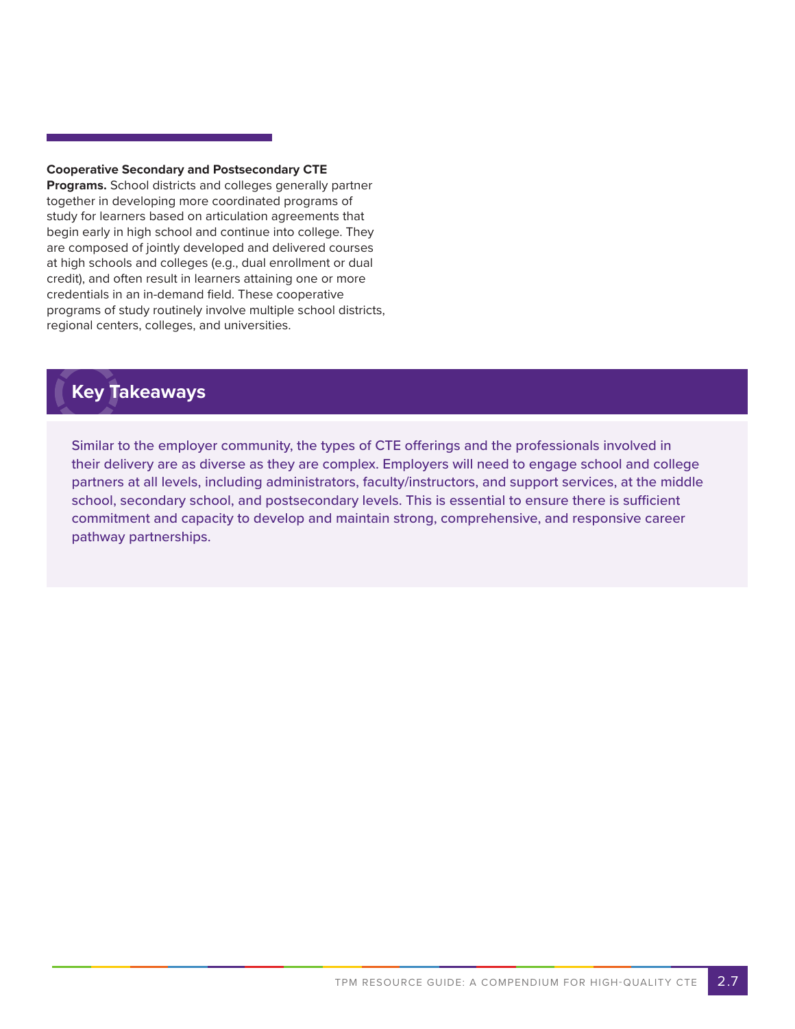**Cooperative Secondary and Postsecondary CTE Programs.** School districts and colleges generally partner together in developing more coordinated programs of study for learners based on articulation agreements that begin early in high school and continue into college. They are composed of jointly developed and delivered courses at high schools and colleges (e.g., dual enrollment or dual credit), and often result in learners attaining one or more credentials in an in-demand field. These cooperative programs of study routinely involve multiple school districts, regional centers, colleges, and universities.

## Key Takeaways

Similar to the employer community, the types of CTE offerings and the professionals involved in their delivery are as diverse as they are complex. Employers will need to engage school and college partners at all levels, including administrators, faculty/instructors, and support services, at the middle school, secondary school, and postsecondary levels. This is essential to ensure there is sufficient commitment and capacity to develop and maintain strong, comprehensive, and responsive career pathway partnerships.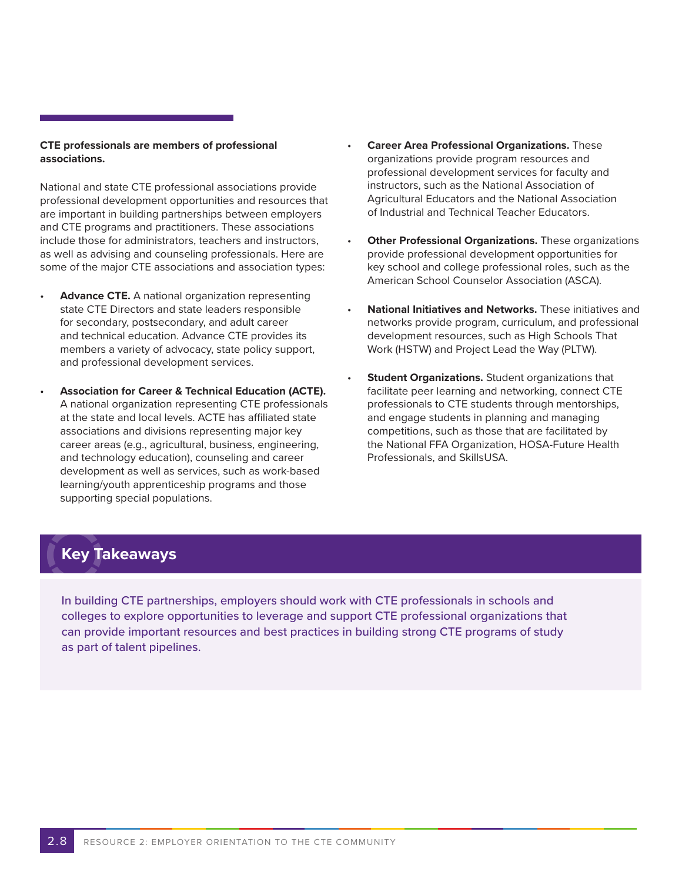**CTE professionals are members of professional associations.**

National and state CTE professional associations provide professional development opportunities and resources that are important in building partnerships between employers and CTE programs and practitioners. These associations include those for administrators, teachers and instructors, as well as advising and counseling professionals. Here are some of the major CTE associations and association types:

- **Advance CTE.** A national organization representing state CTE Directors and state leaders responsible for secondary, postsecondary, and adult career and technical education. Advance CTE provides its members a variety of advocacy, state policy support, and professional development services.
- **Association for Career & Technical Education (ACTE).** A national organization representing CTE professionals at the state and local levels. ACTE has affiliated state associations and divisions representing major key career areas (e.g., agricultural, business, engineering, and technology education), counseling and career development as well as services, such as work-based learning/youth apprenticeship programs and those supporting special populations.
- **Career Area Professional Organizations.** These organizations provide program resources and professional development services for faculty and instructors, such as the National Association of Agricultural Educators and the National Association of Industrial and Technical Teacher Educators.
- **Other Professional Organizations.** These organizations provide professional development opportunities for key school and college professional roles, such as the American School Counselor Association (ASCA).
- **National Initiatives and Networks.** These initiatives and networks provide program, curriculum, and professional development resources, such as High Schools That Work (HSTW) and Project Lead the Way (PLTW).
- **Student Organizations.** Student organizations that facilitate peer learning and networking, connect CTE professionals to CTE students through mentorships, and engage students in planning and managing competitions, such as those that are facilitated by the National FFA Organization, HOSA-Future Health Professionals, and SkillsUSA.

## Key Takeaways

In building CTE partnerships, employers should work with CTE professionals in schools and colleges to explore opportunities to leverage and support CTE professional organizations that can provide important resources and best practices in building strong CTE programs of study as part of talent pipelines.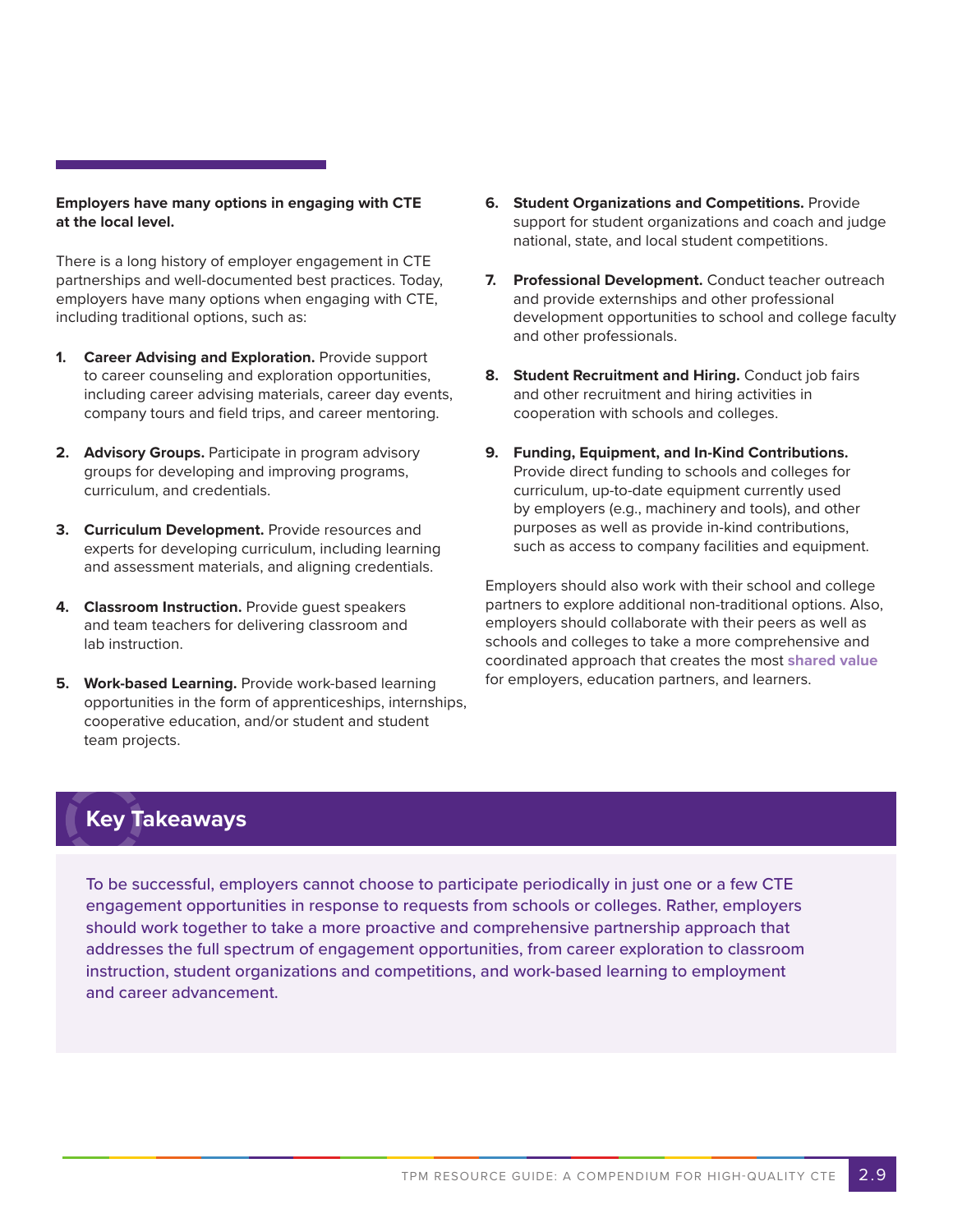**Employers have many options in engaging with CTE at the local level.**

There is a long history of employer engagement in CTE partnerships and well-documented best practices. Today, employers have many options when engaging with CTE, including traditional options, such as:

1. **Career Advising and Exploration.** Provide support to career counseling and exploration opportunities, including career advising materials, career day events, company tours and field trips, and career mentoring.

2. **Advisory Groups.** Participate in program advisory groups for developing and improving programs, curriculum, and credentials.

3. **Curriculum Development.** Provide resources and experts for developing curriculum, including learning and assessment materials, and aligning credentials.

4. **Classroom Instruction.** Provide guest speakers and team teachers for delivering classroom and lab instruction.

5. **Work-based Learning.** Provide work-based learning opportunities in the form of apprenticeships, internships, cooperative education, and/or student and student team projects.

6. **Student Organizations and Competitions.** Provide support for student organizations and coach and judge national, state, and local student competitions.

7. **Professional Development.** Conduct teacher outreach and provide externships and other professional development opportunities to school and college faculty and other professionals.

8. **Student Recruitment and Hiring.** Conduct job fairs and other recruitment and hiring activities in cooperation with schools and colleges.

9. **Funding, Equipment, and In-Kind Contributions.** Provide direct funding to schools and colleges for curriculum, up-to-date equipment currently used by employers (e.g., machinery and tools), and other purposes as well as provide in-kind contributions, such as access to company facilities and equipment.

Employers should also work with their school and college partners to explore additional non-traditional options. Also, employers should collaborate with their peers as well as schools and colleges to take a more comprehensive and coordinated approach that creates the most **shared value** for employers, education partners, and learners.

## Key Takeaways

To be successful, employers cannot choose to participate periodically in just one or a few CTE engagement opportunities in response to requests from schools or colleges. Rather, employers should work together to take a more proactive and comprehensive partnership approach that addresses the full spectrum of engagement opportunities, from career exploration to classroom instruction, student organizations and competitions, and work-based learning to employment and career advancement.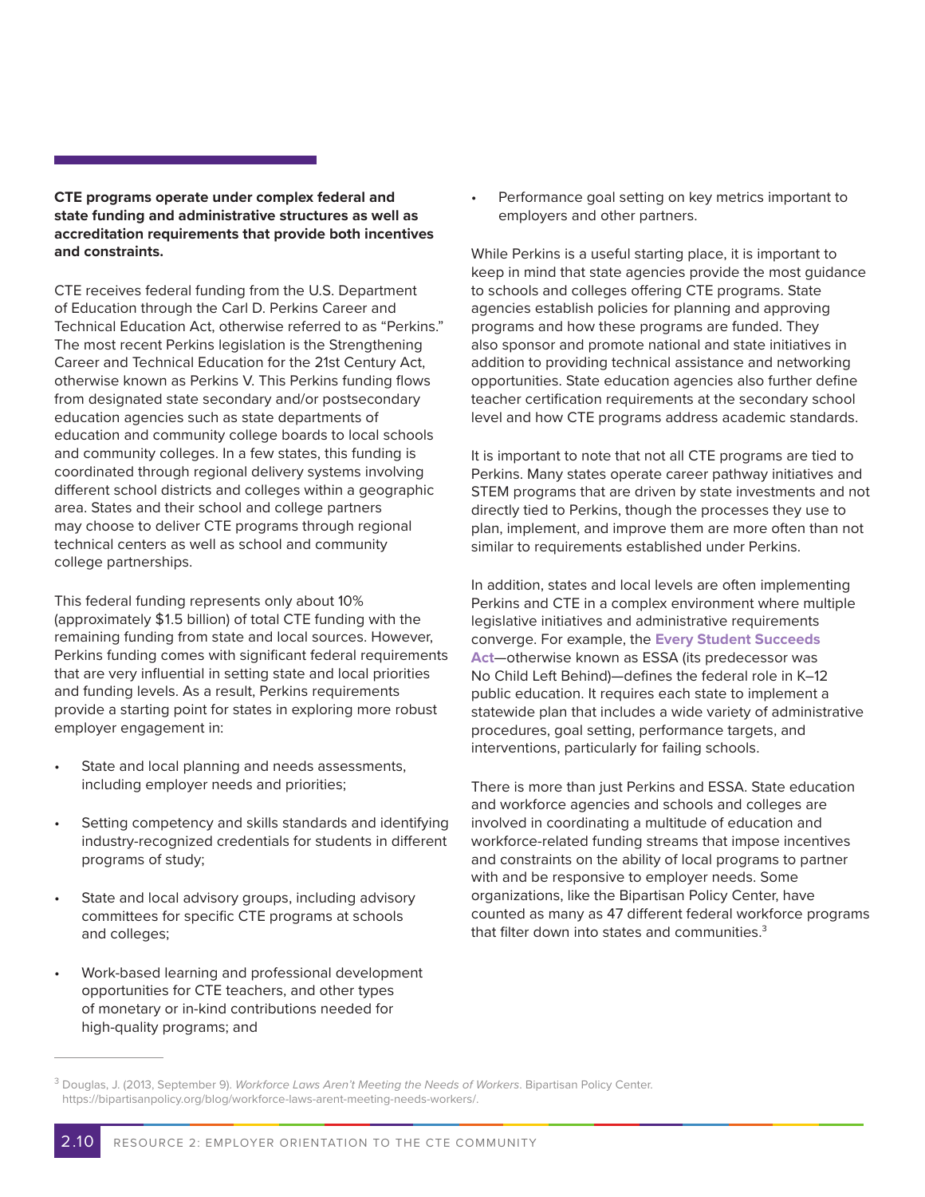**CTE programs operate under complex federal and state funding and administrative structures as well as accreditation requirements that provide both incentives and constraints.**

CTE receives federal funding from the U.S. Department of Education through the Carl D. Perkins Career and Technical Education Act, otherwise referred to as "Perkins." The most recent Perkins legislation is the Strengthening Career and Technical Education for the 21st Century Act, otherwise known as Perkins V. This Perkins funding flows from designated state secondary and/or postsecondary education agencies such as state departments of education and community college boards to local schools and community colleges. In a few states, this funding is coordinated through regional delivery systems involving different school districts and colleges within a geographic area. States and their school and college partners may choose to deliver CTE programs through regional technical centers as well as school and community college partnerships.

This federal funding represents only about 10% (approximately $1.5 billion) of total CTE funding with the remaining funding from state and local sources. However, Perkins funding comes with significant federal requirements that are very influential in setting state and local priorities and funding levels. As a result, Perkins requirements provide a starting point for states in exploring more robust employer engagement in:

- State and local planning and needs assessments, including employer needs and priorities;
- Setting competency and skills standards and identifying industry-recognized credentials for students in different programs of study;
- State and local advisory groups, including advisory committees for specific CTE programs at schools and colleges;
- Work-based learning and professional development opportunities for CTE teachers, and other types of monetary or in-kind contributions needed for high-quality programs; and
- Performance goal setting on key metrics important to employers and other partners.

While Perkins is a useful starting place, it is important to keep in mind that state agencies provide the most guidance to schools and colleges offering CTE programs. State agencies establish policies for planning and approving programs and how these programs are funded. They also sponsor and promote national and state initiatives in addition to providing technical assistance and networking opportunities. State education agencies also further define teacher certification requirements at the secondary school level and how CTE programs address academic standards.

It is important to note that not all CTE programs are tied to Perkins. Many states operate career pathway initiatives and STEM programs that are driven by state investments and not directly tied to Perkins, though the processes they use to plan, implement, and improve them are more often than not similar to requirements established under Perkins.

In addition, states and local levels are often implementing Perkins and CTE in a complex environment where multiple legislative initiatives and administrative requirements converge. For example, the **Every Student Succeeds Act**—otherwise known as ESSA (its predecessor was No Child Left Behind)—defines the federal role in K–12 public education. It requires each state to implement a statewide plan that includes a wide variety of administrative procedures, goal setting, performance targets, and interventions, particularly for failing schools.

There is more than just Perkins and ESSA. State education and workforce agencies and schools and colleges are involved in coordinating a multitude of education and workforce-related funding streams that impose incentives and constraints on the ability of local programs to partner with and be responsive to employer needs. Some organizations, like the Bipartisan Policy Center, have counted as many as 47 different federal workforce programs that filter down into states and communities.[3]

---

[3] Douglas, J. (2013, September 9). *Workforce Laws Aren't Meeting the Needs of Workers*. Bipartisan Policy Center. https://bipartisanpolicy.org/blog/workforce-laws-arent-meeting-needs-workers/.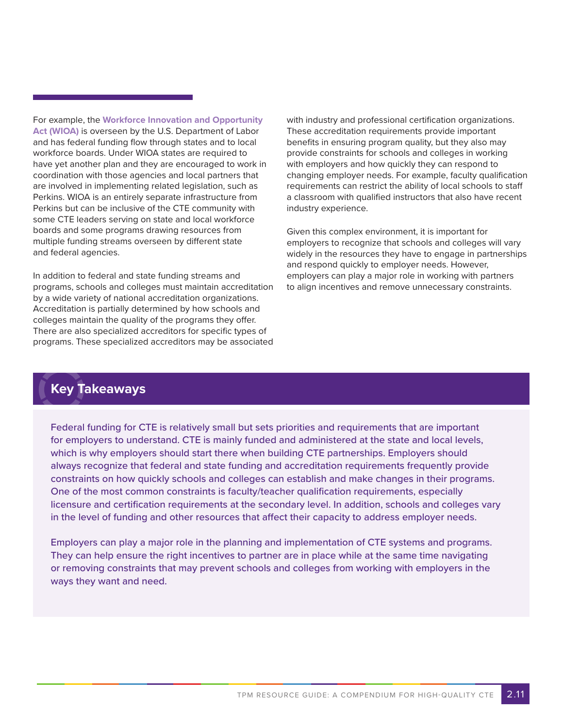For example, the **Workforce Innovation and Opportunity Act (WIOA)** is overseen by the U.S. Department of Labor and has federal funding flow through states and to local workforce boards. Under WIOA states are required to have yet another plan and they are encouraged to work in coordination with those agencies and local partners that are involved in implementing related legislation, such as Perkins. WIOA is an entirely separate infrastructure from Perkins but can be inclusive of the CTE community with some CTE leaders serving on state and local workforce boards and some programs drawing resources from multiple funding streams overseen by different state and federal agencies.

In addition to federal and state funding streams and programs, schools and colleges must maintain accreditation by a wide variety of national accreditation organizations. Accreditation is partially determined by how schools and colleges maintain the quality of the programs they offer. There are also specialized accreditors for specific types of programs. These specialized accreditors may be associated with industry and professional certification organizations. These accreditation requirements provide important benefits in ensuring program quality, but they also may provide constraints for schools and colleges in working with employers and how quickly they can respond to changing employer needs. For example, faculty qualification requirements can restrict the ability of local schools to staff a classroom with qualified instructors that also have recent industry experience.

Given this complex environment, it is important for employers to recognize that schools and colleges will vary widely in the resources they have to engage in partnerships and respond quickly to employer needs. However, employers can play a major role in working with partners to align incentives and remove unnecessary constraints.

## Key Takeaways

Federal funding for CTE is relatively small but sets priorities and requirements that are important for employers to understand. CTE is mainly funded and administered at the state and local levels, which is why employers should start there when building CTE partnerships. Employers should always recognize that federal and state funding and accreditation requirements frequently provide constraints on how quickly schools and colleges can establish and make changes in their programs. One of the most common constraints is faculty/teacher qualification requirements, especially licensure and certification requirements at the secondary level. In addition, schools and colleges vary in the level of funding and other resources that affect their capacity to address employer needs.

Employers can play a major role in the planning and implementation of CTE systems and programs. They can help ensure the right incentives to partner are in place while at the same time navigating or removing constraints that may prevent schools and colleges from working with employers in the ways they want and need.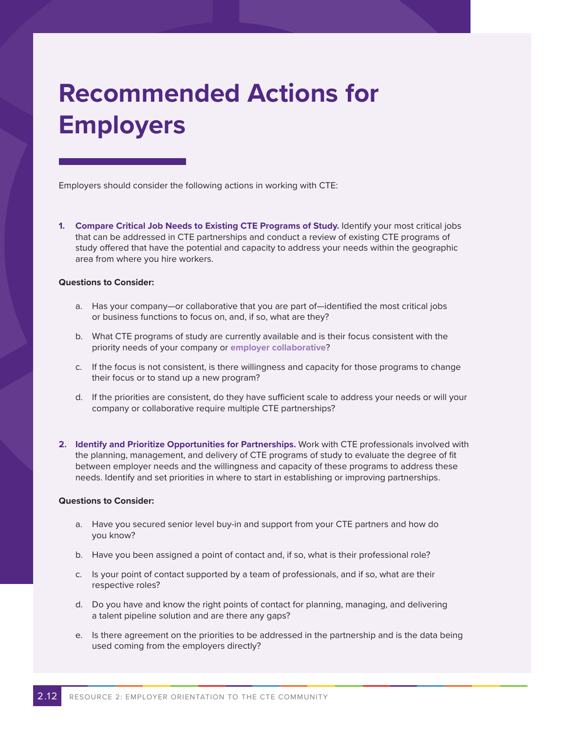# Recommended Actions for Employers

Employers should consider the following actions in working with CTE:

1. **Compare Critical Job Needs to Existing CTE Programs of Study.** Identify your most critical jobs that can be addressed in CTE partnerships and conduct a review of existing CTE programs of study offered that have the potential and capacity to address your needs within the geographic area from where you hire workers.

**Questions to Consider:**

   a. Has your company—or collaborative that you are part of—identified the most critical jobs or business functions to focus on, and, if so, what are they?

   b. What CTE programs of study are currently available and is their focus consistent with the priority needs of your company or **employer collaborative**?

   c. If the focus is not consistent, is there willingness and capacity for those programs to change their focus or to stand up a new program?

   d. If the priorities are consistent, do they have sufficient scale to address your needs or will your company or collaborative require multiple CTE partnerships?

2. **Identify and Prioritize Opportunities for Partnerships.** Work with CTE professionals involved with the planning, management, and delivery of CTE programs of study to evaluate the degree of fit between employer needs and the willingness and capacity of these programs to address these needs. Identify and set priorities in where to start in establishing or improving partnerships.

**Questions to Consider:**

   a. Have you secured senior level buy-in and support from your CTE partners and how do you know?

   b. Have you been assigned a point of contact and, if so, what is their professional role?

   c. Is your point of contact supported by a team of professionals, and if so, what are their respective roles?

   d. Do you have and know the right points of contact for planning, managing, and delivering a talent pipeline solution and are there any gaps?

   e. Is there agreement on the priorities to be addressed in the partnership and is the data being used coming from the employers directly?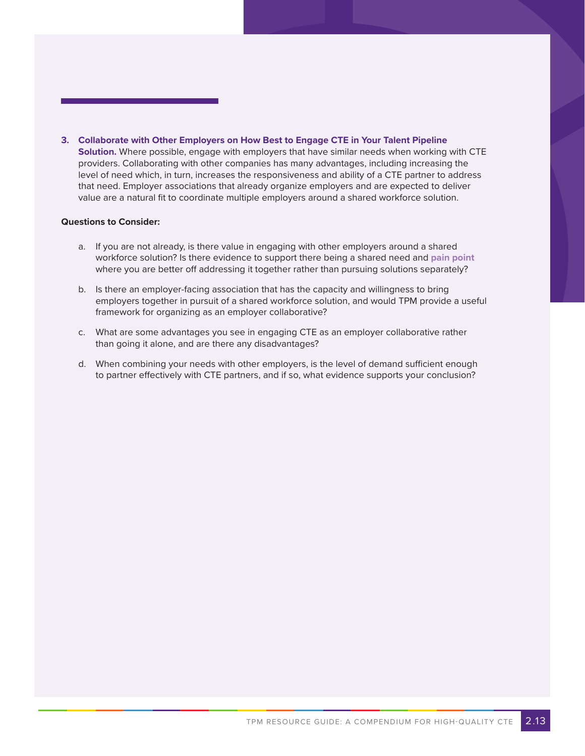3. **Collaborate with Other Employers on How Best to Engage CTE in Your Talent Pipeline Solution.** Where possible, engage with employers that have similar needs when working with CTE providers. Collaborating with other companies has many advantages, including increasing the level of need which, in turn, increases the responsiveness and ability of a CTE partner to address that need. Employer associations that already organize employers and are expected to deliver value are a natural fit to coordinate multiple employers around a shared workforce solution.

**Questions to Consider:**

a. If you are not already, is there value in engaging with other employers around a shared workforce solution? Is there evidence to support there being a shared need and **pain point** where you are better off addressing it together rather than pursuing solutions separately?

b. Is there an employer-facing association that has the capacity and willingness to bring employers together in pursuit of a shared workforce solution, and would TPM provide a useful framework for organizing as an employer collaborative?

c. What are some advantages you see in engaging CTE as an employer collaborative rather than going it alone, and are there any disadvantages?

d. When combining your needs with other employers, is the level of demand sufficient enough to partner effectively with CTE partners, and if so, what evidence supports your conclusion?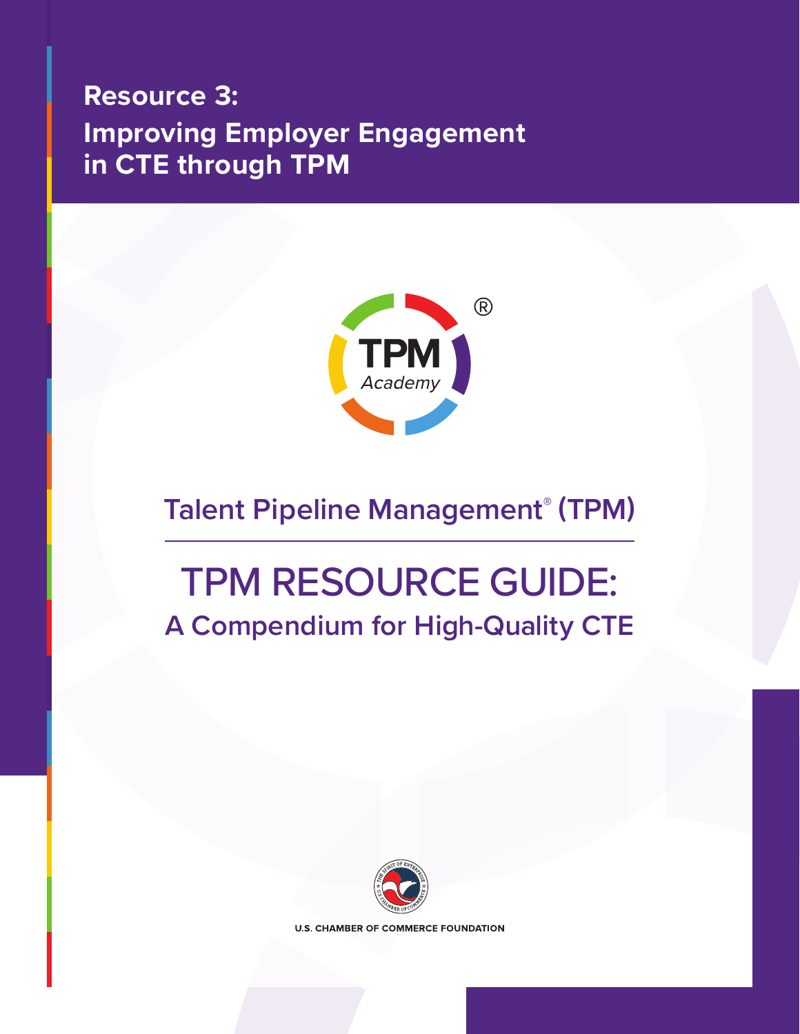# Resource 3: Improving Employer Engagement in CTE through TPM

Talent Pipeline Management® (TPM)

# TPM RESOURCE GUIDE:

## A Compendium for High-Quality CTE

U.S. CHAMBER OF COMMERCE FOUNDATION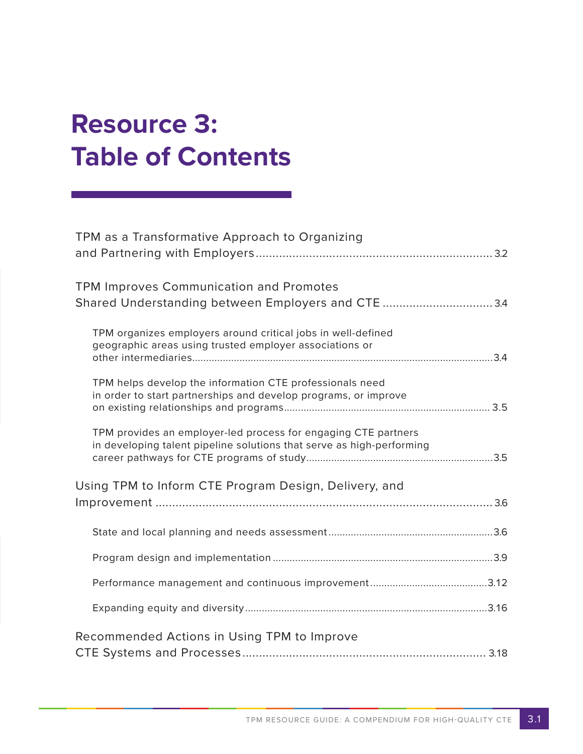# Resource 3: Table of Contents

TPM as a Transformative Approach to Organizing and Partnering with Employers........................................................................3.2

TPM Improves Communication and Promotes Shared Understanding between Employers and CTE ................................3.4

- TPM organizes employers around critical jobs in well-defined geographic areas using trusted employer associations or other intermediaries..........................................................................................................3.4

- TPM helps develop the information CTE professionals need in order to start partnerships and develop programs, or improve on existing relationships and programs........................................................................ 3.5

- TPM provides an employer-led process for engaging CTE partners in developing talent pipeline solutions that serve as high-performing career pathways for CTE programs of study..................................................................3.5

Using TPM to Inform CTE Program Design, Delivery, and Improvement ........................................................................................3.6

- State and local planning and needs assessment..........................................................3.6

- Program design and implementation ..............................................................................3.9

- Performance management and continuous improvement..........................................3.12

- Expanding equity and diversity......................................................................................3.16

Recommended Actions in Using TPM to Improve CTE Systems and Processes........................................................................ 3.18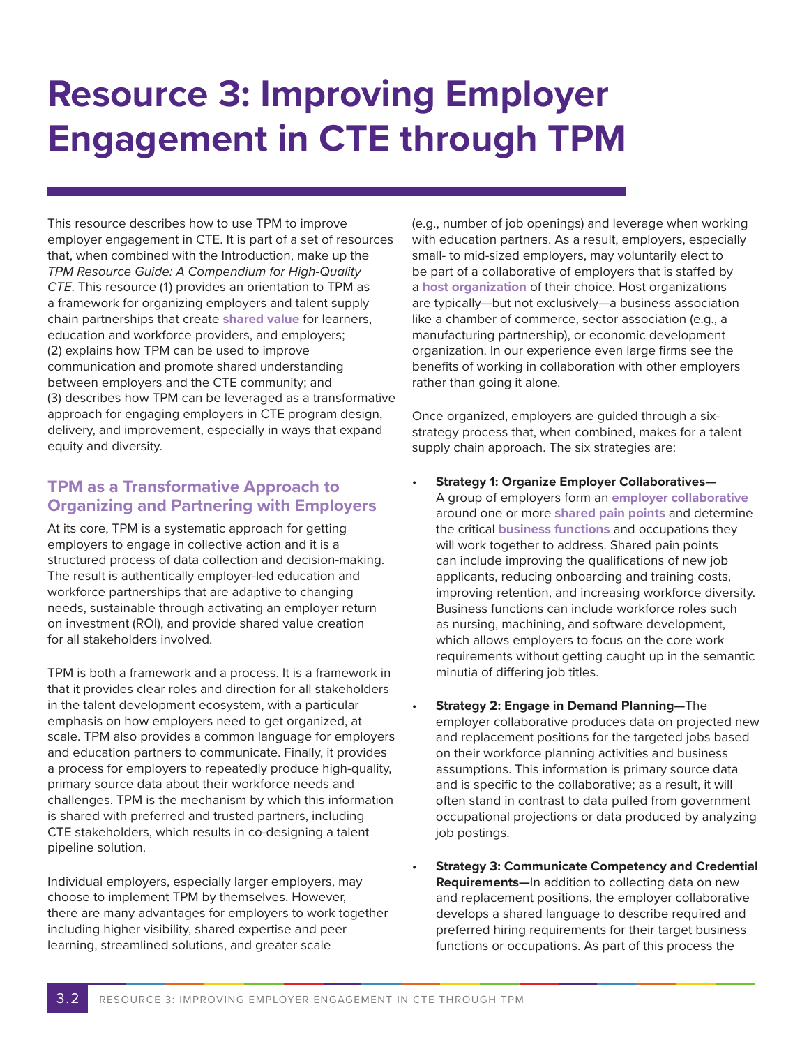# Resource 3: Improving Employer Engagement in CTE through TPM

This resource describes how to use TPM to improve employer engagement in CTE. It is part of a set of resources that, when combined with the Introduction, make up the *TPM Resource Guide: A Compendium for High-Quality CTE*. This resource (1) provides an orientation to TPM as a framework for organizing employers and talent supply chain partnerships that create **shared value** for learners, education and workforce providers, and employers; (2) explains how TPM can be used to improve communication and promote shared understanding between employers and the CTE community; and (3) describes how TPM can be leveraged as a transformative approach for engaging employers in CTE program design, delivery, and improvement, especially in ways that expand equity and diversity.

## TPM as a Transformative Approach to Organizing and Partnering with Employers

At its core, TPM is a systematic approach for getting employers to engage in collective action and it is a structured process of data collection and decision-making. The result is authentically employer-led education and workforce partnerships that are adaptive to changing needs, sustainable through activating an employer return on investment (ROI), and provide shared value creation for all stakeholders involved.

TPM is both a framework and a process. It is a framework in that it provides clear roles and direction for all stakeholders in the talent development ecosystem, with a particular emphasis on how employers need to get organized, at scale. TPM also provides a common language for employers and education partners to communicate. Finally, it provides a process for employers to repeatedly produce high-quality, primary source data about their workforce needs and challenges. TPM is the mechanism by which this information is shared with preferred and trusted partners, including CTE stakeholders, which results in co-designing a talent pipeline solution.

Individual employers, especially larger employers, may choose to implement TPM by themselves. However, there are many advantages for employers to work together including higher visibility, shared expertise and peer learning, streamlined solutions, and greater scale (e.g., number of job openings) and leverage when working with education partners. As a result, employers, especially small- to mid-sized employers, may voluntarily elect to be part of a collaborative of employers that is staffed by a **host organization** of their choice. Host organizations are typically—but not exclusively—a business association like a chamber of commerce, sector association (e.g., a manufacturing partnership), or economic development organization. In our experience even large firms see the benefits of working in collaboration with other employers rather than going it alone.

Once organized, employers are guided through a six-strategy process that, when combined, makes for a talent supply chain approach. The six strategies are:

- **Strategy 1: Organize Employer Collaboratives—** A group of employers form an **employer collaborative** around one or more **shared pain points** and determine the critical **business functions** and occupations they will work together to address. Shared pain points can include improving the qualifications of new job applicants, reducing onboarding and training costs, improving retention, and increasing workforce diversity. Business functions can include workforce roles such as nursing, machining, and software development, which allows employers to focus on the core work requirements without getting caught up in the semantic minutia of differing job titles.
- **Strategy 2: Engage in Demand Planning—**The employer collaborative produces data on projected new and replacement positions for the targeted jobs based on their workforce planning activities and business assumptions. This information is primary source data and is specific to the collaborative; as a result, it will often stand in contrast to data pulled from government occupational projections or data produced by analyzing job postings.
- **Strategy 3: Communicate Competency and Credential Requirements—**In addition to collecting data on new and replacement positions, the employer collaborative develops a shared language to describe required and preferred hiring requirements for their target business functions or occupations. As part of this process the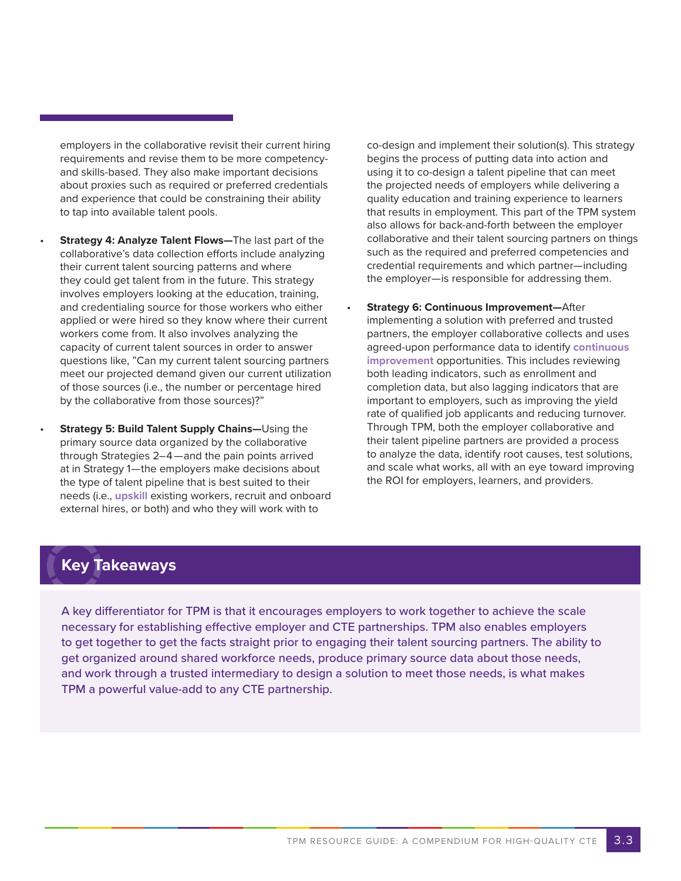employers in the collaborative revisit their current hiring requirements and revise them to be more competency- and skills-based. They also make important decisions about proxies such as required or preferred credentials and experience that could be constraining their ability to tap into available talent pools.

- **Strategy 4: Analyze Talent Flows—**The last part of the collaborative's data collection efforts include analyzing their current talent sourcing patterns and where they could get talent from in the future. This strategy involves employers looking at the education, training, and credentialing source for those workers who either applied or were hired so they know where their current workers come from. It also involves analyzing the capacity of current talent sources in order to answer questions like, "Can my current talent sourcing partners meet our projected demand given our current utilization of those sources (i.e., the number or percentage hired by the collaborative from those sources)?"

- **Strategy 5: Build Talent Supply Chains—**Using the primary source data organized by the collaborative through Strategies 2–4—and the pain points arrived at in Strategy 1—the employers make decisions about the type of talent pipeline that is best suited to their needs (i.e., **upskill** existing workers, recruit and onboard external hires, or both) and who they will work with to co-design and implement their solution(s). This strategy begins the process of putting data into action and using it to co-design a talent pipeline that can meet the projected needs of employers while delivering a quality education and training experience to learners that results in employment. This part of the TPM system also allows for back-and-forth between the employer collaborative and their talent sourcing partners on things such as the required and preferred competencies and credential requirements and which partner—including the employer—is responsible for addressing them.

- **Strategy 6: Continuous Improvement—**After implementing a solution with preferred and trusted partners, the employer collaborative collects and uses agreed-upon performance data to identify **continuous improvement** opportunities. This includes reviewing both leading indicators, such as enrollment and completion data, but also lagging indicators that are important to employers, such as improving the yield rate of qualified job applicants and reducing turnover. Through TPM, both the employer collaborative and their talent pipeline partners are provided a process to analyze the data, identify root causes, test solutions, and scale what works, all with an eye toward improving the ROI for employers, learners, and providers.

## Key Takeaways

A key differentiator for TPM is that it encourages employers to work together to achieve the scale necessary for establishing effective employer and CTE partnerships. TPM also enables employers to get together to get the facts straight prior to engaging their talent sourcing partners. The ability to get organized around shared workforce needs, produce primary source data about those needs, and work through a trusted intermediary to design a solution to meet those needs, is what makes TPM a powerful value-add to any CTE partnership.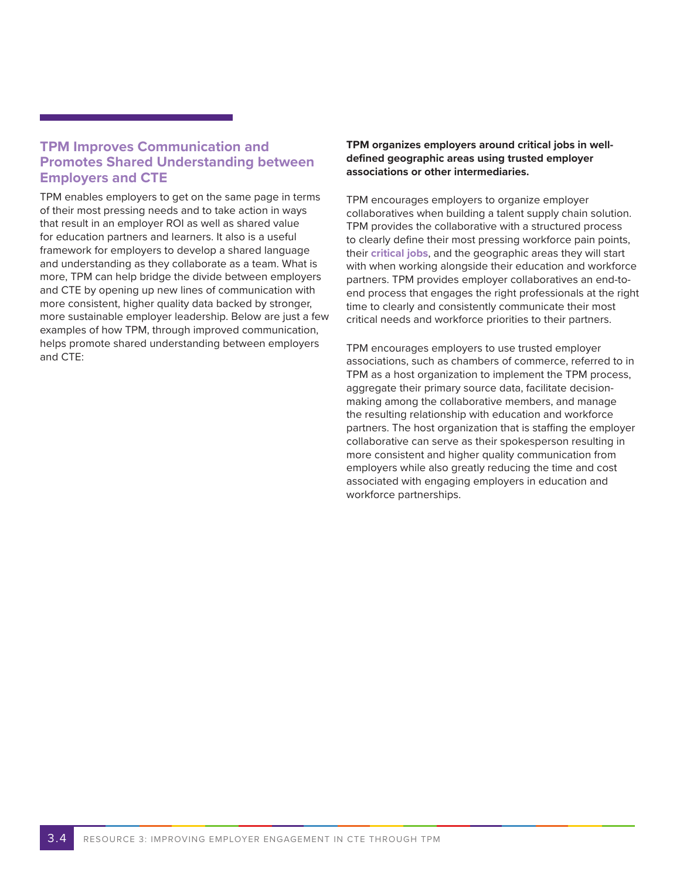## TPM Improves Communication and Promotes Shared Understanding between Employers and CTE

TPM enables employers to get on the same page in terms of their most pressing needs and to take action in ways that result in an employer ROI as well as shared value for education partners and learners. It also is a useful framework for employers to develop a shared language and understanding as they collaborate as a team. What is more, TPM can help bridge the divide between employers and CTE by opening up new lines of communication with more consistent, higher quality data backed by stronger, more sustainable employer leadership. Below are just a few examples of how TPM, through improved communication, helps promote shared understanding between employers and CTE:

**TPM organizes employers around critical jobs in well-defined geographic areas using trusted employer associations or other intermediaries.**

TPM encourages employers to organize employer collaboratives when building a talent supply chain solution. TPM provides the collaborative with a structured process to clearly define their most pressing workforce pain points, their **critical jobs**, and the geographic areas they will start with when working alongside their education and workforce partners. TPM provides employer collaboratives an end-to-end process that engages the right professionals at the right time to clearly and consistently communicate their most critical needs and workforce priorities to their partners.

TPM encourages employers to use trusted employer associations, such as chambers of commerce, referred to in TPM as a host organization to implement the TPM process, aggregate their primary source data, facilitate decision-making among the collaborative members, and manage the resulting relationship with education and workforce partners. The host organization that is staffing the employer collaborative can serve as their spokesperson resulting in more consistent and higher quality communication from employers while also greatly reducing the time and cost associated with engaging employers in education and workforce partnerships.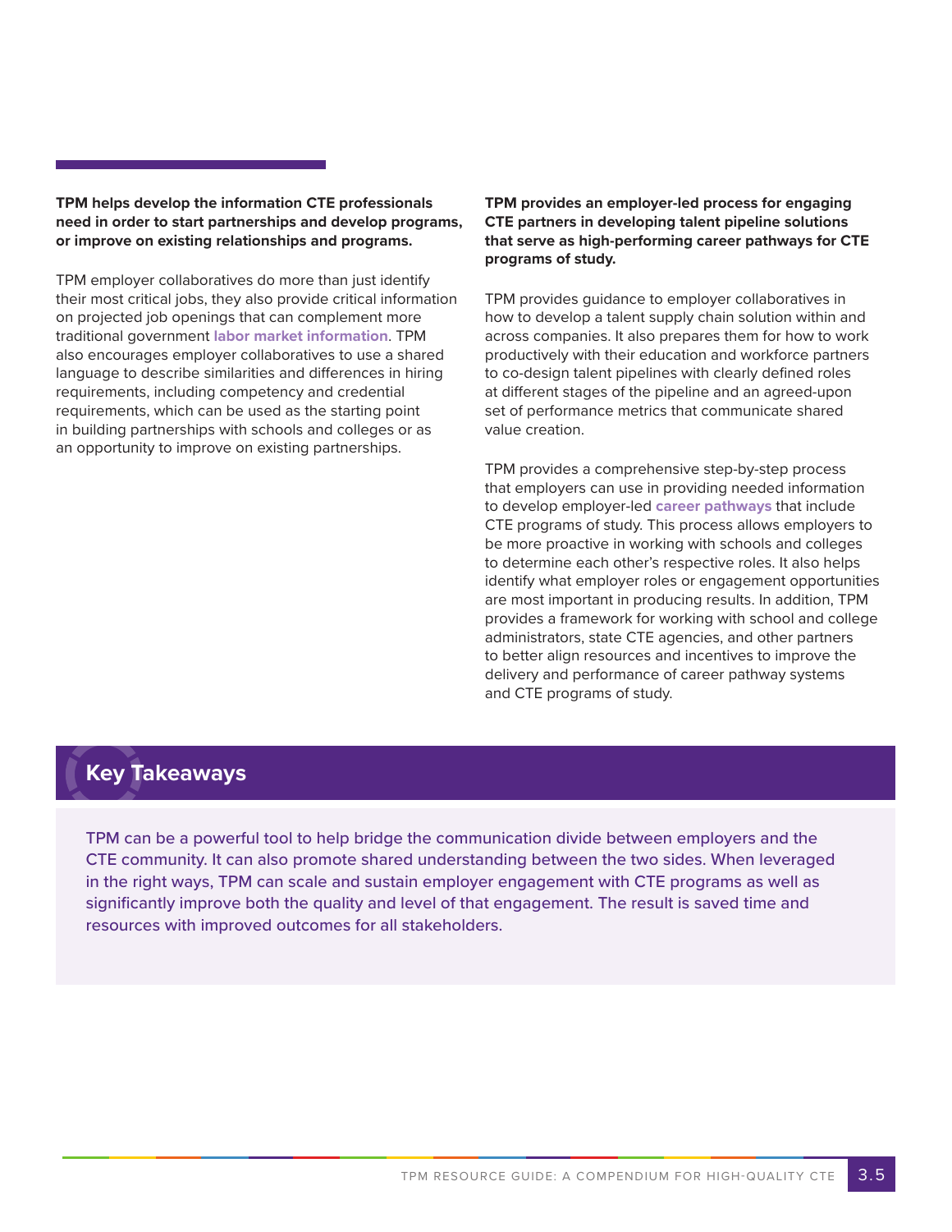**TPM helps develop the information CTE professionals need in order to start partnerships and develop programs, or improve on existing relationships and programs.**

TPM employer collaboratives do more than just identify their most critical jobs, they also provide critical information on projected job openings that can complement more traditional government **labor market information**. TPM also encourages employer collaboratives to use a shared language to describe similarities and differences in hiring requirements, including competency and credential requirements, which can be used as the starting point in building partnerships with schools and colleges or as an opportunity to improve on existing partnerships.

**TPM provides an employer-led process for engaging CTE partners in developing talent pipeline solutions that serve as high-performing career pathways for CTE programs of study.**

TPM provides guidance to employer collaboratives in how to develop a talent supply chain solution within and across companies. It also prepares them for how to work productively with their education and workforce partners to co-design talent pipelines with clearly defined roles at different stages of the pipeline and an agreed-upon set of performance metrics that communicate shared value creation.

TPM provides a comprehensive step-by-step process that employers can use in providing needed information to develop employer-led **career pathways** that include CTE programs of study. This process allows employers to be more proactive in working with schools and colleges to determine each other's respective roles. It also helps identify what employer roles or engagement opportunities are most important in producing results. In addition, TPM provides a framework for working with school and college administrators, state CTE agencies, and other partners to better align resources and incentives to improve the delivery and performance of career pathway systems and CTE programs of study.

## Key Takeaways

TPM can be a powerful tool to help bridge the communication divide between employers and the CTE community. It can also promote shared understanding between the two sides. When leveraged in the right ways, TPM can scale and sustain employer engagement with CTE programs as well as significantly improve both the quality and level of that engagement. The result is saved time and resources with improved outcomes for all stakeholders.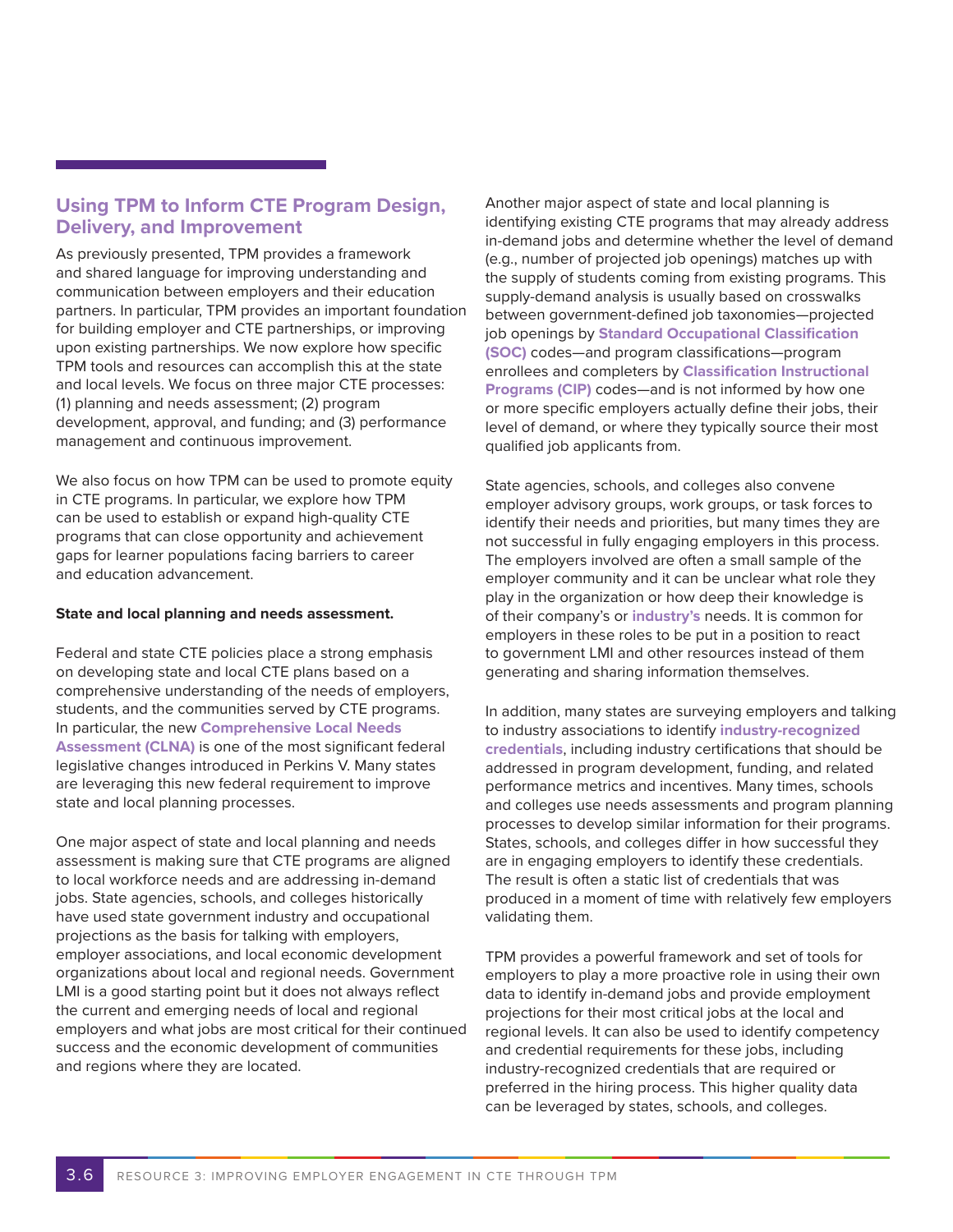## Using TPM to Inform CTE Program Design, Delivery, and Improvement

As previously presented, TPM provides a framework and shared language for improving understanding and communication between employers and their education partners. In particular, TPM provides an important foundation for building employer and CTE partnerships, or improving upon existing partnerships. We now explore how specific TPM tools and resources can accomplish this at the state and local levels. We focus on three major CTE processes: (1) planning and needs assessment; (2) program development, approval, and funding; and (3) performance management and continuous improvement.

We also focus on how TPM can be used to promote equity in CTE programs. In particular, we explore how TPM can be used to establish or expand high-quality CTE programs that can close opportunity and achievement gaps for learner populations facing barriers to career and education advancement.

**State and local planning and needs assessment.**

Federal and state CTE policies place a strong emphasis on developing state and local CTE plans based on a comprehensive understanding of the needs of employers, students, and the communities served by CTE programs. In particular, the new **Comprehensive Local Needs Assessment (CLNA)** is one of the most significant federal legislative changes introduced in Perkins V. Many states are leveraging this new federal requirement to improve state and local planning processes.

One major aspect of state and local planning and needs assessment is making sure that CTE programs are aligned to local workforce needs and are addressing in-demand jobs. State agencies, schools, and colleges historically have used state government industry and occupational projections as the basis for talking with employers, employer associations, and local economic development organizations about local and regional needs. Government LMI is a good starting point but it does not always reflect the current and emerging needs of local and regional employers and what jobs are most critical for their continued success and the economic development of communities and regions where they are located.

Another major aspect of state and local planning is identifying existing CTE programs that may already address in-demand jobs and determine whether the level of demand (e.g., number of projected job openings) matches up with the supply of students coming from existing programs. This supply-demand analysis is usually based on crosswalks between government-defined job taxonomies—projected job openings by **Standard Occupational Classification (SOC)** codes—and program classifications—program enrollees and completers by **Classification Instructional Programs (CIP)** codes—and is not informed by how one or more specific employers actually define their jobs, their level of demand, or where they typically source their most qualified job applicants from.

State agencies, schools, and colleges also convene employer advisory groups, work groups, or task forces to identify their needs and priorities, but many times they are not successful in fully engaging employers in this process. The employers involved are often a small sample of the employer community and it can be unclear what role they play in the organization or how deep their knowledge is of their company's or **industry's** needs. It is common for employers in these roles to be put in a position to react to government LMI and other resources instead of them generating and sharing information themselves.

In addition, many states are surveying employers and talking to industry associations to identify **industry-recognized credentials**, including industry certifications that should be addressed in program development, funding, and related performance metrics and incentives. Many times, schools and colleges use needs assessments and program planning processes to develop similar information for their programs. States, schools, and colleges differ in how successful they are in engaging employers to identify these credentials. The result is often a static list of credentials that was produced in a moment of time with relatively few employers validating them.

TPM provides a powerful framework and set of tools for employers to play a more proactive role in using their own data to identify in-demand jobs and provide employment projections for their most critical jobs at the local and regional levels. It can also be used to identify competency and credential requirements for these jobs, including industry-recognized credentials that are required or preferred in the hiring process. This higher quality data can be leveraged by states, schools, and colleges.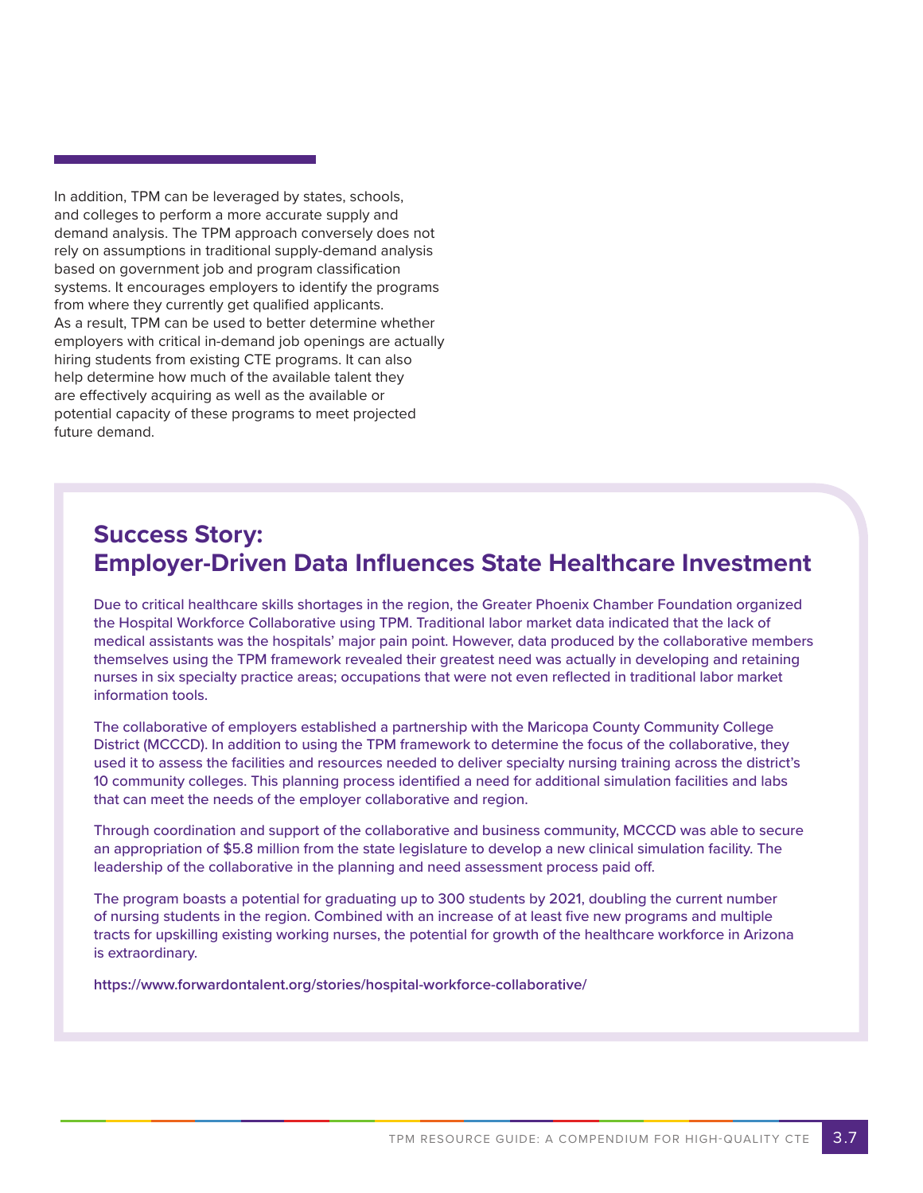In addition, TPM can be leveraged by states, schools, and colleges to perform a more accurate supply and demand analysis. The TPM approach conversely does not rely on assumptions in traditional supply-demand analysis based on government job and program classification systems. It encourages employers to identify the programs from where they currently get qualified applicants. As a result, TPM can be used to better determine whether employers with critical in-demand job openings are actually hiring students from existing CTE programs. It can also help determine how much of the available talent they are effectively acquiring as well as the available or potential capacity of these programs to meet projected future demand.

## Success Story: Employer-Driven Data Influences State Healthcare Investment

Due to critical healthcare skills shortages in the region, the Greater Phoenix Chamber Foundation organized the Hospital Workforce Collaborative using TPM. Traditional labor market data indicated that the lack of medical assistants was the hospitals' major pain point. However, data produced by the collaborative members themselves using the TPM framework revealed their greatest need was actually in developing and retaining nurses in six specialty practice areas; occupations that were not even reflected in traditional labor market information tools.

The collaborative of employers established a partnership with the Maricopa County Community College District (MCCCD). In addition to using the TPM framework to determine the focus of the collaborative, they used it to assess the facilities and resources needed to deliver specialty nursing training across the district's 10 community colleges. This planning process identified a need for additional simulation facilities and labs that can meet the needs of the employer collaborative and region.

Through coordination and support of the collaborative and business community, MCCCD was able to secure an appropriation of $5.8 million from the state legislature to develop a new clinical simulation facility. The leadership of the collaborative in the planning and need assessment process paid off.

The program boasts a potential for graduating up to 300 students by 2021, doubling the current number of nursing students in the region. Combined with an increase of at least five new programs and multiple tracts for upskilling existing working nurses, the potential for growth of the healthcare workforce in Arizona is extraordinary.

https://www.forwardontalent.org/stories/hospital-workforce-collaborative/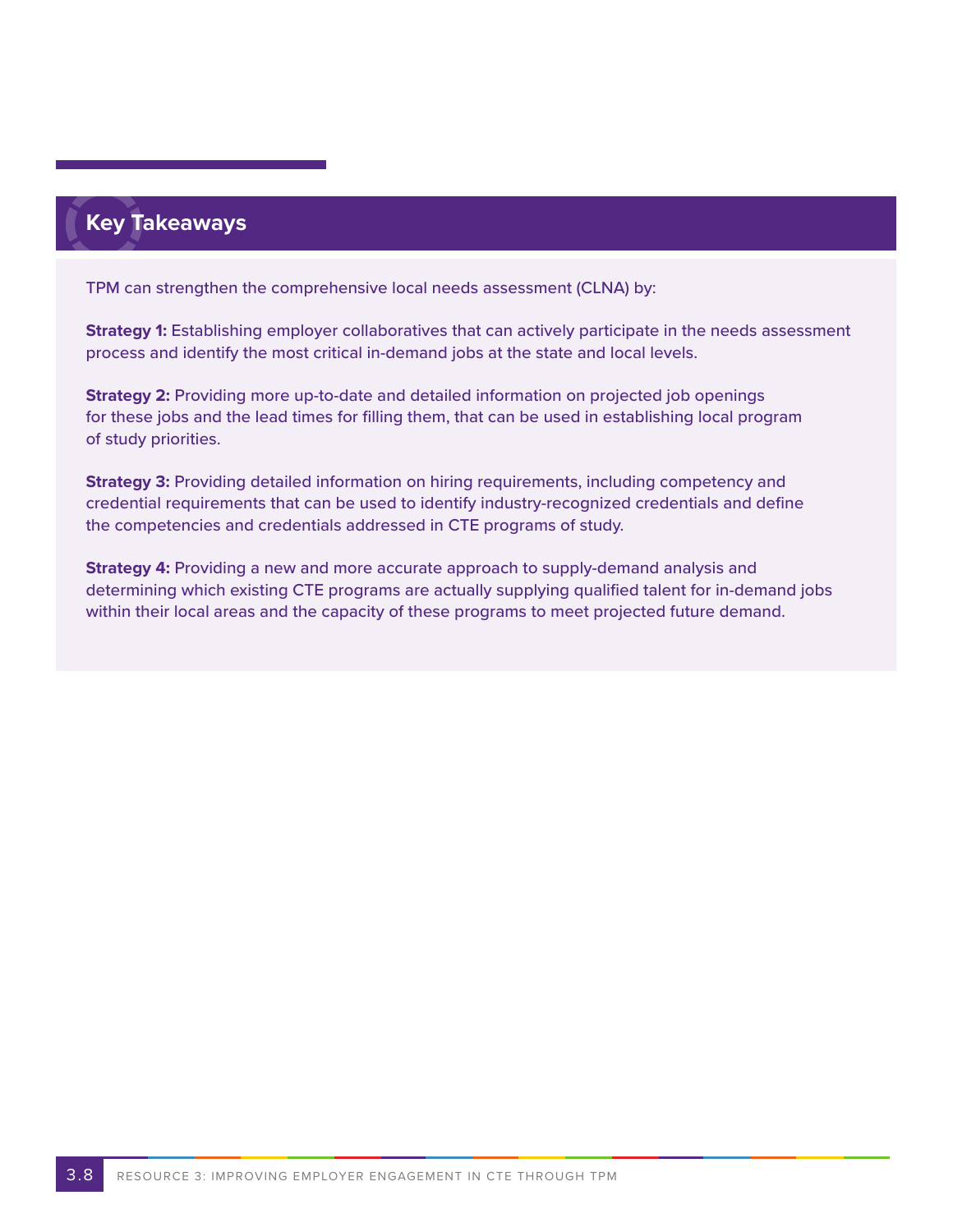## Key Takeaways

TPM can strengthen the comprehensive local needs assessment (CLNA) by:

**Strategy 1:** Establishing employer collaboratives that can actively participate in the needs assessment process and identify the most critical in-demand jobs at the state and local levels.

**Strategy 2:** Providing more up-to-date and detailed information on projected job openings for these jobs and the lead times for filling them, that can be used in establishing local program of study priorities.

**Strategy 3:** Providing detailed information on hiring requirements, including competency and credential requirements that can be used to identify industry-recognized credentials and define the competencies and credentials addressed in CTE programs of study.

**Strategy 4:** Providing a new and more accurate approach to supply-demand analysis and determining which existing CTE programs are actually supplying qualified talent for in-demand jobs within their local areas and the capacity of these programs to meet projected future demand.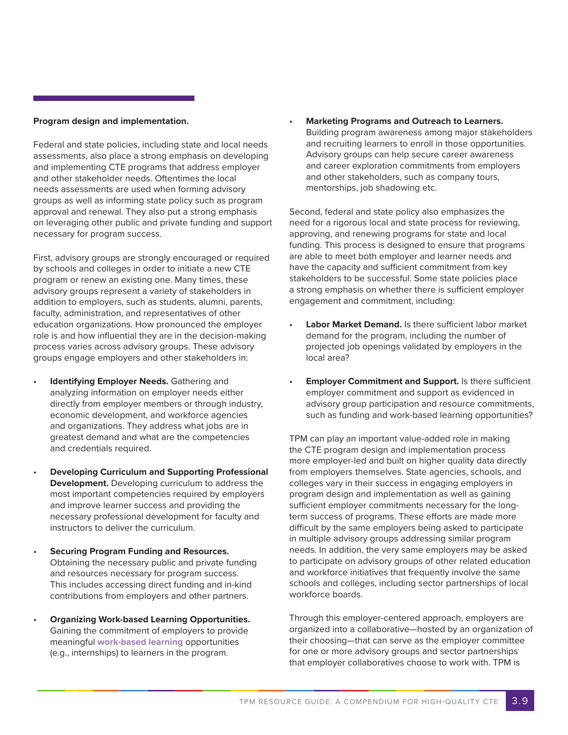**Program design and implementation.**

Federal and state policies, including state and local needs assessments, also place a strong emphasis on developing and implementing CTE programs that address employer and other stakeholder needs. Oftentimes the local needs assessments are used when forming advisory groups as well as informing state policy such as program approval and renewal. They also put a strong emphasis on leveraging other public and private funding and support necessary for program success.

First, advisory groups are strongly encouraged or required by schools and colleges in order to initiate a new CTE program or renew an existing one. Many times, these advisory groups represent a variety of stakeholders in addition to employers, such as students, alumni, parents, faculty, administration, and representatives of other education organizations. How pronounced the employer role is and how influential they are in the decision-making process varies across advisory groups. These advisory groups engage employers and other stakeholders in:

- **Identifying Employer Needs.** Gathering and analyzing information on employer needs either directly from employer members or through industry, economic development, and workforce agencies and organizations. They address what jobs are in greatest demand and what are the competencies and credentials required.
- **Developing Curriculum and Supporting Professional Development.** Developing curriculum to address the most important competencies required by employers and improve learner success and providing the necessary professional development for faculty and instructors to deliver the curriculum.
- **Securing Program Funding and Resources.** Obtaining the necessary public and private funding and resources necessary for program success. This includes accessing direct funding and in-kind contributions from employers and other partners.
- **Organizing Work-based Learning Opportunities.** Gaining the commitment of employers to provide meaningful **work-based learning** opportunities (e.g., internships) to learners in the program.
- **Marketing Programs and Outreach to Learners.** Building program awareness among major stakeholders and recruiting learners to enroll in those opportunities. Advisory groups can help secure career awareness and career exploration commitments from employers and other stakeholders, such as company tours, mentorships, job shadowing etc.

Second, federal and state policy also emphasizes the need for a rigorous local and state process for reviewing, approving, and renewing programs for state and local funding. This process is designed to ensure that programs are able to meet both employer and learner needs and have the capacity and sufficient commitment from key stakeholders to be successful. Some state policies place a strong emphasis on whether there is sufficient employer engagement and commitment, including:

- **Labor Market Demand.** Is there sufficient labor market demand for the program, including the number of projected job openings validated by employers in the local area?
- **Employer Commitment and Support.** Is there sufficient employer commitment and support as evidenced in advisory group participation and resource commitments, such as funding and work-based learning opportunities?

TPM can play an important value-added role in making the CTE program design and implementation process more employer-led and built on higher quality data directly from employers themselves. State agencies, schools, and colleges vary in their success in engaging employers in program design and implementation as well as gaining sufficient employer commitments necessary for the long-term success of programs. These efforts are made more difficult by the same employers being asked to participate in multiple advisory groups addressing similar program needs. In addition, the very same employers may be asked to participate on advisory groups of other related education and workforce initiatives that frequently involve the same schools and colleges, including sector partnerships of local workforce boards.

Through this employer-centered approach, employers are organized into a collaborative—hosted by an organization of their choosing—that can serve as the employer committee for one or more advisory groups and sector partnerships that employer collaboratives choose to work with. TPM is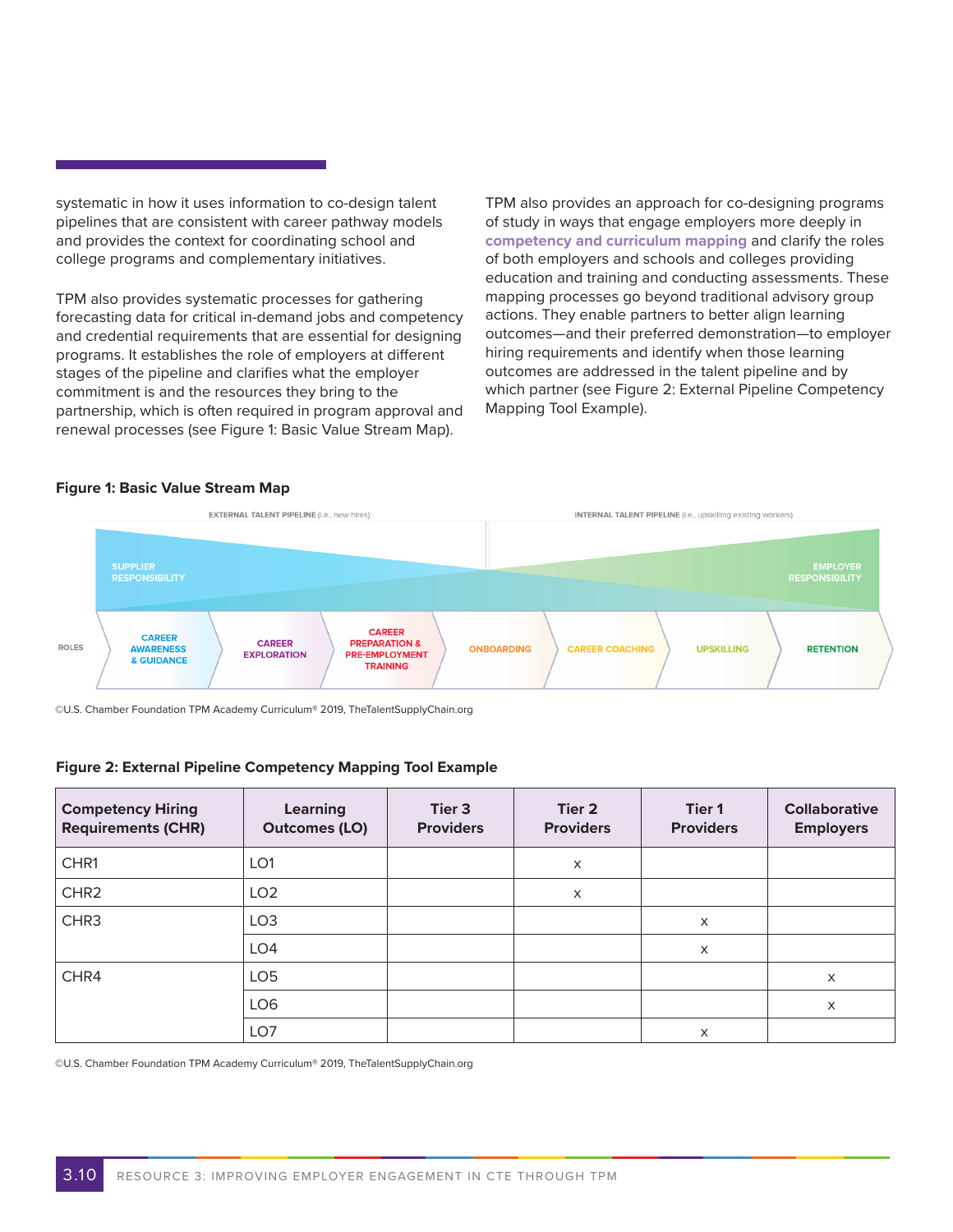systematic in how it uses information to co-design talent pipelines that are consistent with career pathway models and provides the context for coordinating school and college programs and complementary initiatives.

TPM also provides systematic processes for gathering forecasting data for critical in-demand jobs and competency and credential requirements that are essential for designing programs. It establishes the role of employers at different stages of the pipeline and clarifies what the employer commitment is and the resources they bring to the partnership, which is often required in program approval and renewal processes (see Figure 1: Basic Value Stream Map).

TPM also provides an approach for co-designing programs of study in ways that engage employers more deeply in **competency and curriculum mapping** and clarify the roles of both employers and schools and colleges providing education and training and conducting assessments. These mapping processes go beyond traditional advisory group actions. They enable partners to better align learning outcomes—and their preferred demonstration—to employer hiring requirements and identify when those learning outcomes are addressed in the talent pipeline and by which partner (see Figure 2: External Pipeline Competency Mapping Tool Example).

**Figure 1: Basic Value Stream Map**

EXTERNAL TALENT PIPELINE (i.e., new hires) | INTERNAL TALENT PIPELINE (i.e., upskilling existing workers)

SUPPLIER RESPONSIBILITY | EMPLOYER RESPONSIBILITY

ROLES: CAREER AWARENESS & GUIDANCE → CAREER EXPLORATION → CAREER PREPARATION & PRE-EMPLOYMENT TRAINING → ONBOARDING → CAREER COACHING → UPSKILLING → RETENTION

©U.S. Chamber Foundation TPM Academy Curriculum® 2019, TheTalentSupplyChain.org

**Figure 2: External Pipeline Competency Mapping Tool Example**

| Competency Hiring Requirements (CHR) | Learning Outcomes (LO) | Tier 3 Providers | Tier 2 Providers | Tier 1 Providers | Collaborative Employers |
|---|---|---|---|---|---|
| CHR1 | LO1 | | x | | |
| CHR2 | LO2 | | x | | |
| CHR3 | LO3 | | | x | |
| | LO4 | | | x | |
| CHR4 | LO5 | | | | x |
| | LO6 | | | | x |
| | LO7 | | | x | |

©U.S. Chamber Foundation TPM Academy Curriculum® 2019, TheTalentSupplyChain.org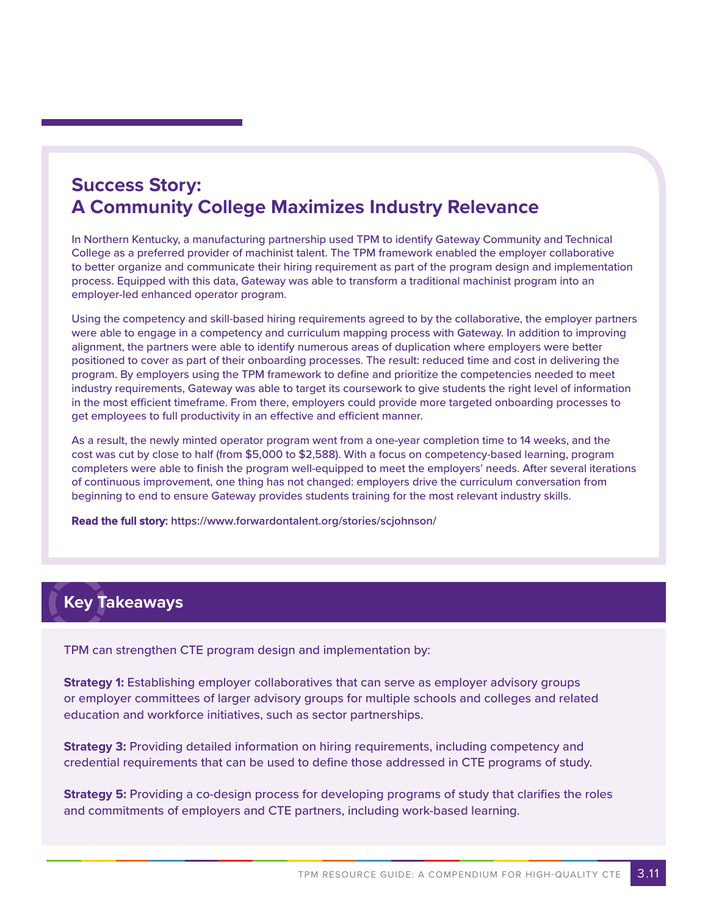## Success Story: A Community College Maximizes Industry Relevance

In Northern Kentucky, a manufacturing partnership used TPM to identify Gateway Community and Technical College as a preferred provider of machinist talent. The TPM framework enabled the employer collaborative to better organize and communicate their hiring requirement as part of the program design and implementation process. Equipped with this data, Gateway was able to transform a traditional machinist program into an employer-led enhanced operator program.

Using the competency and skill-based hiring requirements agreed to by the collaborative, the employer partners were able to engage in a competency and curriculum mapping process with Gateway. In addition to improving alignment, the partners were able to identify numerous areas of duplication where employers were better positioned to cover as part of their onboarding processes. The result: reduced time and cost in delivering the program. By employers using the TPM framework to define and prioritize the competencies needed to meet industry requirements, Gateway was able to target its coursework to give students the right level of information in the most efficient timeframe. From there, employers could provide more targeted onboarding processes to get employees to full productivity in an effective and efficient manner.

As a result, the newly minted operator program went from a one-year completion time to 14 weeks, and the cost was cut by close to half (from $5,000 to $2,588). With a focus on competency-based learning, program completers were able to finish the program well-equipped to meet the employers' needs. After several iterations of continuous improvement, one thing has not changed: employers drive the curriculum conversation from beginning to end to ensure Gateway provides students training for the most relevant industry skills.

**Read the full story:** https://www.forwardontalent.org/stories/scjohnson/

## Key Takeaways

TPM can strengthen CTE program design and implementation by:

**Strategy 1:** Establishing employer collaboratives that can serve as employer advisory groups or employer committees of larger advisory groups for multiple schools and colleges and related education and workforce initiatives, such as sector partnerships.

**Strategy 3:** Providing detailed information on hiring requirements, including competency and credential requirements that can be used to define those addressed in CTE programs of study.

**Strategy 5:** Providing a co-design process for developing programs of study that clarifies the roles and commitments of employers and CTE partners, including work-based learning.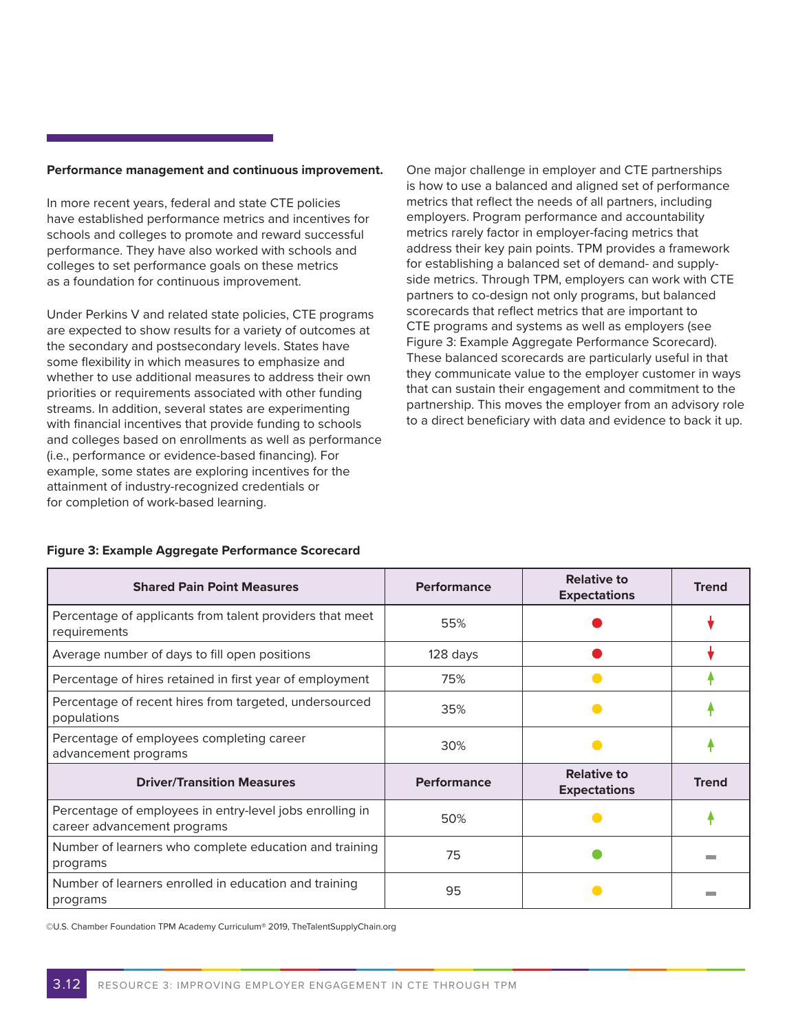**Performance management and continuous improvement.**

In more recent years, federal and state CTE policies have established performance metrics and incentives for schools and colleges to promote and reward successful performance. They have also worked with schools and colleges to set performance goals on these metrics as a foundation for continuous improvement.

Under Perkins V and related state policies, CTE programs are expected to show results for a variety of outcomes at the secondary and postsecondary levels. States have some flexibility in which measures to emphasize and whether to use additional measures to address their own priorities or requirements associated with other funding streams. In addition, several states are experimenting with financial incentives that provide funding to schools and colleges based on enrollments as well as performance (i.e., performance or evidence-based financing). For example, some states are exploring incentives for the attainment of industry-recognized credentials or for completion of work-based learning.

One major challenge in employer and CTE partnerships is how to use a balanced and aligned set of performance metrics that reflect the needs of all partners, including employers. Program performance and accountability metrics rarely factor in employer-facing metrics that address their key pain points. TPM provides a framework for establishing a balanced set of demand- and supply-side metrics. Through TPM, employers can work with CTE partners to co-design not only programs, but balanced scorecards that reflect metrics that are important to CTE programs and systems as well as employers (see Figure 3: Example Aggregate Performance Scorecard). These balanced scorecards are particularly useful in that they communicate value to the employer customer in ways that can sustain their engagement and commitment to the partnership. This moves the employer from an advisory role to a direct beneficiary with data and evidence to back it up.

**Figure 3: Example Aggregate Performance Scorecard**

| Shared Pain Point Measures | Performance | Relative to Expectations | Trend |
|---|---|---|---|
| Percentage of applicants from talent providers that meet requirements | 55% | Red | Down |
| Average number of days to fill open positions | 128 days | Red | Down |
| Percentage of hires retained in first year of employment | 75% | Yellow | Up |
| Percentage of recent hires from targeted, undersourced populations | 35% | Yellow | Up |
| Percentage of employees completing career advancement programs | 30% | Yellow | Up |
| **Driver/Transition Measures** | **Performance** | **Relative to Expectations** | **Trend** |
| Percentage of employees in entry-level jobs enrolling in career advancement programs | 50% | Yellow | Up |
| Number of learners who complete education and training programs | 75 | Green | Flat |
| Number of learners enrolled in education and training programs | 95 | Yellow | Flat |

©U.S. Chamber Foundation TPM Academy Curriculum® 2019, TheTalentSupplyChain.org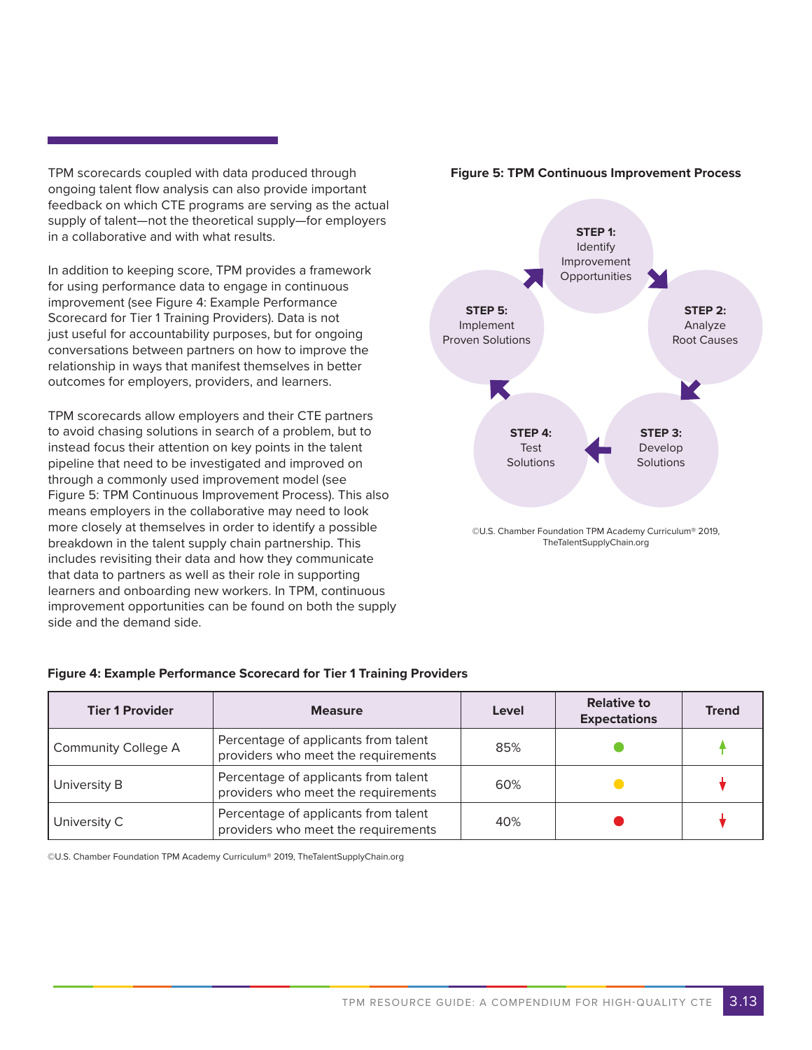TPM scorecards coupled with data produced through ongoing talent flow analysis can also provide important feedback on which CTE programs are serving as the actual supply of talent—not the theoretical supply—for employers in a collaborative and with what results.

In addition to keeping score, TPM provides a framework for using performance data to engage in continuous improvement (see Figure 4: Example Performance Scorecard for Tier 1 Training Providers). Data is not just useful for accountability purposes, but for ongoing conversations between partners on how to improve the relationship in ways that manifest themselves in better outcomes for employers, providers, and learners.

TPM scorecards allow employers and their CTE partners to avoid chasing solutions in search of a problem, but to instead focus their attention on key points in the talent pipeline that need to be investigated and improved on through a commonly used improvement model (see Figure 5: TPM Continuous Improvement Process). This also means employers in the collaborative may need to look more closely at themselves in order to identify a possible breakdown in the talent supply chain partnership. This includes revisiting their data and how they communicate that data to partners as well as their role in supporting learners and onboarding new workers. In TPM, continuous improvement opportunities can be found on both the supply side and the demand side.

**Figure 5: TPM Continuous Improvement Process**

**STEP 1:** Identify Improvement Opportunities → **STEP 2:** Analyze Root Causes → **STEP 3:** Develop Solutions → **STEP 4:** Test Solutions → **STEP 5:** Implement Proven Solutions → (back to Step 1)

©U.S. Chamber Foundation TPM Academy Curriculum® 2019, TheTalentSupplyChain.org

**Figure 4: Example Performance Scorecard for Tier 1 Training Providers**

| Tier 1 Provider | Measure | Level | Relative to Expectations | Trend |
|---|---|---|---|---|
| Community College A | Percentage of applicants from talent providers who meet the requirements | 85% | ● (green) | ↑ |
| University B | Percentage of applicants from talent providers who meet the requirements | 60% | ● (yellow) | ↓ |
| University C | Percentage of applicants from talent providers who meet the requirements | 40% | ● (red) | ↓ |

©U.S. Chamber Foundation TPM Academy Curriculum® 2019, TheTalentSupplyChain.org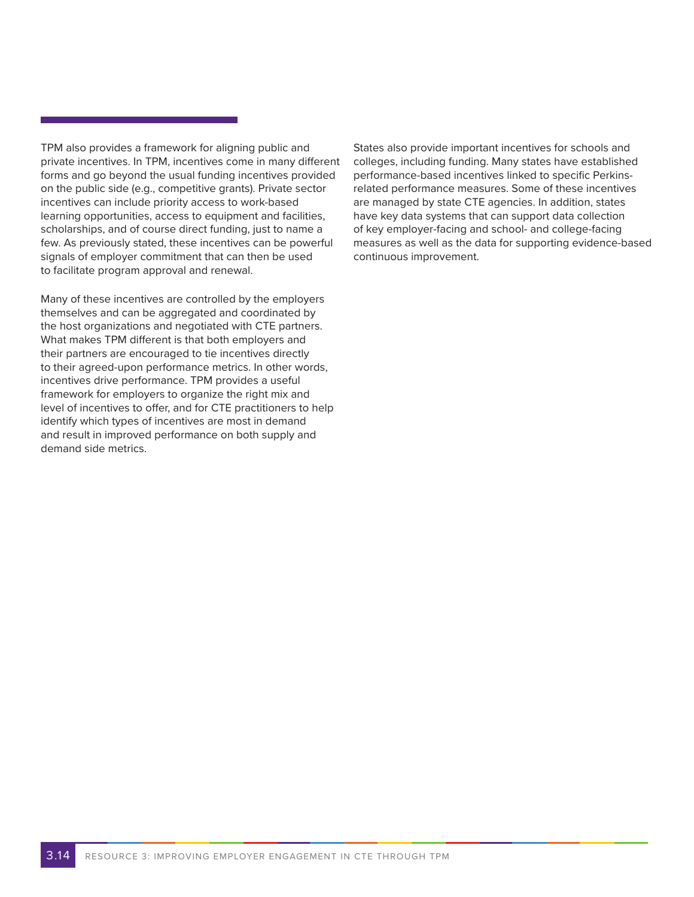TPM also provides a framework for aligning public and private incentives. In TPM, incentives come in many different forms and go beyond the usual funding incentives provided on the public side (e.g., competitive grants). Private sector incentives can include priority access to work-based learning opportunities, access to equipment and facilities, scholarships, and of course direct funding, just to name a few. As previously stated, these incentives can be powerful signals of employer commitment that can then be used to facilitate program approval and renewal.

Many of these incentives are controlled by the employers themselves and can be aggregated and coordinated by the host organizations and negotiated with CTE partners. What makes TPM different is that both employers and their partners are encouraged to tie incentives directly to their agreed-upon performance metrics. In other words, incentives drive performance. TPM provides a useful framework for employers to organize the right mix and level of incentives to offer, and for CTE practitioners to help identify which types of incentives are most in demand and result in improved performance on both supply and demand side metrics.

States also provide important incentives for schools and colleges, including funding. Many states have established performance-based incentives linked to specific Perkins-related performance measures. Some of these incentives are managed by state CTE agencies. In addition, states have key data systems that can support data collection of key employer-facing and school- and college-facing measures as well as the data for supporting evidence-based continuous improvement.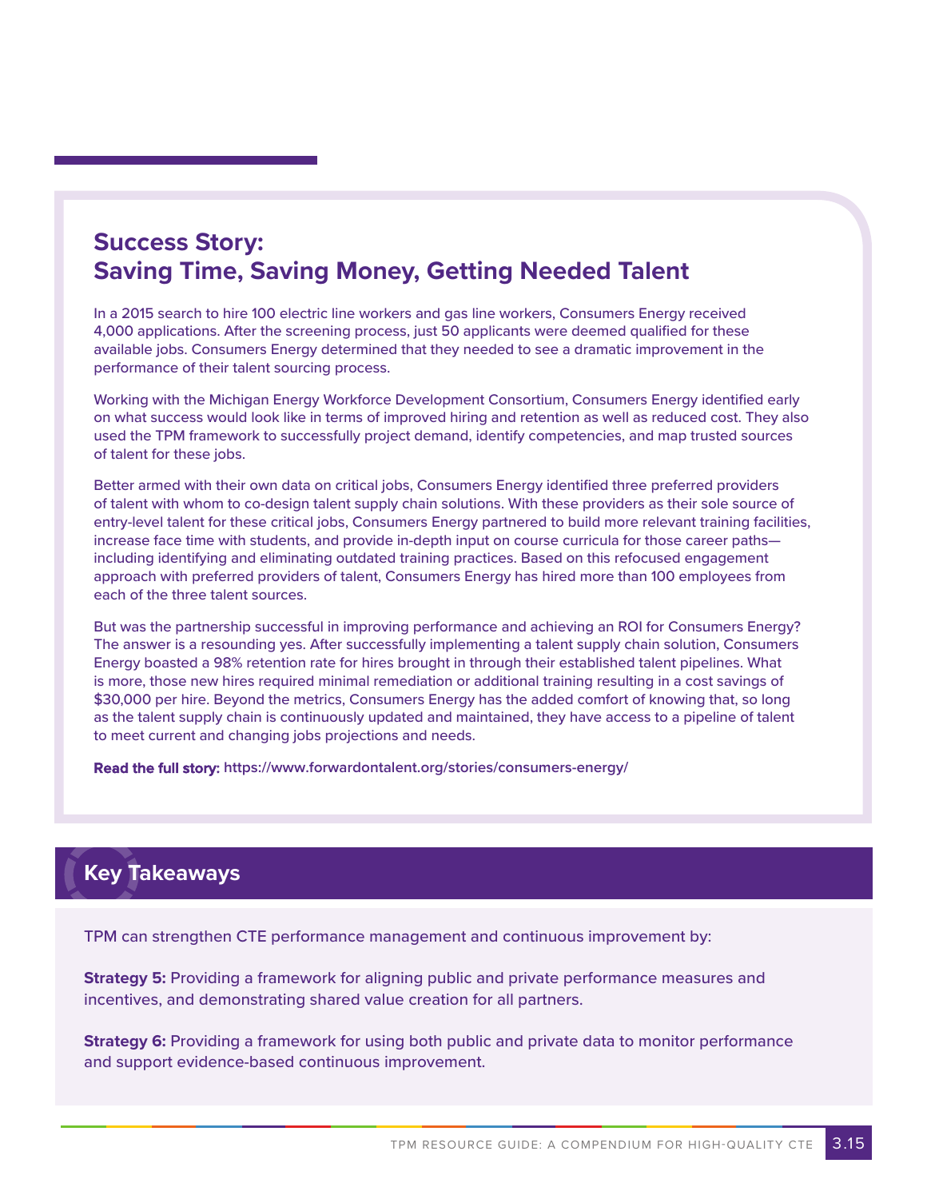## Success Story: Saving Time, Saving Money, Getting Needed Talent

In a 2015 search to hire 100 electric line workers and gas line workers, Consumers Energy received 4,000 applications. After the screening process, just 50 applicants were deemed qualified for these available jobs. Consumers Energy determined that they needed to see a dramatic improvement in the performance of their talent sourcing process.

Working with the Michigan Energy Workforce Development Consortium, Consumers Energy identified early on what success would look like in terms of improved hiring and retention as well as reduced cost. They also used the TPM framework to successfully project demand, identify competencies, and map trusted sources of talent for these jobs.

Better armed with their own data on critical jobs, Consumers Energy identified three preferred providers of talent with whom to co-design talent supply chain solutions. With these providers as their sole source of entry-level talent for these critical jobs, Consumers Energy partnered to build more relevant training facilities, increase face time with students, and provide in-depth input on course curricula for those career paths—including identifying and eliminating outdated training practices. Based on this refocused engagement approach with preferred providers of talent, Consumers Energy has hired more than 100 employees from each of the three talent sources.

But was the partnership successful in improving performance and achieving an ROI for Consumers Energy? The answer is a resounding yes. After successfully implementing a talent supply chain solution, Consumers Energy boasted a 98% retention rate for hires brought in through their established talent pipelines. What is more, those new hires required minimal remediation or additional training resulting in a cost savings of $30,000 per hire. Beyond the metrics, Consumers Energy has the added comfort of knowing that, so long as the talent supply chain is continuously updated and maintained, they have access to a pipeline of talent to meet current and changing jobs projections and needs.

**Read the full story:** https://www.forwardontalent.org/stories/consumers-energy/

## Key Takeaways

TPM can strengthen CTE performance management and continuous improvement by:

**Strategy 5:** Providing a framework for aligning public and private performance measures and incentives, and demonstrating shared value creation for all partners.

**Strategy 6:** Providing a framework for using both public and private data to monitor performance and support evidence-based continuous improvement.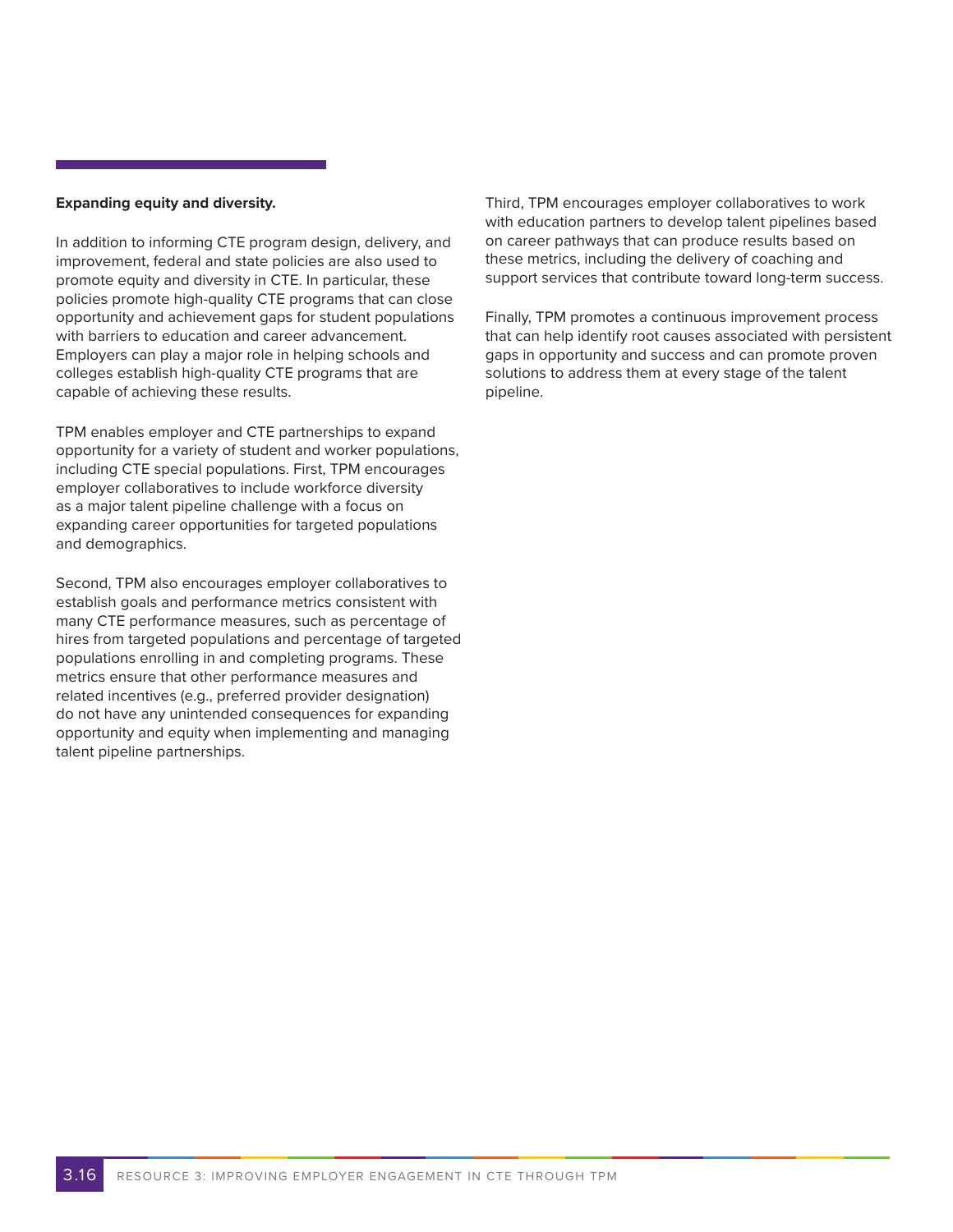**Expanding equity and diversity.**

In addition to informing CTE program design, delivery, and improvement, federal and state policies are also used to promote equity and diversity in CTE. In particular, these policies promote high-quality CTE programs that can close opportunity and achievement gaps for student populations with barriers to education and career advancement. Employers can play a major role in helping schools and colleges establish high-quality CTE programs that are capable of achieving these results.

TPM enables employer and CTE partnerships to expand opportunity for a variety of student and worker populations, including CTE special populations. First, TPM encourages employer collaboratives to include workforce diversity as a major talent pipeline challenge with a focus on expanding career opportunities for targeted populations and demographics.

Second, TPM also encourages employer collaboratives to establish goals and performance metrics consistent with many CTE performance measures, such as percentage of hires from targeted populations and percentage of targeted populations enrolling in and completing programs. These metrics ensure that other performance measures and related incentives (e.g., preferred provider designation) do not have any unintended consequences for expanding opportunity and equity when implementing and managing talent pipeline partnerships.

Third, TPM encourages employer collaboratives to work with education partners to develop talent pipelines based on career pathways that can produce results based on these metrics, including the delivery of coaching and support services that contribute toward long-term success.

Finally, TPM promotes a continuous improvement process that can help identify root causes associated with persistent gaps in opportunity and success and can promote proven solutions to address them at every stage of the talent pipeline.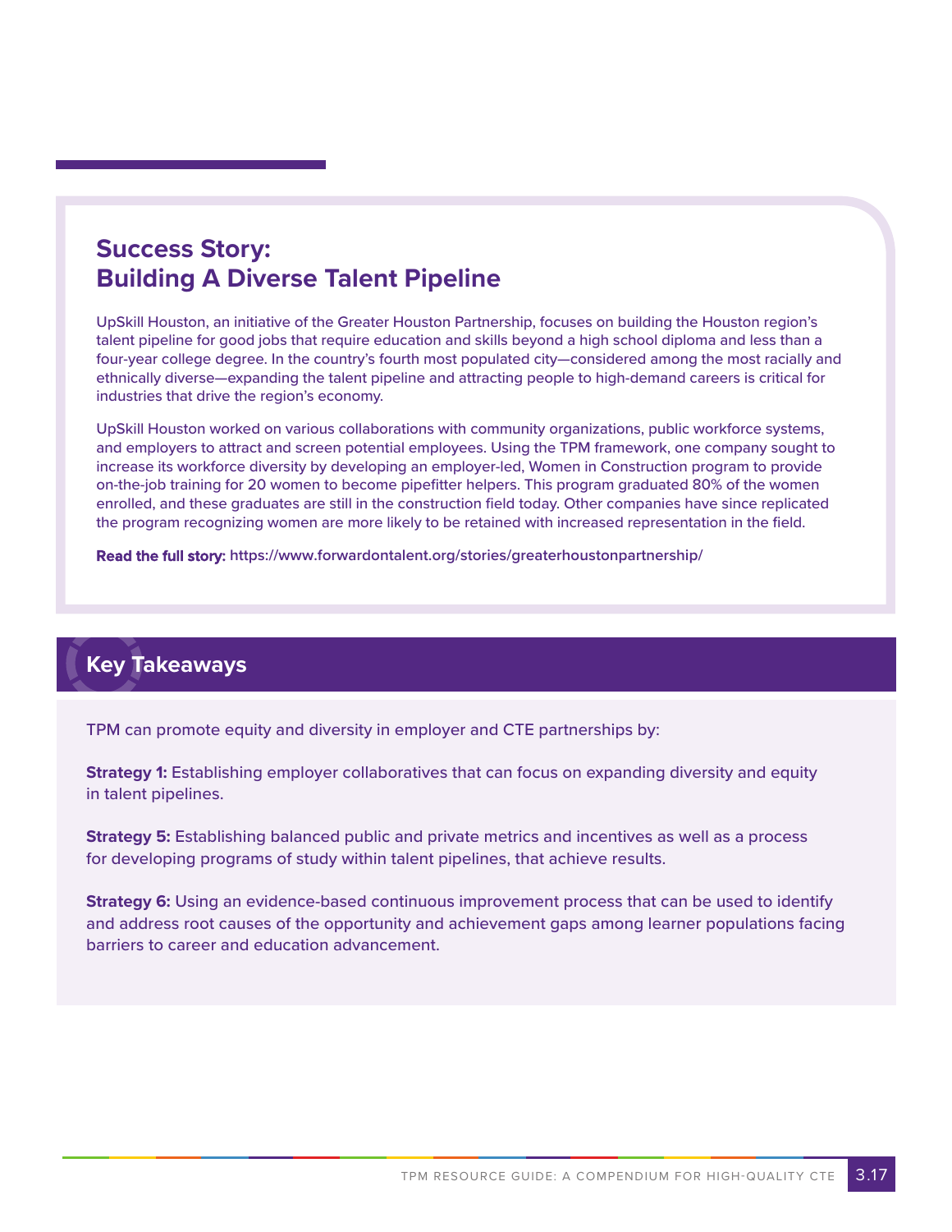## Success Story: Building A Diverse Talent Pipeline

UpSkill Houston, an initiative of the Greater Houston Partnership, focuses on building the Houston region's talent pipeline for good jobs that require education and skills beyond a high school diploma and less than a four-year college degree. In the country's fourth most populated city—considered among the most racially and ethnically diverse—expanding the talent pipeline and attracting people to high-demand careers is critical for industries that drive the region's economy.

UpSkill Houston worked on various collaborations with community organizations, public workforce systems, and employers to attract and screen potential employees. Using the TPM framework, one company sought to increase its workforce diversity by developing an employer-led, Women in Construction program to provide on-the-job training for 20 women to become pipefitter helpers. This program graduated 80% of the women enrolled, and these graduates are still in the construction field today. Other companies have since replicated the program recognizing women are more likely to be retained with increased representation in the field.

**Read the full story:** https://www.forwardontalent.org/stories/greaterhoustonpartnership/

## Key Takeaways

TPM can promote equity and diversity in employer and CTE partnerships by:

**Strategy 1:** Establishing employer collaboratives that can focus on expanding diversity and equity in talent pipelines.

**Strategy 5:** Establishing balanced public and private metrics and incentives as well as a process for developing programs of study within talent pipelines, that achieve results.

**Strategy 6:** Using an evidence-based continuous improvement process that can be used to identify and address root causes of the opportunity and achievement gaps among learner populations facing barriers to career and education advancement.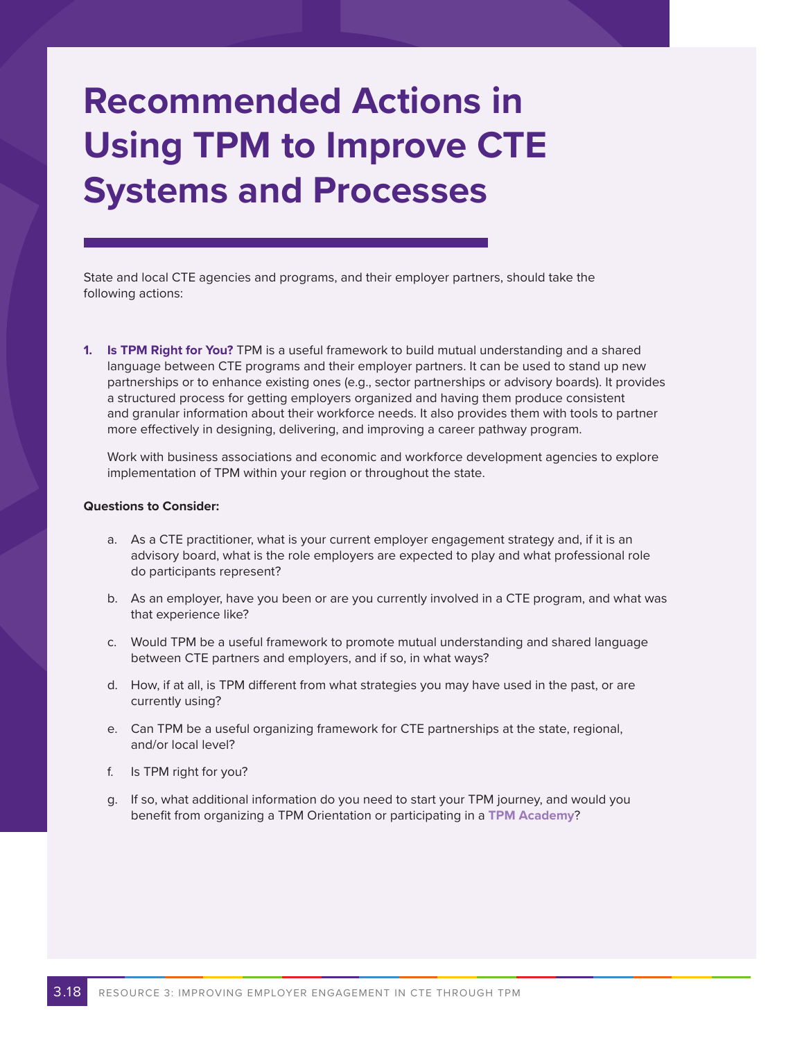# Recommended Actions in Using TPM to Improve CTE Systems and Processes

State and local CTE agencies and programs, and their employer partners, should take the following actions:

1. **Is TPM Right for You?** TPM is a useful framework to build mutual understanding and a shared language between CTE programs and their employer partners. It can be used to stand up new partnerships or to enhance existing ones (e.g., sector partnerships or advisory boards). It provides a structured process for getting employers organized and having them produce consistent and granular information about their workforce needs. It also provides them with tools to partner more effectively in designing, delivering, and improving a career pathway program.

   Work with business associations and economic and workforce development agencies to explore implementation of TPM within your region or throughout the state.

**Questions to Consider:**

a. As a CTE practitioner, what is your current employer engagement strategy and, if it is an advisory board, what is the role employers are expected to play and what professional role do participants represent?

b. As an employer, have you been or are you currently involved in a CTE program, and what was that experience like?

c. Would TPM be a useful framework to promote mutual understanding and shared language between CTE partners and employers, and if so, in what ways?

d. How, if at all, is TPM different from what strategies you may have used in the past, or are currently using?

e. Can TPM be a useful organizing framework for CTE partnerships at the state, regional, and/or local level?

f. Is TPM right for you?

g. If so, what additional information do you need to start your TPM journey, and would you benefit from organizing a TPM Orientation or participating in a **TPM Academy**?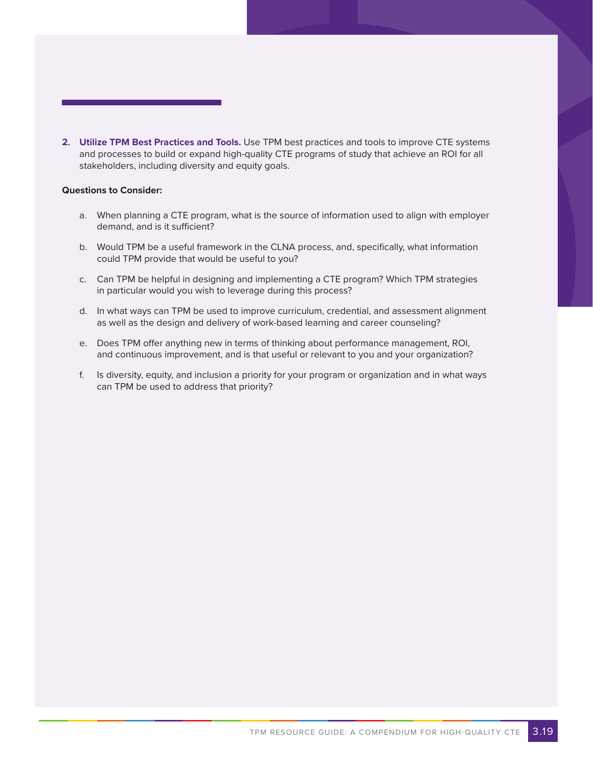2. **Utilize TPM Best Practices and Tools.** Use TPM best practices and tools to improve CTE systems and processes to build or expand high-quality CTE programs of study that achieve an ROI for all stakeholders, including diversity and equity goals.

**Questions to Consider:**

a. When planning a CTE program, what is the source of information used to align with employer demand, and is it sufficient?

b. Would TPM be a useful framework in the CLNA process, and, specifically, what information could TPM provide that would be useful to you?

c. Can TPM be helpful in designing and implementing a CTE program? Which TPM strategies in particular would you wish to leverage during this process?

d. In what ways can TPM be used to improve curriculum, credential, and assessment alignment as well as the design and delivery of work-based learning and career counseling?

e. Does TPM offer anything new in terms of thinking about performance management, ROI, and continuous improvement, and is that useful or relevant to you and your organization?

f. Is diversity, equity, and inclusion a priority for your program or organization and in what ways can TPM be used to address that priority?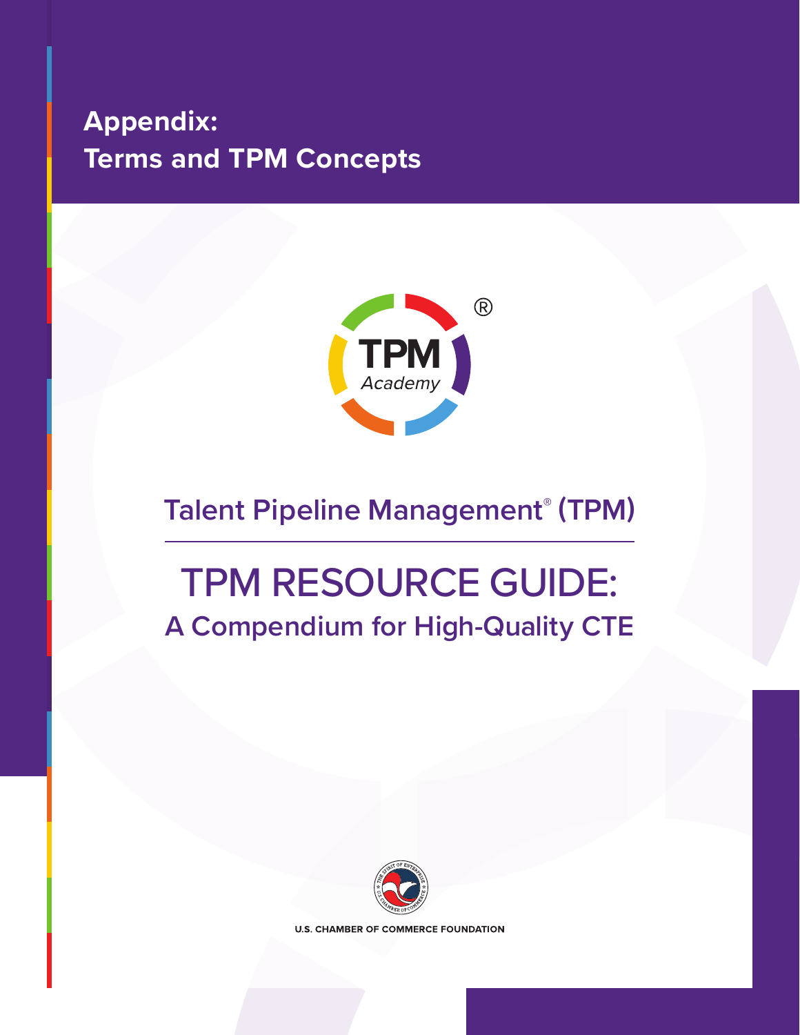# Appendix:
# Terms and TPM Concepts

TPM Academy

## Talent Pipeline Management® (TPM)

# TPM RESOURCE GUIDE:
## A Compendium for High-Quality CTE

U.S. CHAMBER OF COMMERCE FOUNDATION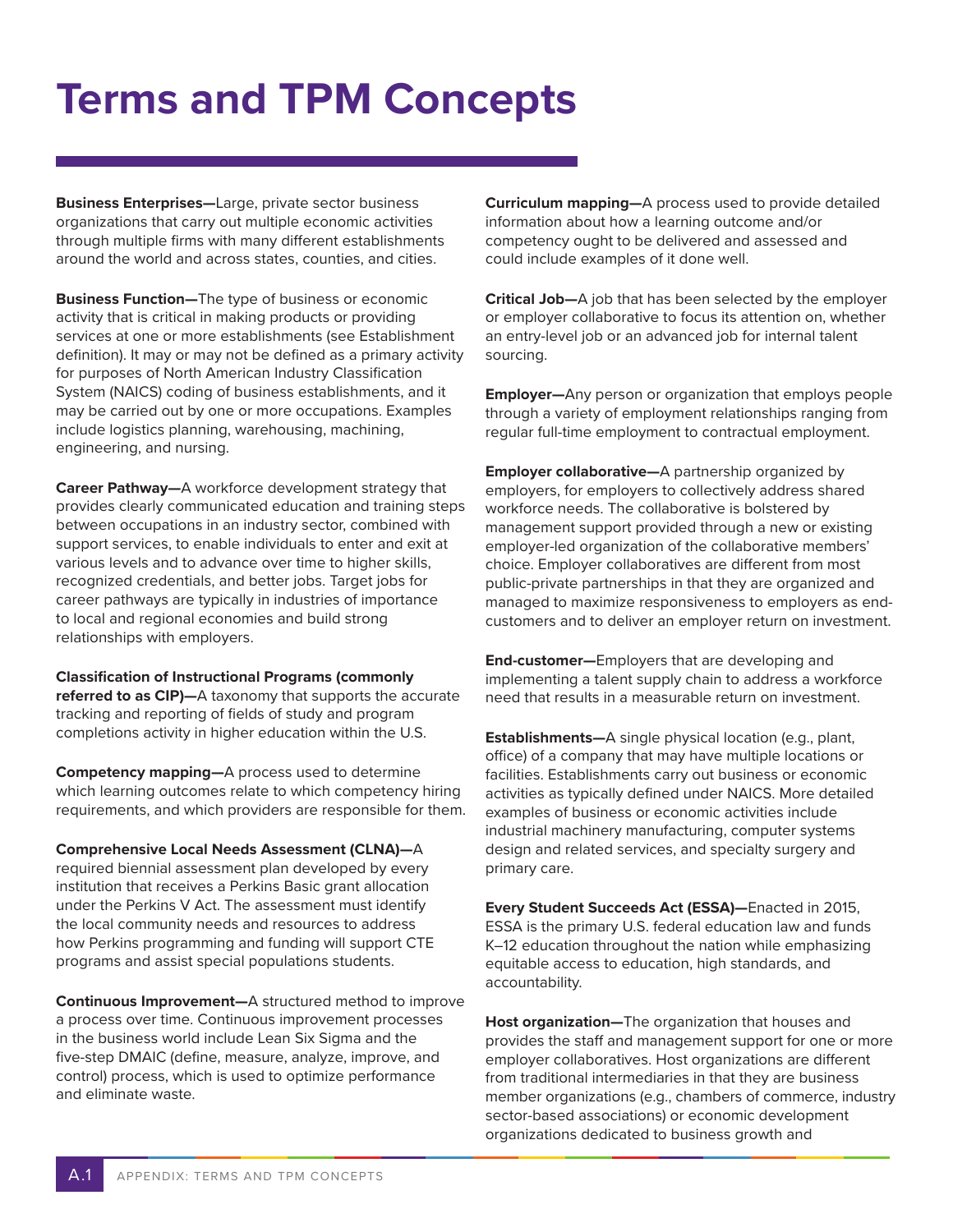# Terms and TPM Concepts

**Business Enterprises—**Large, private sector business organizations that carry out multiple economic activities through multiple firms with many different establishments around the world and across states, counties, and cities.

**Business Function—**The type of business or economic activity that is critical in making products or providing services at one or more establishments (see Establishment definition). It may or may not be defined as a primary activity for purposes of North American Industry Classification System (NAICS) coding of business establishments, and it may be carried out by one or more occupations. Examples include logistics planning, warehousing, machining, engineering, and nursing.

**Career Pathway—**A workforce development strategy that provides clearly communicated education and training steps between occupations in an industry sector, combined with support services, to enable individuals to enter and exit at various levels and to advance over time to higher skills, recognized credentials, and better jobs. Target jobs for career pathways are typically in industries of importance to local and regional economies and build strong relationships with employers.

**Classification of Instructional Programs (commonly referred to as CIP)—**A taxonomy that supports the accurate tracking and reporting of fields of study and program completions activity in higher education within the U.S.

**Competency mapping—**A process used to determine which learning outcomes relate to which competency hiring requirements, and which providers are responsible for them.

**Comprehensive Local Needs Assessment (CLNA)—**A required biennial assessment plan developed by every institution that receives a Perkins Basic grant allocation under the Perkins V Act. The assessment must identify the local community needs and resources to address how Perkins programming and funding will support CTE programs and assist special populations students.

**Continuous Improvement—**A structured method to improve a process over time. Continuous improvement processes in the business world include Lean Six Sigma and the five-step DMAIC (define, measure, analyze, improve, and control) process, which is used to optimize performance and eliminate waste.

**Curriculum mapping—**A process used to provide detailed information about how a learning outcome and/or competency ought to be delivered and assessed and could include examples of it done well.

**Critical Job—**A job that has been selected by the employer or employer collaborative to focus its attention on, whether an entry-level job or an advanced job for internal talent sourcing.

**Employer—**Any person or organization that employs people through a variety of employment relationships ranging from regular full-time employment to contractual employment.

**Employer collaborative—**A partnership organized by employers, for employers to collectively address shared workforce needs. The collaborative is bolstered by management support provided through a new or existing employer-led organization of the collaborative members' choice. Employer collaboratives are different from most public-private partnerships in that they are organized and managed to maximize responsiveness to employers as end-customers and to deliver an employer return on investment.

**End-customer—**Employers that are developing and implementing a talent supply chain to address a workforce need that results in a measurable return on investment.

**Establishments—**A single physical location (e.g., plant, office) of a company that may have multiple locations or facilities. Establishments carry out business or economic activities as typically defined under NAICS. More detailed examples of business or economic activities include industrial machinery manufacturing, computer systems design and related services, and specialty surgery and primary care.

**Every Student Succeeds Act (ESSA)—**Enacted in 2015, ESSA is the primary U.S. federal education law and funds K–12 education throughout the nation while emphasizing equitable access to education, high standards, and accountability.

**Host organization—**The organization that houses and provides the staff and management support for one or more employer collaboratives. Host organizations are different from traditional intermediaries in that they are business member organizations (e.g., chambers of commerce, industry sector-based associations) or economic development organizations dedicated to business growth and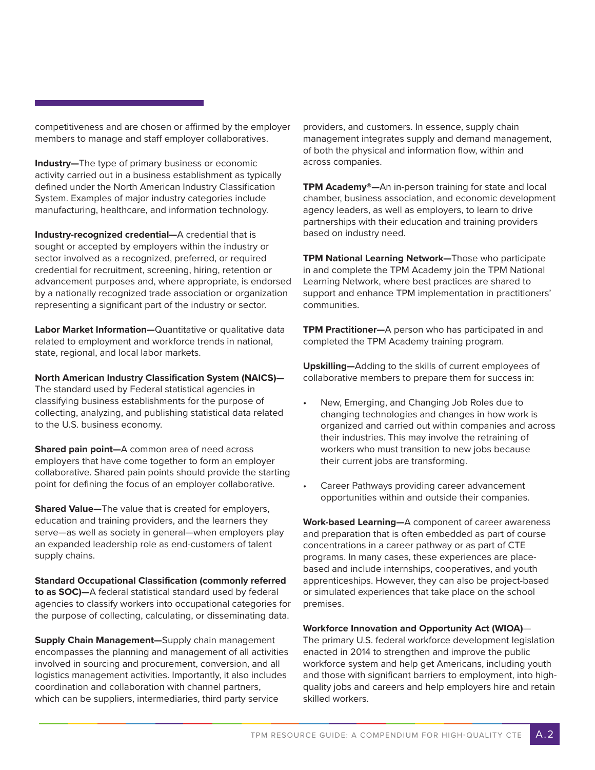competitiveness and are chosen or affirmed by the employer members to manage and staff employer collaboratives.

**Industry—**The type of primary business or economic activity carried out in a business establishment as typically defined under the North American Industry Classification System. Examples of major industry categories include manufacturing, healthcare, and information technology.

**Industry-recognized credential—**A credential that is sought or accepted by employers within the industry or sector involved as a recognized, preferred, or required credential for recruitment, screening, hiring, retention or advancement purposes and, where appropriate, is endorsed by a nationally recognized trade association or organization representing a significant part of the industry or sector.

**Labor Market Information—**Quantitative or qualitative data related to employment and workforce trends in national, state, regional, and local labor markets.

**North American Industry Classification System (NAICS)—** The standard used by Federal statistical agencies in classifying business establishments for the purpose of collecting, analyzing, and publishing statistical data related to the U.S. business economy.

**Shared pain point—**A common area of need across employers that have come together to form an employer collaborative. Shared pain points should provide the starting point for defining the focus of an employer collaborative.

**Shared Value—**The value that is created for employers, education and training providers, and the learners they serve—as well as society in general—when employers play an expanded leadership role as end-customers of talent supply chains.

**Standard Occupational Classification (commonly referred to as SOC)—**A federal statistical standard used by federal agencies to classify workers into occupational categories for the purpose of collecting, calculating, or disseminating data.

**Supply Chain Management—**Supply chain management encompasses the planning and management of all activities involved in sourcing and procurement, conversion, and all logistics management activities. Importantly, it also includes coordination and collaboration with channel partners, which can be suppliers, intermediaries, third party service providers, and customers. In essence, supply chain management integrates supply and demand management, of both the physical and information flow, within and across companies.

**TPM Academy®—**An in-person training for state and local chamber, business association, and economic development agency leaders, as well as employers, to learn to drive partnerships with their education and training providers based on industry need.

**TPM National Learning Network—**Those who participate in and complete the TPM Academy join the TPM National Learning Network, where best practices are shared to support and enhance TPM implementation in practitioners' communities.

**TPM Practitioner—**A person who has participated in and completed the TPM Academy training program.

**Upskilling—**Adding to the skills of current employees of collaborative members to prepare them for success in:

- New, Emerging, and Changing Job Roles due to changing technologies and changes in how work is organized and carried out within companies and across their industries. This may involve the retraining of workers who must transition to new jobs because their current jobs are transforming.
- Career Pathways providing career advancement opportunities within and outside their companies.

**Work-based Learning—**A component of career awareness and preparation that is often embedded as part of course concentrations in a career pathway or as part of CTE programs. In many cases, these experiences are place-based and include internships, cooperatives, and youth apprenticeships. However, they can also be project-based or simulated experiences that take place on the school premises.

**Workforce Innovation and Opportunity Act (WIOA)—** The primary U.S. federal workforce development legislation enacted in 2014 to strengthen and improve the public workforce system and help get Americans, including youth and those with significant barriers to employment, into high-quality jobs and careers and help employers hire and retain skilled workers.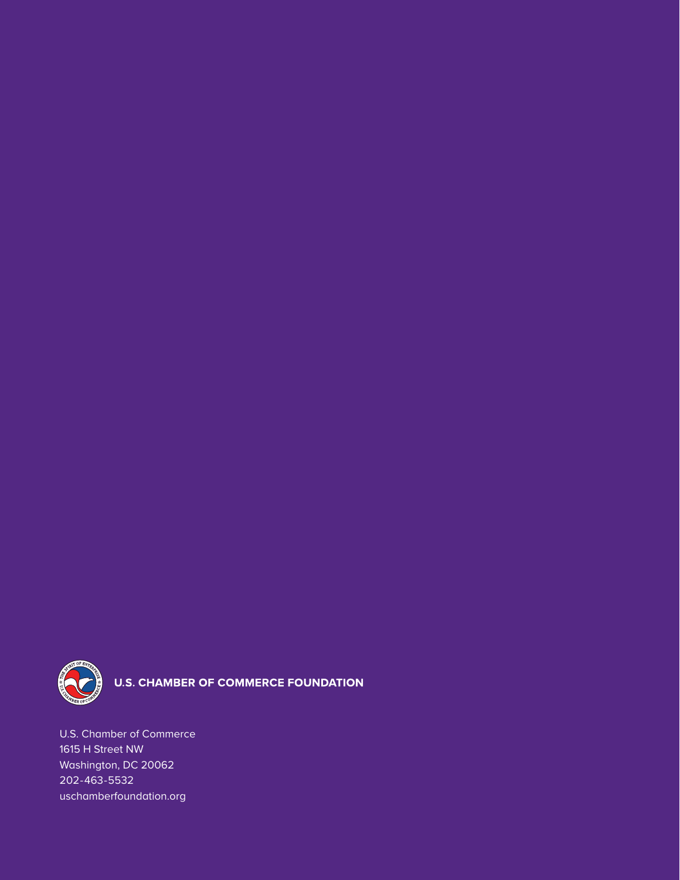**U.S. CHAMBER OF COMMERCE FOUNDATION**

U.S. Chamber of Commerce
1615 H Street NW
Washington, DC 20062
202-463-5532
uschamberfoundation.org